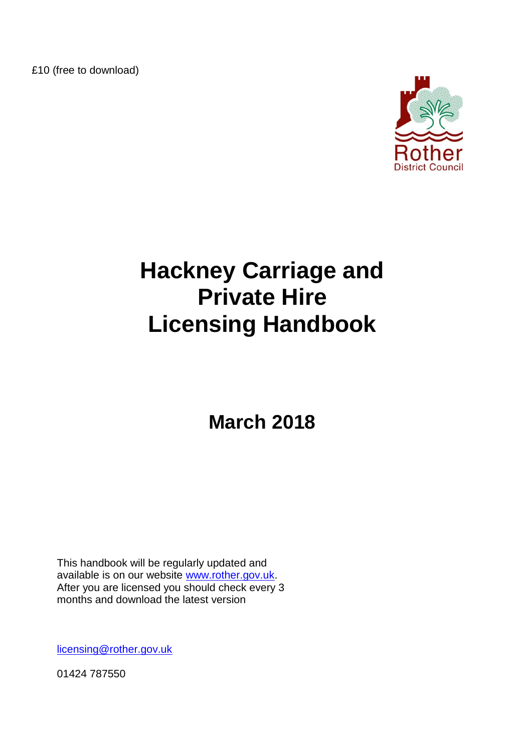£10 (free to download)

Rother
District Council

# Hackney Carriage and Private Hire Licensing Handbook

## March 2018

This handbook will be regularly updated and available is on our website www.rother.gov.uk. After you are licensed you should check every 3 months and download the latest version

licensing@rother.gov.uk

01424 787550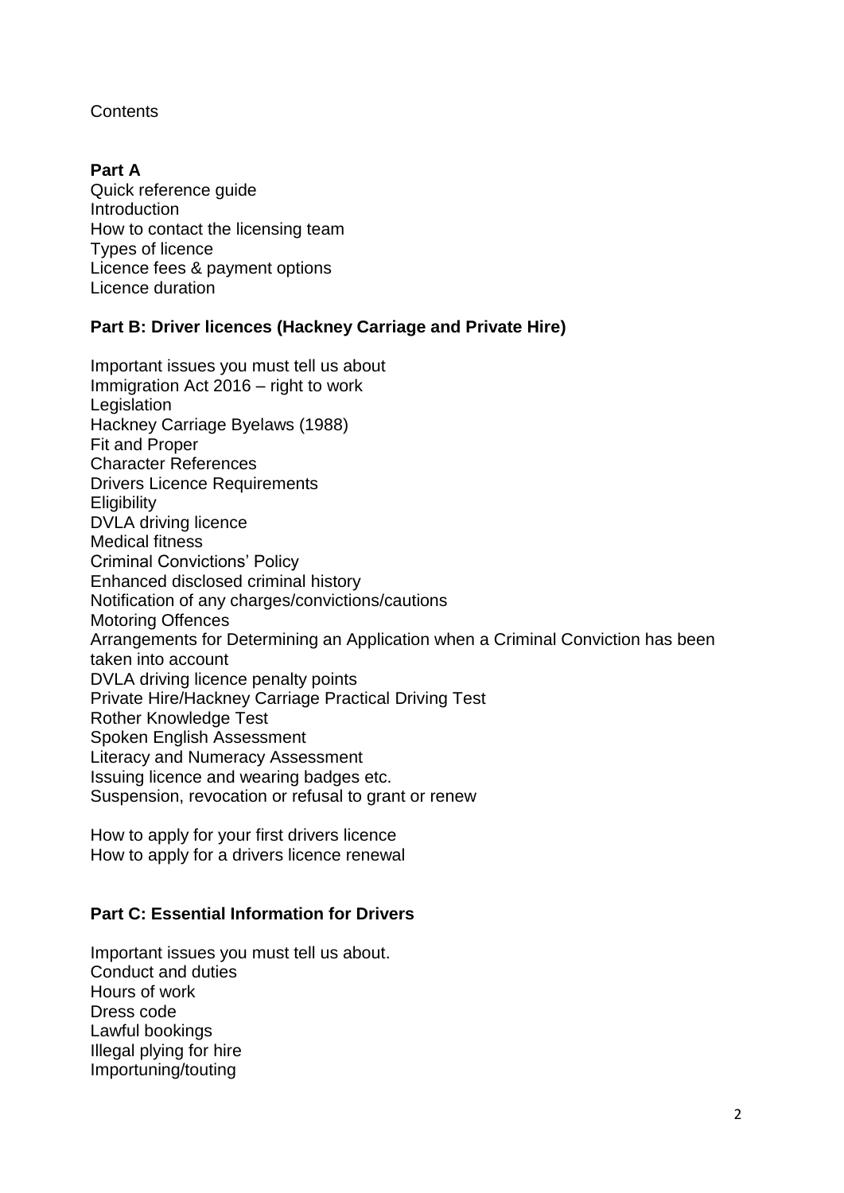Contents

**Part A**

Quick reference guide
Introduction
How to contact the licensing team
Types of licence
Licence fees & payment options
Licence duration

**Part B: Driver licences (Hackney Carriage and Private Hire)**

Important issues you must tell us about
Immigration Act 2016 – right to work
Legislation
Hackney Carriage Byelaws (1988)
Fit and Proper
Character References
Drivers Licence Requirements
Eligibility
DVLA driving licence
Medical fitness
Criminal Convictions' Policy
Enhanced disclosed criminal history
Notification of any charges/convictions/cautions
Motoring Offences
Arrangements for Determining an Application when a Criminal Conviction has been taken into account
DVLA driving licence penalty points
Private Hire/Hackney Carriage Practical Driving Test
Rother Knowledge Test
Spoken English Assessment
Literacy and Numeracy Assessment
Issuing licence and wearing badges etc.
Suspension, revocation or refusal to grant or renew

How to apply for your first drivers licence
How to apply for a drivers licence renewal

**Part C: Essential Information for Drivers**

Important issues you must tell us about.
Conduct and duties
Hours of work
Dress code
Lawful bookings
Illegal plying for hire
Importuning/touting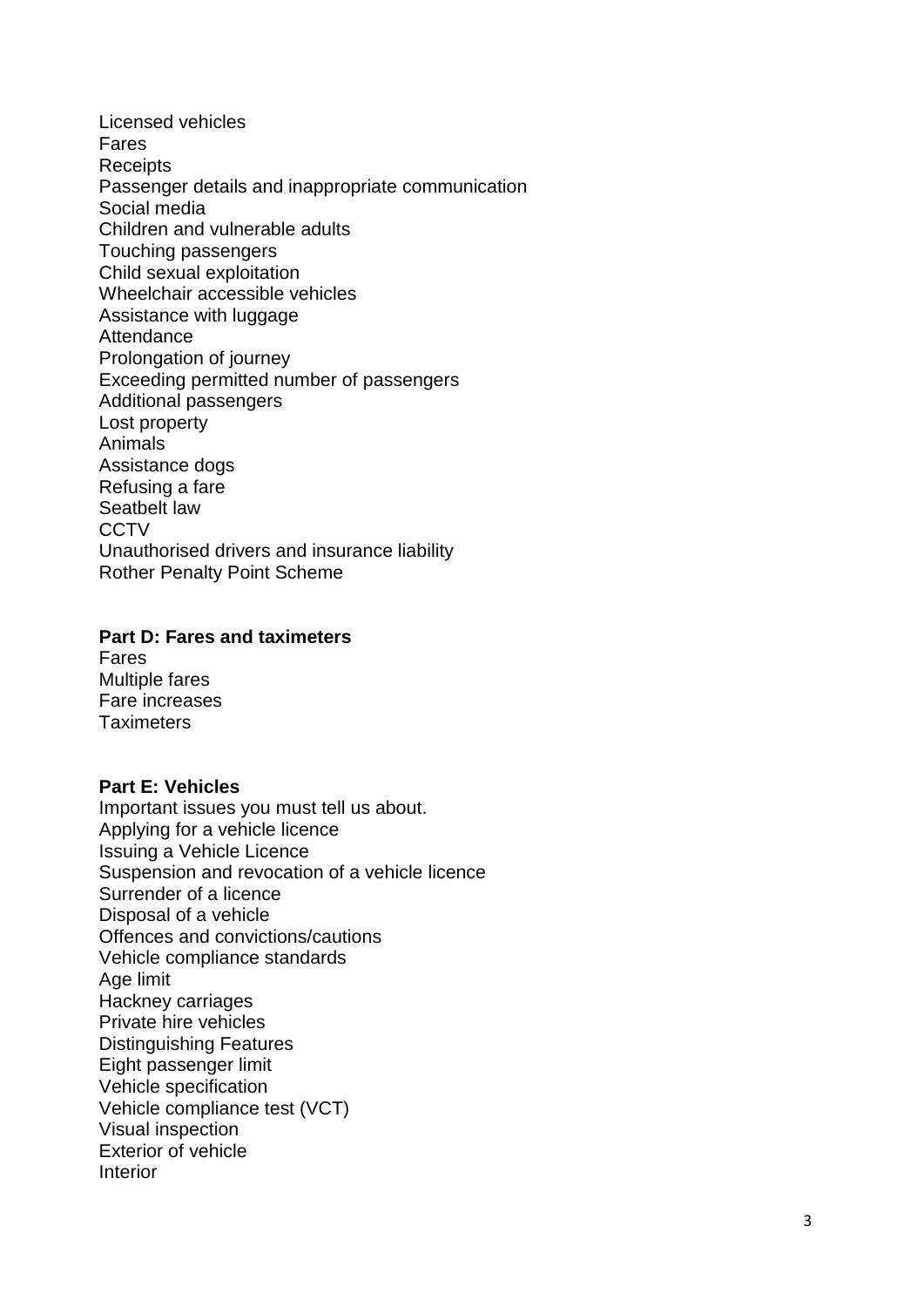Licensed vehicles
Fares
Receipts
Passenger details and inappropriate communication
Social media
Children and vulnerable adults
Touching passengers
Child sexual exploitation
Wheelchair accessible vehicles
Assistance with luggage
Attendance
Prolongation of journey
Exceeding permitted number of passengers
Additional passengers
Lost property
Animals
Assistance dogs
Refusing a fare
Seatbelt law
CCTV
Unauthorised drivers and insurance liability
Rother Penalty Point Scheme

**Part D: Fares and taximeters**
Fares
Multiple fares
Fare increases
Taximeters

**Part E: Vehicles**
Important issues you must tell us about.
Applying for a vehicle licence
Issuing a Vehicle Licence
Suspension and revocation of a vehicle licence
Surrender of a licence
Disposal of a vehicle
Offences and convictions/cautions
Vehicle compliance standards
Age limit
Hackney carriages
Private hire vehicles
Distinguishing Features
Eight passenger limit
Vehicle specification
Vehicle compliance test (VCT)
Visual inspection
Exterior of vehicle
Interior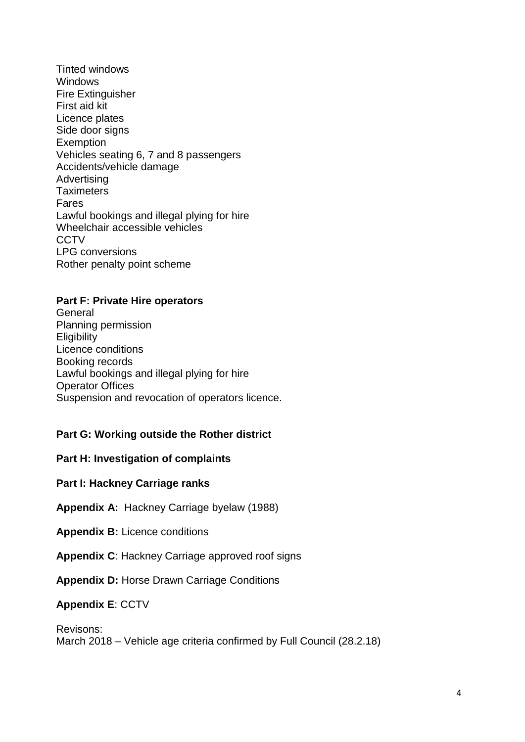Tinted windows
Windows
Fire Extinguisher
First aid kit
Licence plates
Side door signs
Exemption
Vehicles seating 6, 7 and 8 passengers
Accidents/vehicle damage
Advertising
Taximeters
Fares
Lawful bookings and illegal plying for hire
Wheelchair accessible vehicles
CCTV
LPG conversions
Rother penalty point scheme

**Part F: Private Hire operators**
General
Planning permission
Eligibility
Licence conditions
Booking records
Lawful bookings and illegal plying for hire
Operator Offices
Suspension and revocation of operators licence.

**Part G: Working outside the Rother district**

**Part H: Investigation of complaints**

**Part I: Hackney Carriage ranks**

**Appendix A:** Hackney Carriage byelaw (1988)

**Appendix B:** Licence conditions

**Appendix C**: Hackney Carriage approved roof signs

**Appendix D:** Horse Drawn Carriage Conditions

**Appendix E**: CCTV

Revisons:
March 2018 – Vehicle age criteria confirmed by Full Council (28.2.18)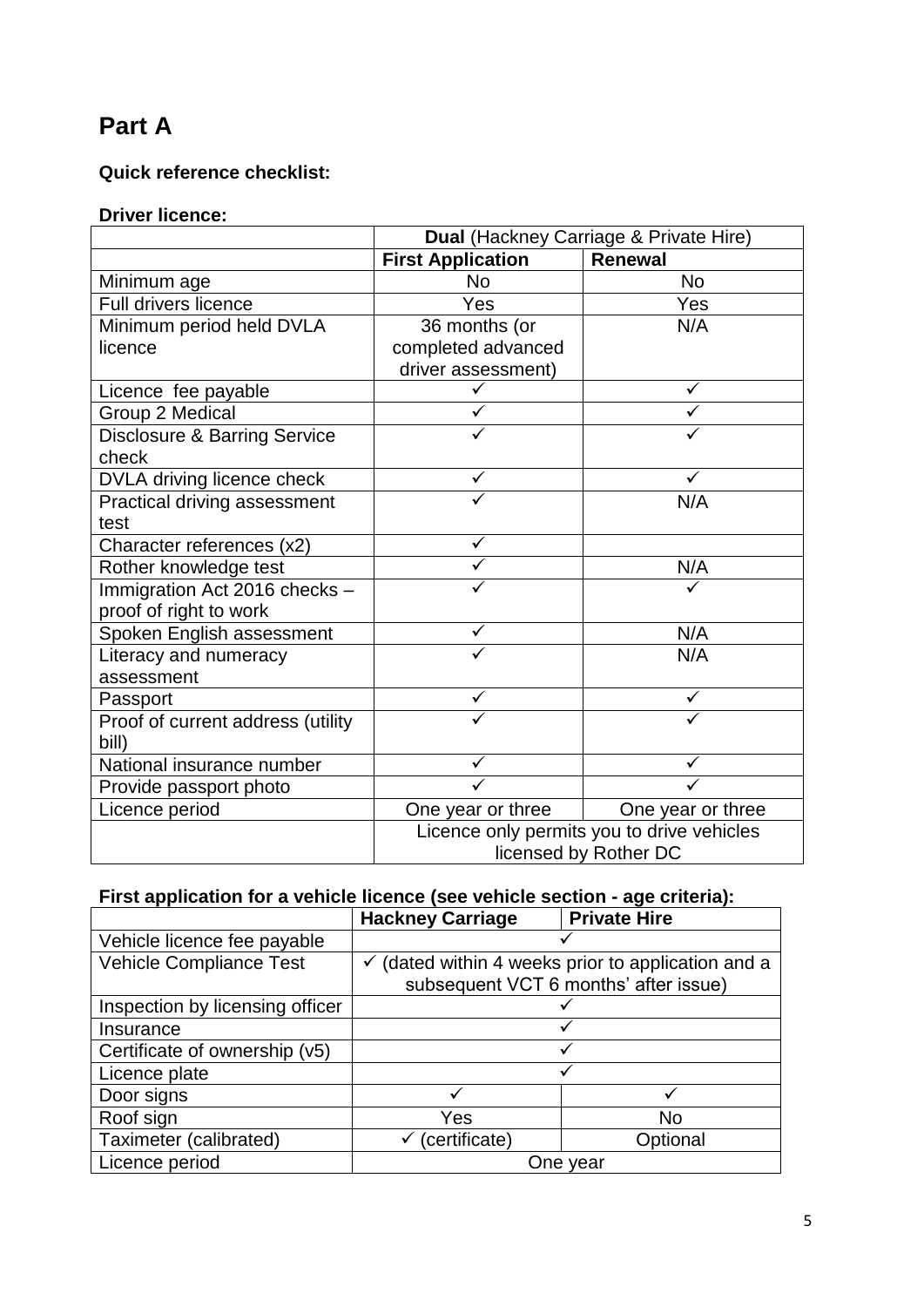# Part A

**Quick reference checklist:**

**Driver licence:**

| | **Dual** (Hackney Carriage & Private Hire) | |
|---|---|---|
| | **First Application** | **Renewal** |
| Minimum age | No | No |
| Full drivers licence | Yes | Yes |
| Minimum period held DVLA licence | 36 months (or completed advanced driver assessment) | N/A |
| Licence fee payable | ✓ | ✓ |
| Group 2 Medical | ✓ | ✓ |
| Disclosure & Barring Service check | ✓ | ✓ |
| DVLA driving licence check | ✓ | ✓ |
| Practical driving assessment test | ✓ | N/A |
| Character references (x2) | ✓ | |
| Rother knowledge test | ✓ | N/A |
| Immigration Act 2016 checks – proof of right to work | ✓ | ✓ |
| Spoken English assessment | ✓ | N/A |
| Literacy and numeracy assessment | ✓ | N/A |
| Passport | ✓ | ✓ |
| Proof of current address (utility bill) | ✓ | ✓ |
| National insurance number | ✓ | ✓ |
| Provide passport photo | ✓ | ✓ |
| Licence period | One year or three | One year or three |
| | Licence only permits you to drive vehicles licensed by Rother DC | |

**First application for a vehicle licence (see vehicle section - age criteria):**

| | **Hackney Carriage** | **Private Hire** |
|---|---|---|
| Vehicle licence fee payable | ✓ | |
| Vehicle Compliance Test | ✓ (dated within 4 weeks prior to application and a subsequent VCT 6 months' after issue) | |
| Inspection by licensing officer | ✓ | |
| Insurance | ✓ | |
| Certificate of ownership (v5) | ✓ | |
| Licence plate | ✓ | |
| Door signs | ✓ | ✓ |
| Roof sign | Yes | No |
| Taximeter (calibrated) | ✓ (certificate) | Optional |
| Licence period | One year | |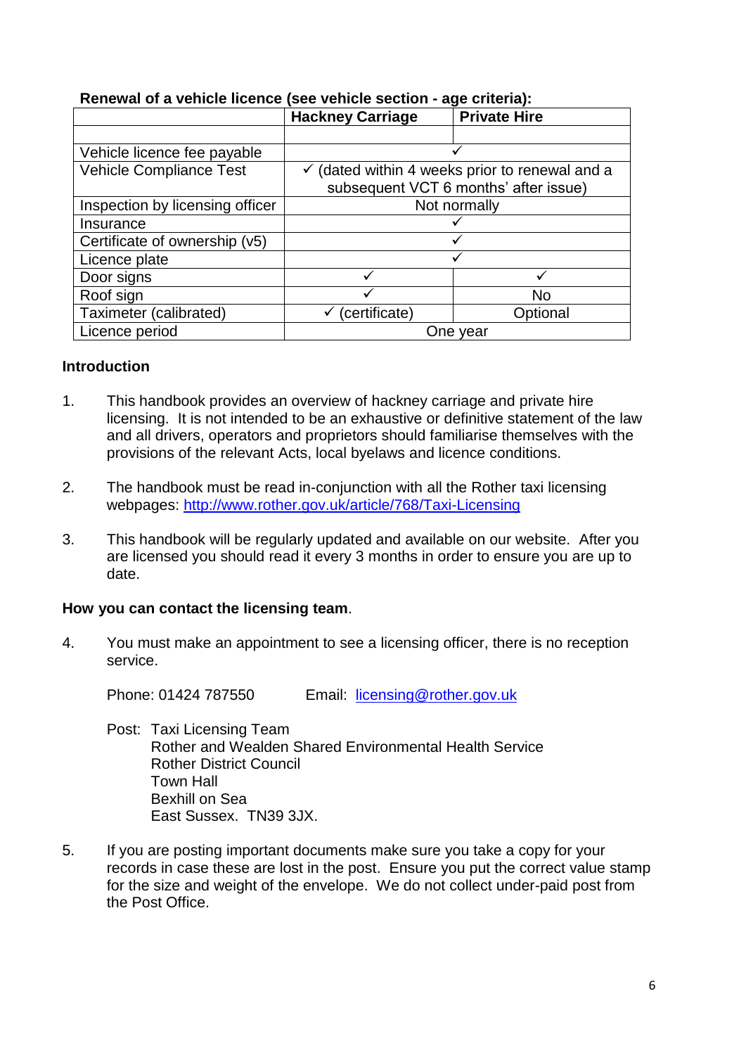**Renewal of a vehicle licence (see vehicle section - age criteria):**

| | Hackney Carriage | Private Hire |
|---|---|---|
| | | |
| Vehicle licence fee payable | ✓ | |
| Vehicle Compliance Test | ✓ (dated within 4 weeks prior to renewal and a subsequent VCT 6 months' after issue) | |
| Inspection by licensing officer | Not normally | |
| Insurance | ✓ | |
| Certificate of ownership (v5) | ✓ | |
| Licence plate | ✓ | |
| Door signs | ✓ | ✓ |
| Roof sign | ✓ | No |
| Taximeter (calibrated) | ✓ (certificate) | Optional |
| Licence period | One year | |

**Introduction**

1. This handbook provides an overview of hackney carriage and private hire licensing. It is not intended to be an exhaustive or definitive statement of the law and all drivers, operators and proprietors should familiarise themselves with the provisions of the relevant Acts, local byelaws and licence conditions.

2. The handbook must be read in-conjunction with all the Rother taxi licensing webpages: http://www.rother.gov.uk/article/768/Taxi-Licensing

3. This handbook will be regularly updated and available on our website. After you are licensed you should read it every 3 months in order to ensure you are up to date.

**How you can contact the licensing team**.

4. You must make an appointment to see a licensing officer, there is no reception service.

   Phone: 01424 787550 Email: licensing@rother.gov.uk

   Post: Taxi Licensing Team
   Rother and Wealden Shared Environmental Health Service
   Rother District Council
   Town Hall
   Bexhill on Sea
   East Sussex. TN39 3JX.

5. If you are posting important documents make sure you take a copy for your records in case these are lost in the post. Ensure you put the correct value stamp for the size and weight of the envelope. We do not collect under-paid post from the Post Office.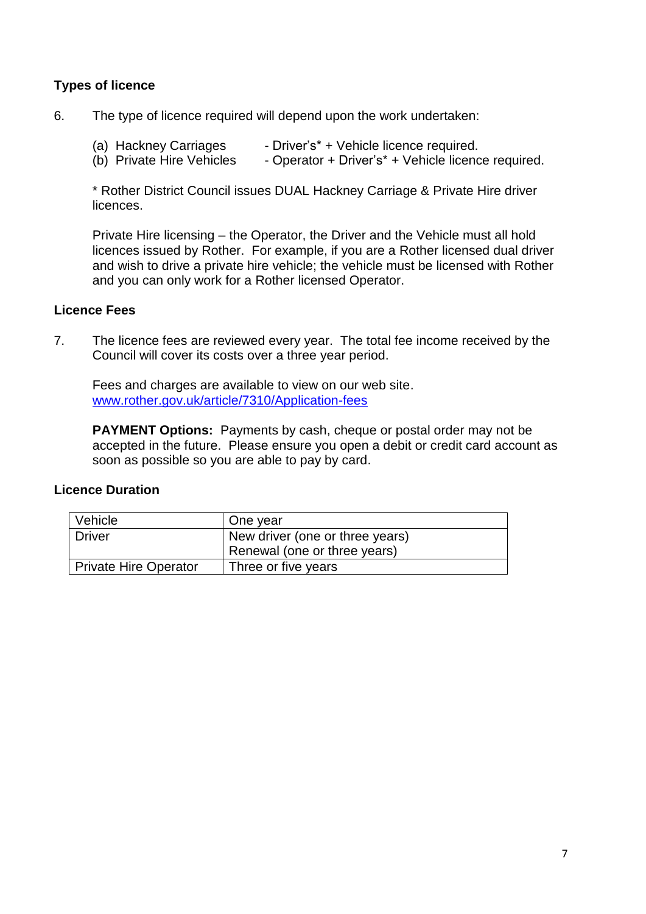### Types of licence

6. The type of licence required will depend upon the work undertaken:

   (a) Hackney Carriages - Driver's* + Vehicle licence required.
   (b) Private Hire Vehicles - Operator + Driver's* + Vehicle licence required.

   * Rother District Council issues DUAL Hackney Carriage & Private Hire driver licences.

   Private Hire licensing – the Operator, the Driver and the Vehicle must all hold licences issued by Rother. For example, if you are a Rother licensed dual driver and wish to drive a private hire vehicle; the vehicle must be licensed with Rother and you can only work for a Rother licensed Operator.

### Licence Fees

7. The licence fees are reviewed every year. The total fee income received by the Council will cover its costs over a three year period.

   Fees and charges are available to view on our web site. [www.rother.gov.uk/article/7310/Application-fees](http://www.rother.gov.uk/article/7310/Application-fees)

   **PAYMENT Options:** Payments by cash, cheque or postal order may not be accepted in the future. Please ensure you open a debit or credit card account as soon as possible so you are able to pay by card.

### Licence Duration

| | |
|---|---|
| Vehicle | One year |
| Driver | New driver (one or three years)<br>Renewal (one or three years) |
| Private Hire Operator | Three or five years |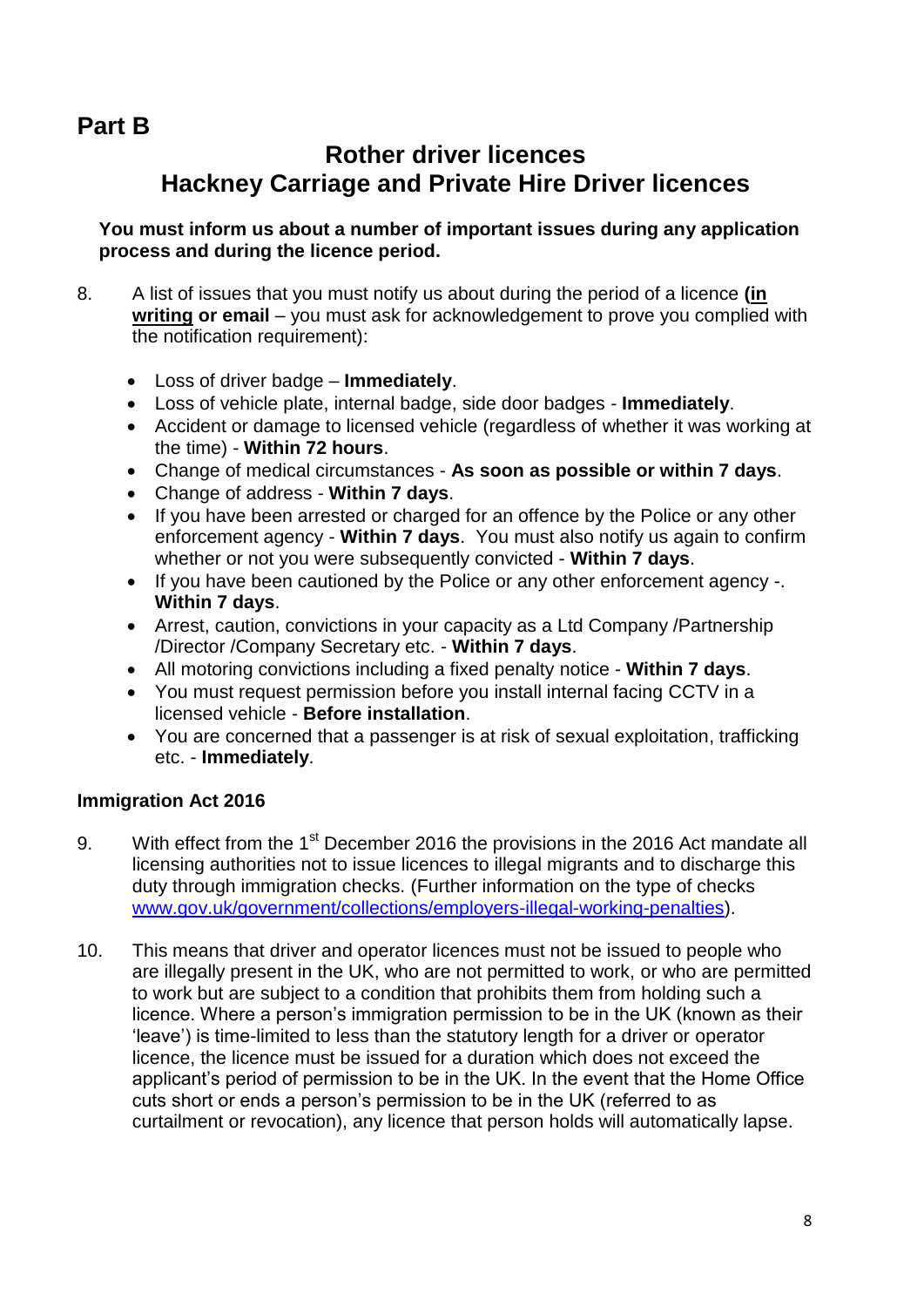## Part B

# Rother driver licences
# Hackney Carriage and Private Hire Driver licences

**You must inform us about a number of important issues during any application process and during the licence period.**

8. A list of issues that you must notify us about during the period of a licence **(in writing or email** – you must ask for acknowledgement to prove you complied with the notification requirement):

   - Loss of driver badge – **Immediately**.
   - Loss of vehicle plate, internal badge, side door badges - **Immediately**.
   - Accident or damage to licensed vehicle (regardless of whether it was working at the time) - **Within 72 hours**.
   - Change of medical circumstances - **As soon as possible or within 7 days**.
   - Change of address - **Within 7 days**.
   - If you have been arrested or charged for an offence by the Police or any other enforcement agency - **Within 7 days**. You must also notify us again to confirm whether or not you were subsequently convicted - **Within 7 days**.
   - If you have been cautioned by the Police or any other enforcement agency -. **Within 7 days**.
   - Arrest, caution, convictions in your capacity as a Ltd Company /Partnership /Director /Company Secretary etc. - **Within 7 days**.
   - All motoring convictions including a fixed penalty notice - **Within 7 days**.
   - You must request permission before you install internal facing CCTV in a licensed vehicle - **Before installation**.
   - You are concerned that a passenger is at risk of sexual exploitation, trafficking etc. - **Immediately**.

### Immigration Act 2016

9. With effect from the 1st December 2016 the provisions in the 2016 Act mandate all licensing authorities not to issue licences to illegal migrants and to discharge this duty through immigration checks. (Further information on the type of checks www.gov.uk/government/collections/employers-illegal-working-penalties).

10. This means that driver and operator licences must not be issued to people who are illegally present in the UK, who are not permitted to work, or who are permitted to work but are subject to a condition that prohibits them from holding such a licence. Where a person's immigration permission to be in the UK (known as their 'leave') is time-limited to less than the statutory length for a driver or operator licence, the licence must be issued for a duration which does not exceed the applicant's period of permission to be in the UK. In the event that the Home Office cuts short or ends a person's permission to be in the UK (referred to as curtailment or revocation), any licence that person holds will automatically lapse.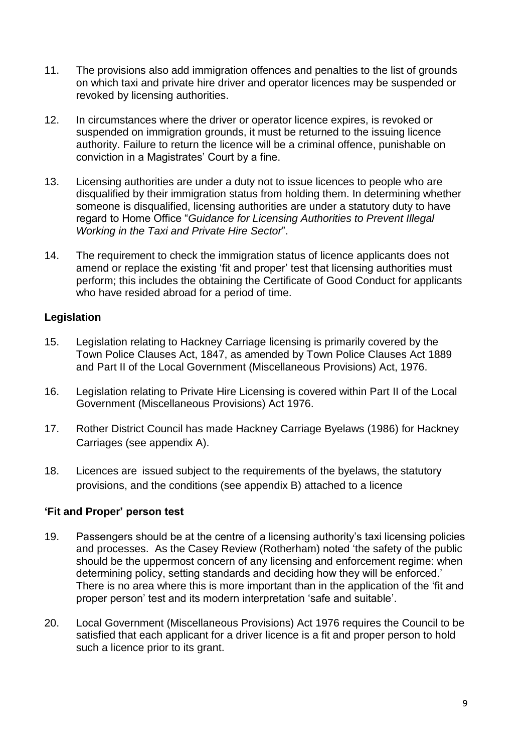11. The provisions also add immigration offences and penalties to the list of grounds on which taxi and private hire driver and operator licences may be suspended or revoked by licensing authorities.

12. In circumstances where the driver or operator licence expires, is revoked or suspended on immigration grounds, it must be returned to the issuing licence authority. Failure to return the licence will be a criminal offence, punishable on conviction in a Magistrates' Court by a fine.

13. Licensing authorities are under a duty not to issue licences to people who are disqualified by their immigration status from holding them. In determining whether someone is disqualified, licensing authorities are under a statutory duty to have regard to Home Office "*Guidance for Licensing Authorities to Prevent Illegal Working in the Taxi and Private Hire Sector*".

14. The requirement to check the immigration status of licence applicants does not amend or replace the existing 'fit and proper' test that licensing authorities must perform; this includes the obtaining the Certificate of Good Conduct for applicants who have resided abroad for a period of time.

**Legislation**

15. Legislation relating to Hackney Carriage licensing is primarily covered by the Town Police Clauses Act, 1847, as amended by Town Police Clauses Act 1889 and Part II of the Local Government (Miscellaneous Provisions) Act, 1976.

16. Legislation relating to Private Hire Licensing is covered within Part II of the Local Government (Miscellaneous Provisions) Act 1976.

17. Rother District Council has made Hackney Carriage Byelaws (1986) for Hackney Carriages (see appendix A).

18. Licences are issued subject to the requirements of the byelaws, the statutory provisions, and the conditions (see appendix B) attached to a licence

**'Fit and Proper' person test**

19. Passengers should be at the centre of a licensing authority's taxi licensing policies and processes. As the Casey Review (Rotherham) noted 'the safety of the public should be the uppermost concern of any licensing and enforcement regime: when determining policy, setting standards and deciding how they will be enforced.' There is no area where this is more important than in the application of the 'fit and proper person' test and its modern interpretation 'safe and suitable'.

20. Local Government (Miscellaneous Provisions) Act 1976 requires the Council to be satisfied that each applicant for a driver licence is a fit and proper person to hold such a licence prior to its grant.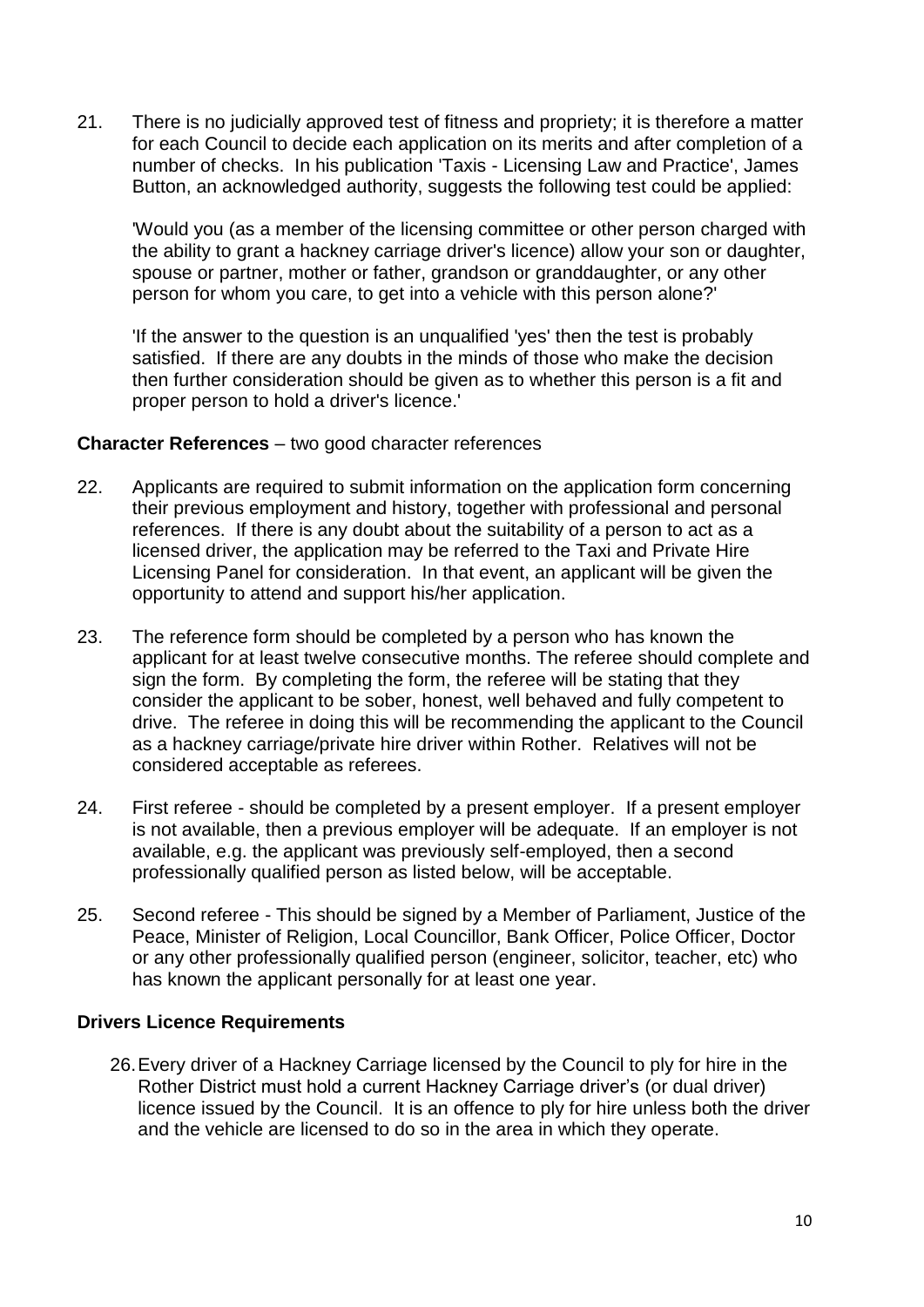21. There is no judicially approved test of fitness and propriety; it is therefore a matter for each Council to decide each application on its merits and after completion of a number of checks. In his publication 'Taxis - Licensing Law and Practice', James Button, an acknowledged authority, suggests the following test could be applied:

    'Would you (as a member of the licensing committee or other person charged with the ability to grant a hackney carriage driver's licence) allow your son or daughter, spouse or partner, mother or father, grandson or granddaughter, or any other person for whom you care, to get into a vehicle with this person alone?'

    'If the answer to the question is an unqualified 'yes' then the test is probably satisfied. If there are any doubts in the minds of those who make the decision then further consideration should be given as to whether this person is a fit and proper person to hold a driver's licence.'

**Character References** – two good character references

22. Applicants are required to submit information on the application form concerning their previous employment and history, together with professional and personal references. If there is any doubt about the suitability of a person to act as a licensed driver, the application may be referred to the Taxi and Private Hire Licensing Panel for consideration. In that event, an applicant will be given the opportunity to attend and support his/her application.

23. The reference form should be completed by a person who has known the applicant for at least twelve consecutive months. The referee should complete and sign the form. By completing the form, the referee will be stating that they consider the applicant to be sober, honest, well behaved and fully competent to drive. The referee in doing this will be recommending the applicant to the Council as a hackney carriage/private hire driver within Rother. Relatives will not be considered acceptable as referees.

24. First referee - should be completed by a present employer. If a present employer is not available, then a previous employer will be adequate. If an employer is not available, e.g. the applicant was previously self-employed, then a second professionally qualified person as listed below, will be acceptable.

25. Second referee - This should be signed by a Member of Parliament, Justice of the Peace, Minister of Religion, Local Councillor, Bank Officer, Police Officer, Doctor or any other professionally qualified person (engineer, solicitor, teacher, etc) who has known the applicant personally for at least one year.

**Drivers Licence Requirements**

26. Every driver of a Hackney Carriage licensed by the Council to ply for hire in the Rother District must hold a current Hackney Carriage driver's (or dual driver) licence issued by the Council. It is an offence to ply for hire unless both the driver and the vehicle are licensed to do so in the area in which they operate.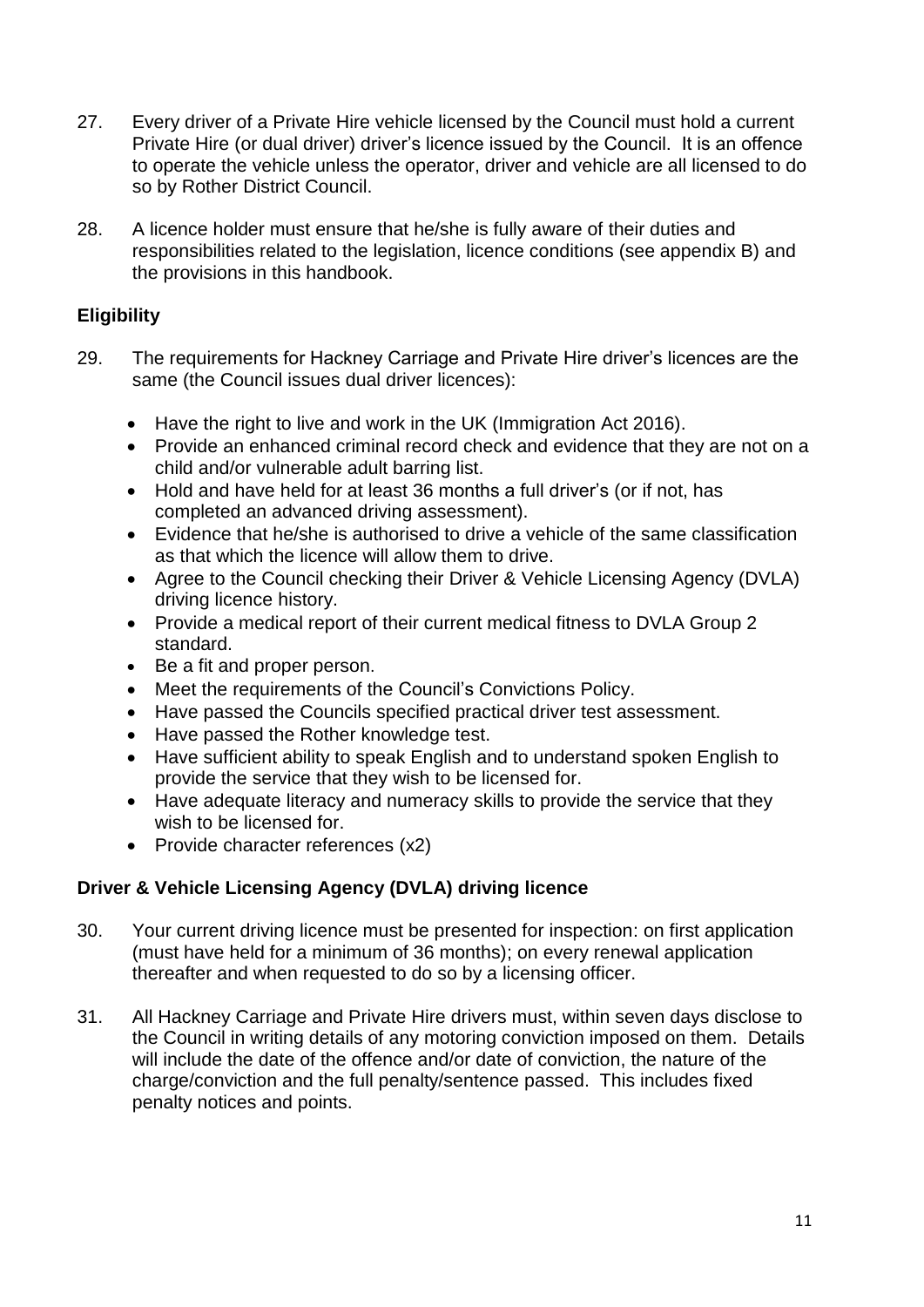27. Every driver of a Private Hire vehicle licensed by the Council must hold a current Private Hire (or dual driver) driver's licence issued by the Council. It is an offence to operate the vehicle unless the operator, driver and vehicle are all licensed to do so by Rother District Council.

28. A licence holder must ensure that he/she is fully aware of their duties and responsibilities related to the legislation, licence conditions (see appendix B) and the provisions in this handbook.

### Eligibility

29. The requirements for Hackney Carriage and Private Hire driver's licences are the same (the Council issues dual driver licences):

    - Have the right to live and work in the UK (Immigration Act 2016).
    - Provide an enhanced criminal record check and evidence that they are not on a child and/or vulnerable adult barring list.
    - Hold and have held for at least 36 months a full driver's (or if not, has completed an advanced driving assessment).
    - Evidence that he/she is authorised to drive a vehicle of the same classification as that which the licence will allow them to drive.
    - Agree to the Council checking their Driver & Vehicle Licensing Agency (DVLA) driving licence history.
    - Provide a medical report of their current medical fitness to DVLA Group 2 standard.
    - Be a fit and proper person.
    - Meet the requirements of the Council's Convictions Policy.
    - Have passed the Councils specified practical driver test assessment.
    - Have passed the Rother knowledge test.
    - Have sufficient ability to speak English and to understand spoken English to provide the service that they wish to be licensed for.
    - Have adequate literacy and numeracy skills to provide the service that they wish to be licensed for.
    - Provide character references (x2)

### Driver & Vehicle Licensing Agency (DVLA) driving licence

30. Your current driving licence must be presented for inspection: on first application (must have held for a minimum of 36 months); on every renewal application thereafter and when requested to do so by a licensing officer.

31. All Hackney Carriage and Private Hire drivers must, within seven days disclose to the Council in writing details of any motoring conviction imposed on them. Details will include the date of the offence and/or date of conviction, the nature of the charge/conviction and the full penalty/sentence passed. This includes fixed penalty notices and points.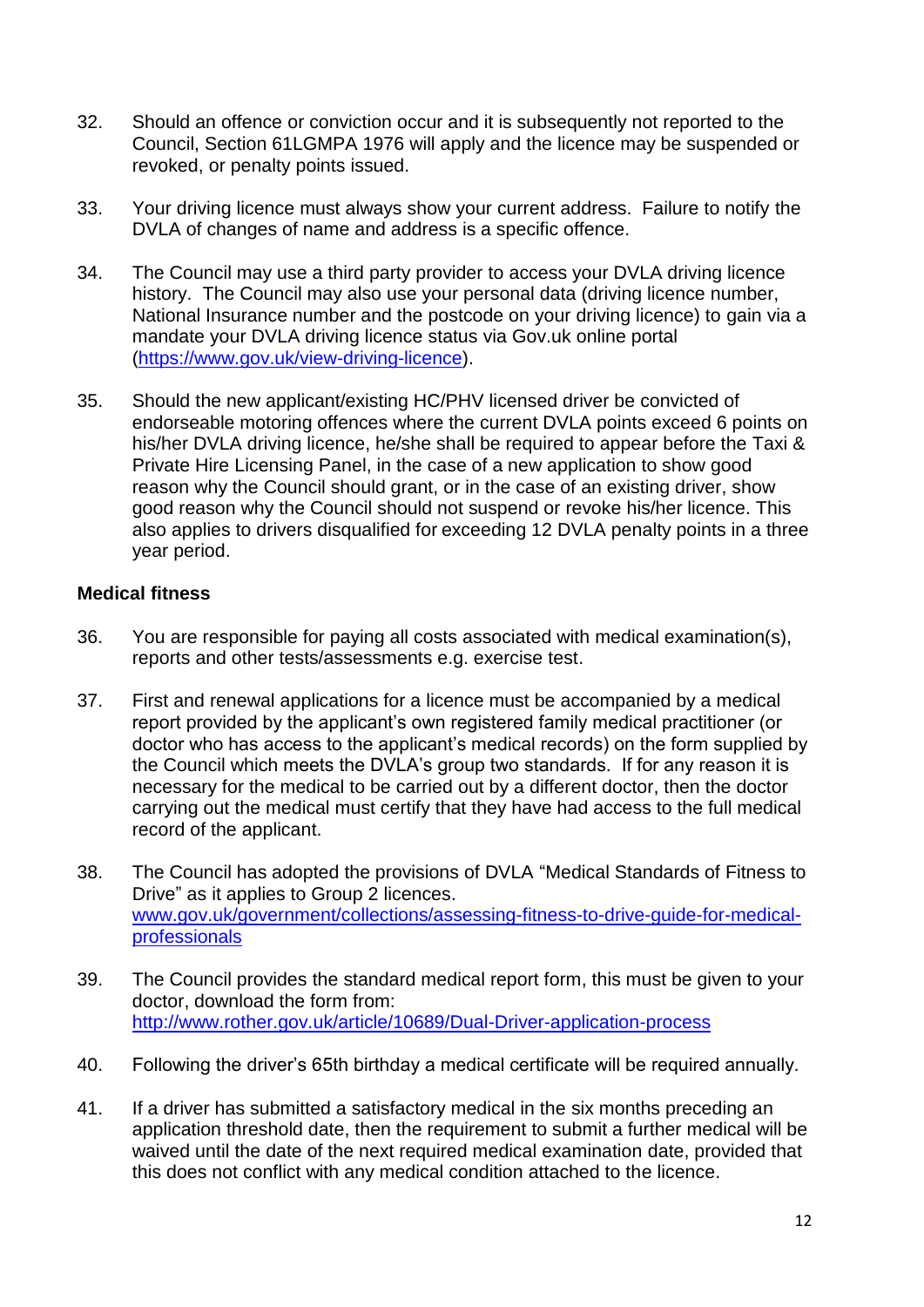32. Should an offence or conviction occur and it is subsequently not reported to the Council, Section 61LGMPA 1976 will apply and the licence may be suspended or revoked, or penalty points issued.

33. Your driving licence must always show your current address. Failure to notify the DVLA of changes of name and address is a specific offence.

34. The Council may use a third party provider to access your DVLA driving licence history. The Council may also use your personal data (driving licence number, National Insurance number and the postcode on your driving licence) to gain via a mandate your DVLA driving licence status via Gov.uk online portal ([https://www.gov.uk/view-driving-licence](https://www.gov.uk/view-driving-licence)).

35. Should the new applicant/existing HC/PHV licensed driver be convicted of endorseable motoring offences where the current DVLA points exceed 6 points on his/her DVLA driving licence, he/she shall be required to appear before the Taxi & Private Hire Licensing Panel, in the case of a new application to show good reason why the Council should grant, or in the case of an existing driver, show good reason why the Council should not suspend or revoke his/her licence. This also applies to drivers disqualified for exceeding 12 DVLA penalty points in a three year period.

**Medical fitness**

36. You are responsible for paying all costs associated with medical examination(s), reports and other tests/assessments e.g. exercise test.

37. First and renewal applications for a licence must be accompanied by a medical report provided by the applicant's own registered family medical practitioner (or doctor who has access to the applicant's medical records) on the form supplied by the Council which meets the DVLA's group two standards. If for any reason it is necessary for the medical to be carried out by a different doctor, then the doctor carrying out the medical must certify that they have had access to the full medical record of the applicant.

38. The Council has adopted the provisions of DVLA "Medical Standards of Fitness to Drive" as it applies to Group 2 licences. [www.gov.uk/government/collections/assessing-fitness-to-drive-guide-for-medical-professionals](www.gov.uk/government/collections/assessing-fitness-to-drive-guide-for-medical-professionals)

39. The Council provides the standard medical report form, this must be given to your doctor, download the form from: [http://www.rother.gov.uk/article/10689/Dual-Driver-application-process](http://www.rother.gov.uk/article/10689/Dual-Driver-application-process)

40. Following the driver's 65th birthday a medical certificate will be required annually.

41. If a driver has submitted a satisfactory medical in the six months preceding an application threshold date, then the requirement to submit a further medical will be waived until the date of the next required medical examination date, provided that this does not conflict with any medical condition attached to the licence.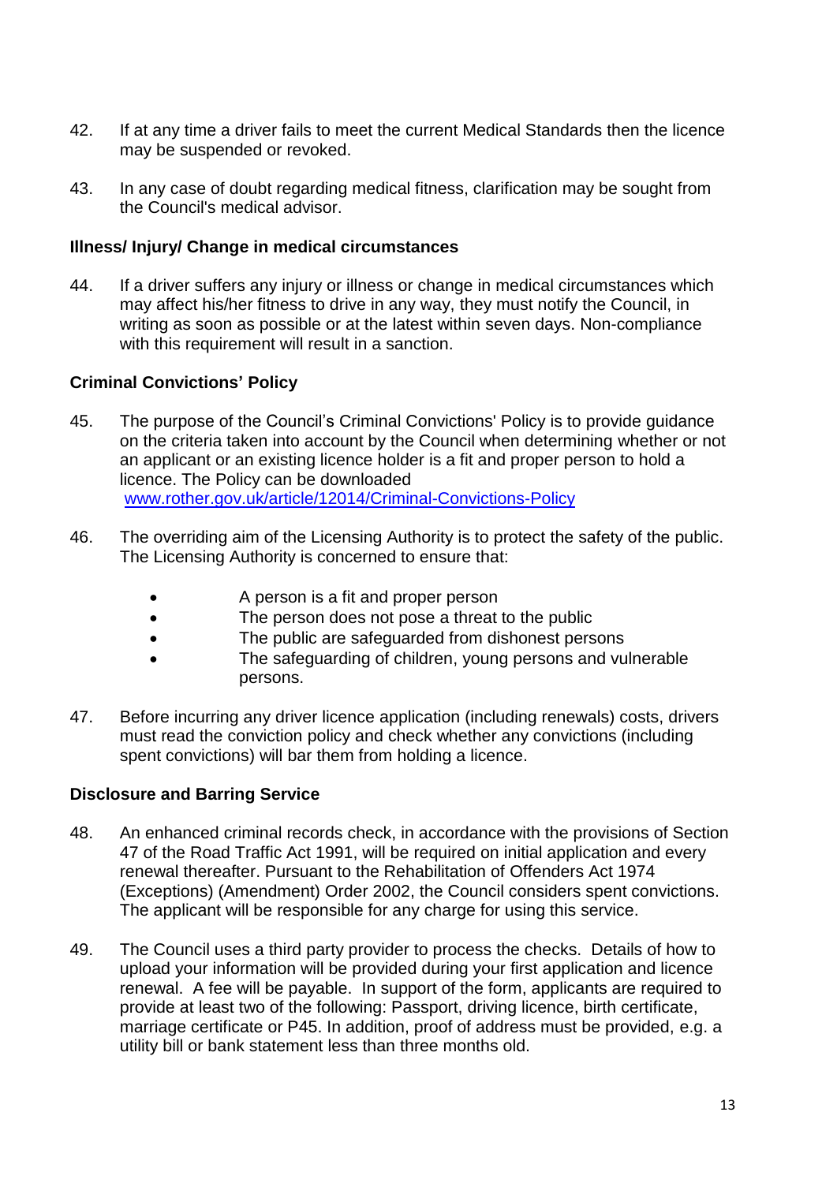42. If at any time a driver fails to meet the current Medical Standards then the licence may be suspended or revoked.

43. In any case of doubt regarding medical fitness, clarification may be sought from the Council's medical advisor.

### Illness/ Injury/ Change in medical circumstances

44. If a driver suffers any injury or illness or change in medical circumstances which may affect his/her fitness to drive in any way, they must notify the Council, in writing as soon as possible or at the latest within seven days. Non-compliance with this requirement will result in a sanction.

### Criminal Convictions' Policy

45. The purpose of the Council's Criminal Convictions' Policy is to provide guidance on the criteria taken into account by the Council when determining whether or not an applicant or an existing licence holder is a fit and proper person to hold a licence. The Policy can be downloaded [www.rother.gov.uk/article/12014/Criminal-Convictions-Policy](www.rother.gov.uk/article/12014/Criminal-Convictions-Policy)

46. The overriding aim of the Licensing Authority is to protect the safety of the public. The Licensing Authority is concerned to ensure that:

    - A person is a fit and proper person
    - The person does not pose a threat to the public
    - The public are safeguarded from dishonest persons
    - The safeguarding of children, young persons and vulnerable persons.

47. Before incurring any driver licence application (including renewals) costs, drivers must read the conviction policy and check whether any convictions (including spent convictions) will bar them from holding a licence.

### Disclosure and Barring Service

48. An enhanced criminal records check, in accordance with the provisions of Section 47 of the Road Traffic Act 1991, will be required on initial application and every renewal thereafter. Pursuant to the Rehabilitation of Offenders Act 1974 (Exceptions) (Amendment) Order 2002, the Council considers spent convictions. The applicant will be responsible for any charge for using this service.

49. The Council uses a third party provider to process the checks. Details of how to upload your information will be provided during your first application and licence renewal. A fee will be payable. In support of the form, applicants are required to provide at least two of the following: Passport, driving licence, birth certificate, marriage certificate or P45. In addition, proof of address must be provided, e.g. a utility bill or bank statement less than three months old.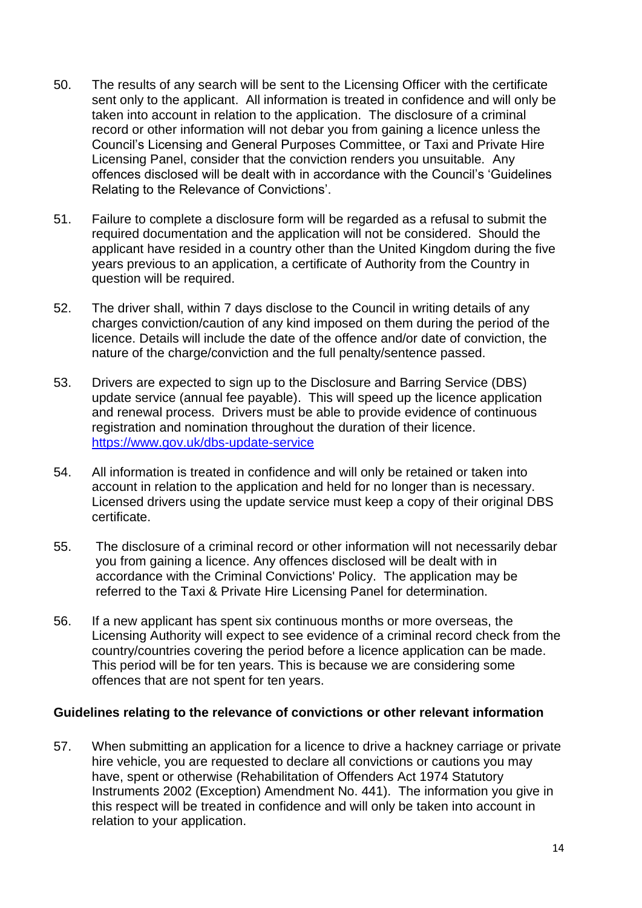50. The results of any search will be sent to the Licensing Officer with the certificate sent only to the applicant. All information is treated in confidence and will only be taken into account in relation to the application. The disclosure of a criminal record or other information will not debar you from gaining a licence unless the Council's Licensing and General Purposes Committee, or Taxi and Private Hire Licensing Panel, consider that the conviction renders you unsuitable. Any offences disclosed will be dealt with in accordance with the Council's 'Guidelines Relating to the Relevance of Convictions'.

51. Failure to complete a disclosure form will be regarded as a refusal to submit the required documentation and the application will not be considered. Should the applicant have resided in a country other than the United Kingdom during the five years previous to an application, a certificate of Authority from the Country in question will be required.

52. The driver shall, within 7 days disclose to the Council in writing details of any charges conviction/caution of any kind imposed on them during the period of the licence. Details will include the date of the offence and/or date of conviction, the nature of the charge/conviction and the full penalty/sentence passed.

53. Drivers are expected to sign up to the Disclosure and Barring Service (DBS) update service (annual fee payable). This will speed up the licence application and renewal process. Drivers must be able to provide evidence of continuous registration and nomination throughout the duration of their licence. https://www.gov.uk/dbs-update-service

54. All information is treated in confidence and will only be retained or taken into account in relation to the application and held for no longer than is necessary. Licensed drivers using the update service must keep a copy of their original DBS certificate.

55. The disclosure of a criminal record or other information will not necessarily debar you from gaining a licence. Any offences disclosed will be dealt with in accordance with the Criminal Convictions' Policy. The application may be referred to the Taxi & Private Hire Licensing Panel for determination.

56. If a new applicant has spent six continuous months or more overseas, the Licensing Authority will expect to see evidence of a criminal record check from the country/countries covering the period before a licence application can be made. This period will be for ten years. This is because we are considering some offences that are not spent for ten years.

**Guidelines relating to the relevance of convictions or other relevant information**

57. When submitting an application for a licence to drive a hackney carriage or private hire vehicle, you are requested to declare all convictions or cautions you may have, spent or otherwise (Rehabilitation of Offenders Act 1974 Statutory Instruments 2002 (Exception) Amendment No. 441). The information you give in this respect will be treated in confidence and will only be taken into account in relation to your application.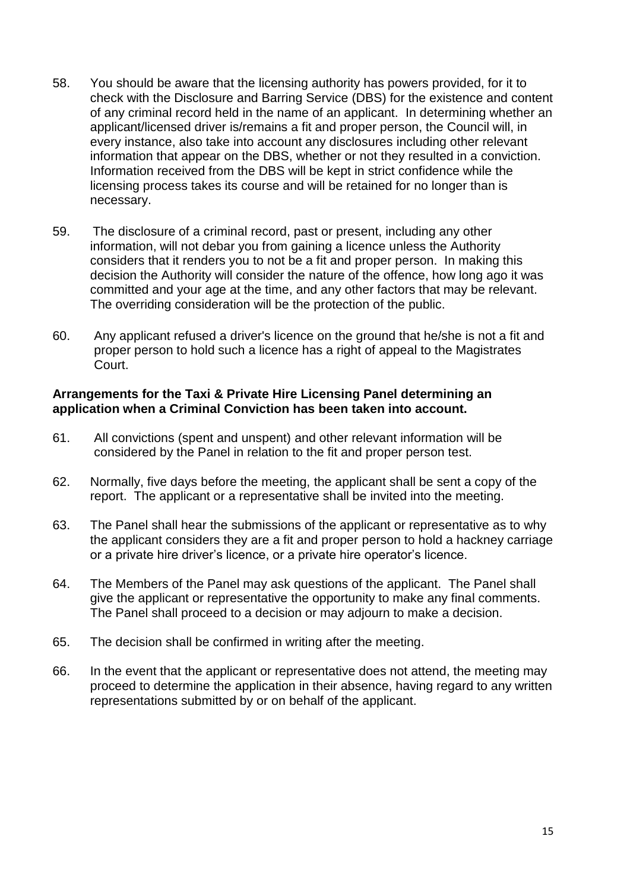58. You should be aware that the licensing authority has powers provided, for it to check with the Disclosure and Barring Service (DBS) for the existence and content of any criminal record held in the name of an applicant. In determining whether an applicant/licensed driver is/remains a fit and proper person, the Council will, in every instance, also take into account any disclosures including other relevant information that appear on the DBS, whether or not they resulted in a conviction. Information received from the DBS will be kept in strict confidence while the licensing process takes its course and will be retained for no longer than is necessary.

59. The disclosure of a criminal record, past or present, including any other information, will not debar you from gaining a licence unless the Authority considers that it renders you to not be a fit and proper person. In making this decision the Authority will consider the nature of the offence, how long ago it was committed and your age at the time, and any other factors that may be relevant. The overriding consideration will be the protection of the public.

60. Any applicant refused a driver's licence on the ground that he/she is not a fit and proper person to hold such a licence has a right of appeal to the Magistrates Court.

**Arrangements for the Taxi & Private Hire Licensing Panel determining an application when a Criminal Conviction has been taken into account.**

61. All convictions (spent and unspent) and other relevant information will be considered by the Panel in relation to the fit and proper person test.

62. Normally, five days before the meeting, the applicant shall be sent a copy of the report. The applicant or a representative shall be invited into the meeting.

63. The Panel shall hear the submissions of the applicant or representative as to why the applicant considers they are a fit and proper person to hold a hackney carriage or a private hire driver's licence, or a private hire operator's licence.

64. The Members of the Panel may ask questions of the applicant. The Panel shall give the applicant or representative the opportunity to make any final comments. The Panel shall proceed to a decision or may adjourn to make a decision.

65. The decision shall be confirmed in writing after the meeting.

66. In the event that the applicant or representative does not attend, the meeting may proceed to determine the application in their absence, having regard to any written representations submitted by or on behalf of the applicant.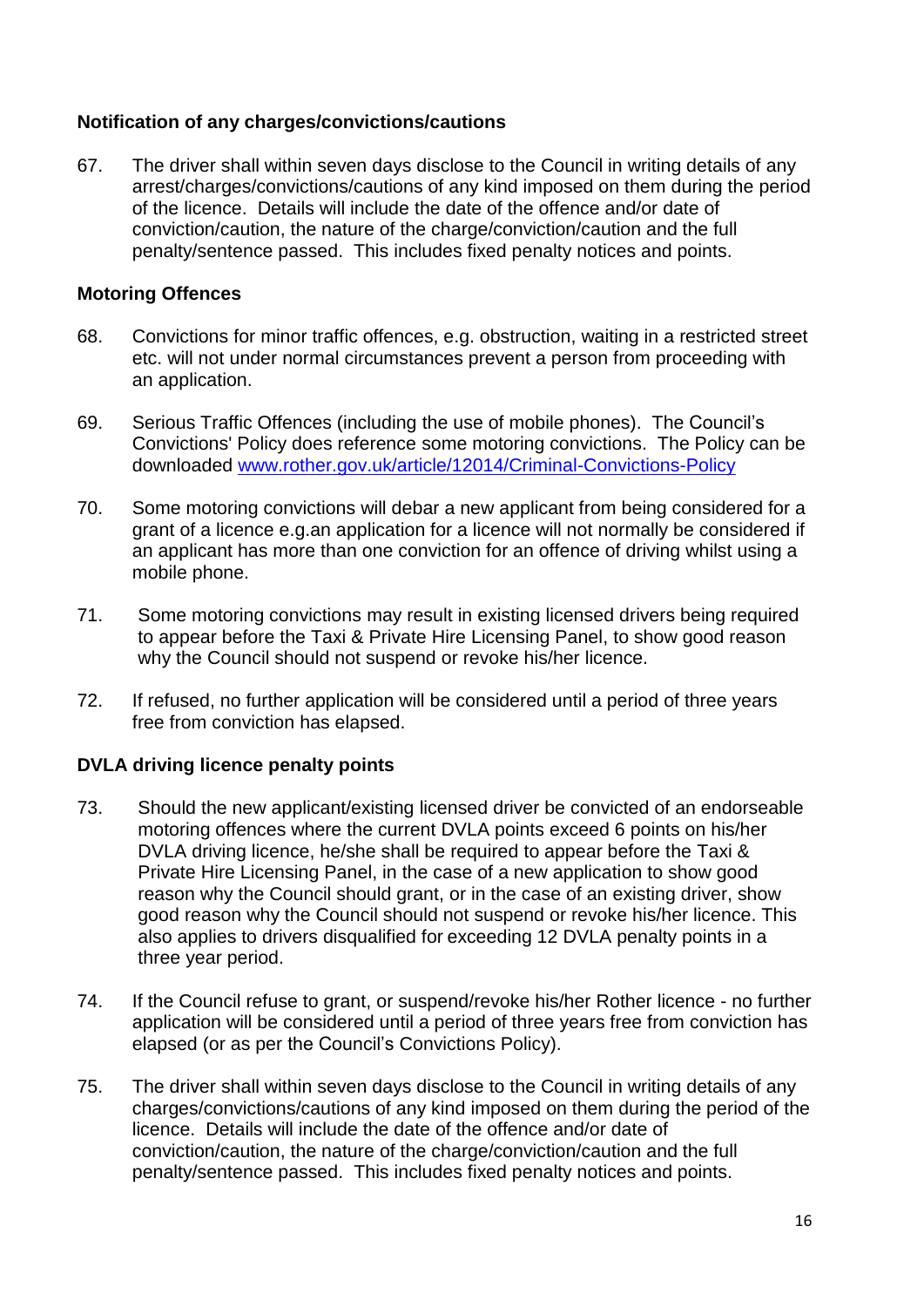**Notification of any charges/convictions/cautions**

67. The driver shall within seven days disclose to the Council in writing details of any arrest/charges/convictions/cautions of any kind imposed on them during the period of the licence. Details will include the date of the offence and/or date of conviction/caution, the nature of the charge/conviction/caution and the full penalty/sentence passed. This includes fixed penalty notices and points.

**Motoring Offences**

68. Convictions for minor traffic offences, e.g. obstruction, waiting in a restricted street etc. will not under normal circumstances prevent a person from proceeding with an application.

69. Serious Traffic Offences (including the use of mobile phones). The Council's Convictions' Policy does reference some motoring convictions. The Policy can be downloaded [www.rother.gov.uk/article/12014/Criminal-Convictions-Policy](www.rother.gov.uk/article/12014/Criminal-Convictions-Policy)

70. Some motoring convictions will debar a new applicant from being considered for a grant of a licence e.g.an application for a licence will not normally be considered if an applicant has more than one conviction for an offence of driving whilst using a mobile phone.

71. Some motoring convictions may result in existing licensed drivers being required to appear before the Taxi & Private Hire Licensing Panel, to show good reason why the Council should not suspend or revoke his/her licence.

72. If refused, no further application will be considered until a period of three years free from conviction has elapsed.

**DVLA driving licence penalty points**

73. Should the new applicant/existing licensed driver be convicted of an endorseable motoring offences where the current DVLA points exceed 6 points on his/her DVLA driving licence, he/she shall be required to appear before the Taxi & Private Hire Licensing Panel, in the case of a new application to show good reason why the Council should grant, or in the case of an existing driver, show good reason why the Council should not suspend or revoke his/her licence. This also applies to drivers disqualified for exceeding 12 DVLA penalty points in a three year period.

74. If the Council refuse to grant, or suspend/revoke his/her Rother licence - no further application will be considered until a period of three years free from conviction has elapsed (or as per the Council's Convictions Policy).

75. The driver shall within seven days disclose to the Council in writing details of any charges/convictions/cautions of any kind imposed on them during the period of the licence. Details will include the date of the offence and/or date of conviction/caution, the nature of the charge/conviction/caution and the full penalty/sentence passed. This includes fixed penalty notices and points.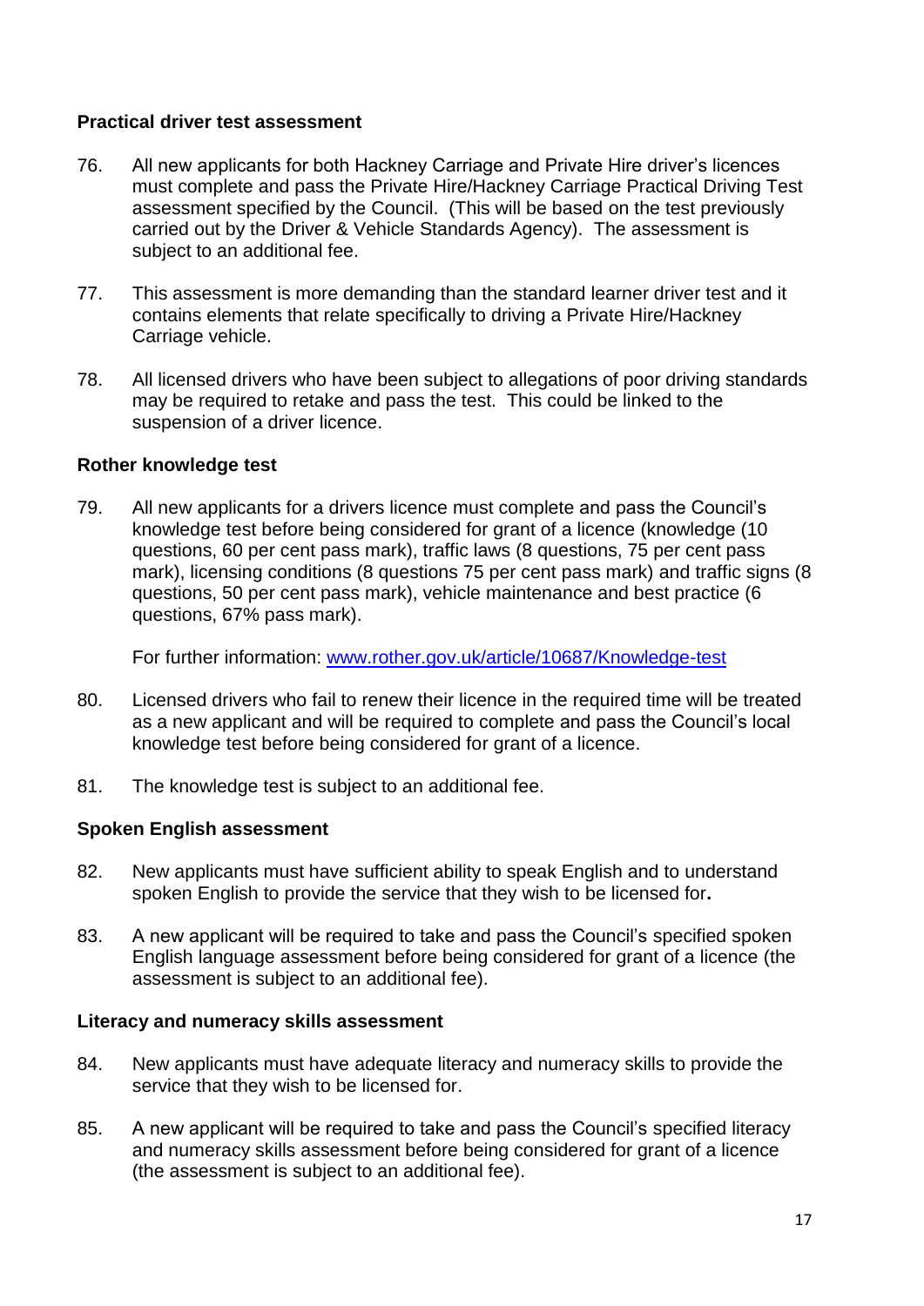**Practical driver test assessment**

76. All new applicants for both Hackney Carriage and Private Hire driver's licences must complete and pass the Private Hire/Hackney Carriage Practical Driving Test assessment specified by the Council. (This will be based on the test previously carried out by the Driver & Vehicle Standards Agency). The assessment is subject to an additional fee.

77. This assessment is more demanding than the standard learner driver test and it contains elements that relate specifically to driving a Private Hire/Hackney Carriage vehicle.

78. All licensed drivers who have been subject to allegations of poor driving standards may be required to retake and pass the test. This could be linked to the suspension of a driver licence.

**Rother knowledge test**

79. All new applicants for a drivers licence must complete and pass the Council's knowledge test before being considered for grant of a licence (knowledge (10 questions, 60 per cent pass mark), traffic laws (8 questions, 75 per cent pass mark), licensing conditions (8 questions 75 per cent pass mark) and traffic signs (8 questions, 50 per cent pass mark), vehicle maintenance and best practice (6 questions, 67% pass mark).

    For further information: [www.rother.gov.uk/article/10687/Knowledge-test](www.rother.gov.uk/article/10687/Knowledge-test)

80. Licensed drivers who fail to renew their licence in the required time will be treated as a new applicant and will be required to complete and pass the Council's local knowledge test before being considered for grant of a licence.

81. The knowledge test is subject to an additional fee.

**Spoken English assessment**

82. New applicants must have sufficient ability to speak English and to understand spoken English to provide the service that they wish to be licensed for**.**

83. A new applicant will be required to take and pass the Council's specified spoken English language assessment before being considered for grant of a licence (the assessment is subject to an additional fee).

**Literacy and numeracy skills assessment**

84. New applicants must have adequate literacy and numeracy skills to provide the service that they wish to be licensed for.

85. A new applicant will be required to take and pass the Council's specified literacy and numeracy skills assessment before being considered for grant of a licence (the assessment is subject to an additional fee).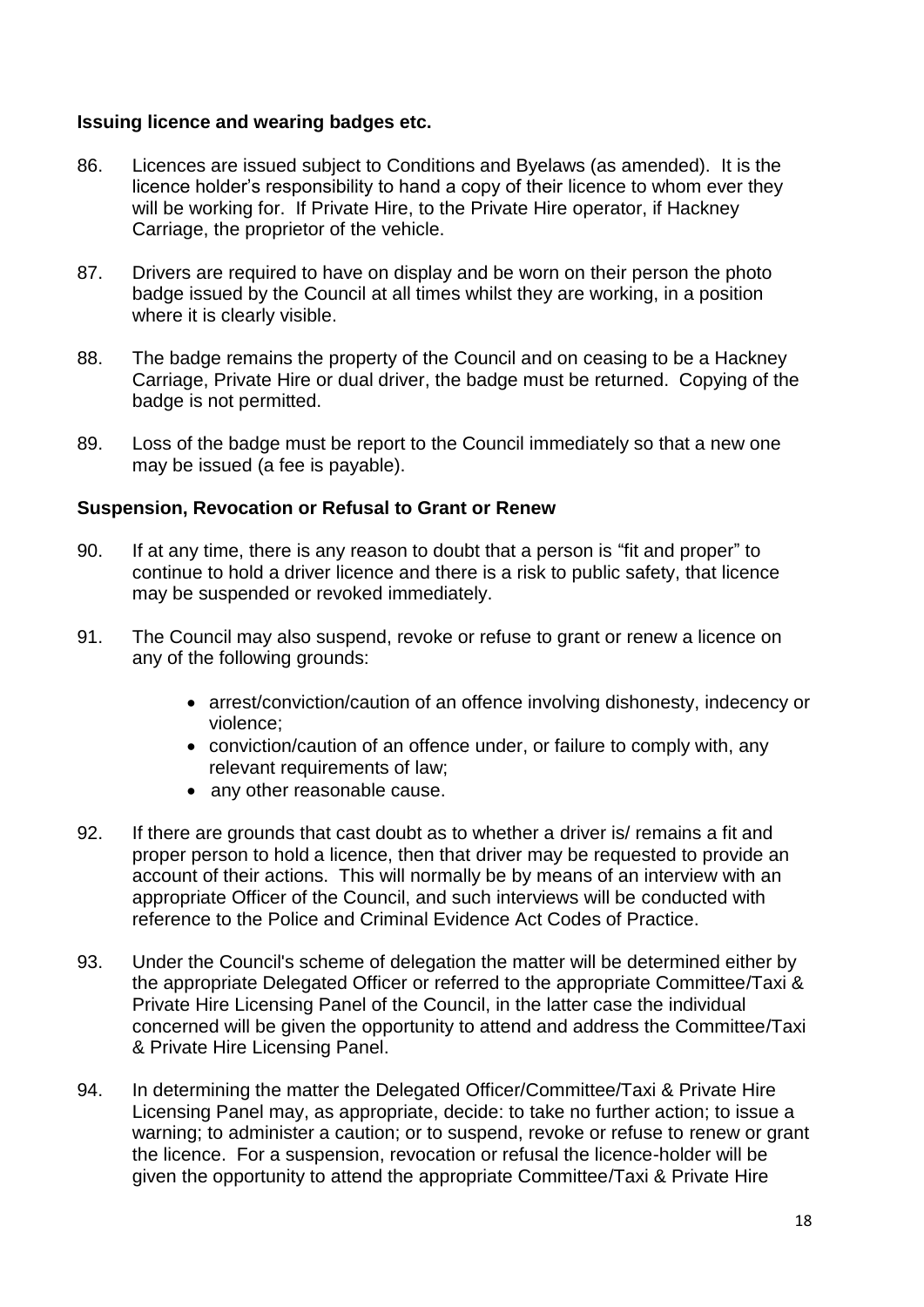**Issuing licence and wearing badges etc.**

86. Licences are issued subject to Conditions and Byelaws (as amended). It is the licence holder's responsibility to hand a copy of their licence to whom ever they will be working for. If Private Hire, to the Private Hire operator, if Hackney Carriage, the proprietor of the vehicle.

87. Drivers are required to have on display and be worn on their person the photo badge issued by the Council at all times whilst they are working, in a position where it is clearly visible.

88. The badge remains the property of the Council and on ceasing to be a Hackney Carriage, Private Hire or dual driver, the badge must be returned. Copying of the badge is not permitted.

89. Loss of the badge must be report to the Council immediately so that a new one may be issued (a fee is payable).

**Suspension, Revocation or Refusal to Grant or Renew**

90. If at any time, there is any reason to doubt that a person is "fit and proper" to continue to hold a driver licence and there is a risk to public safety, that licence may be suspended or revoked immediately.

91. The Council may also suspend, revoke or refuse to grant or renew a licence on any of the following grounds:

    - arrest/conviction/caution of an offence involving dishonesty, indecency or violence;
    - conviction/caution of an offence under, or failure to comply with, any relevant requirements of law;
    - any other reasonable cause.

92. If there are grounds that cast doubt as to whether a driver is/ remains a fit and proper person to hold a licence, then that driver may be requested to provide an account of their actions. This will normally be by means of an interview with an appropriate Officer of the Council, and such interviews will be conducted with reference to the Police and Criminal Evidence Act Codes of Practice.

93. Under the Council's scheme of delegation the matter will be determined either by the appropriate Delegated Officer or referred to the appropriate Committee/Taxi & Private Hire Licensing Panel of the Council, in the latter case the individual concerned will be given the opportunity to attend and address the Committee/Taxi & Private Hire Licensing Panel.

94. In determining the matter the Delegated Officer/Committee/Taxi & Private Hire Licensing Panel may, as appropriate, decide: to take no further action; to issue a warning; to administer a caution; or to suspend, revoke or refuse to renew or grant the licence. For a suspension, revocation or refusal the licence-holder will be given the opportunity to attend the appropriate Committee/Taxi & Private Hire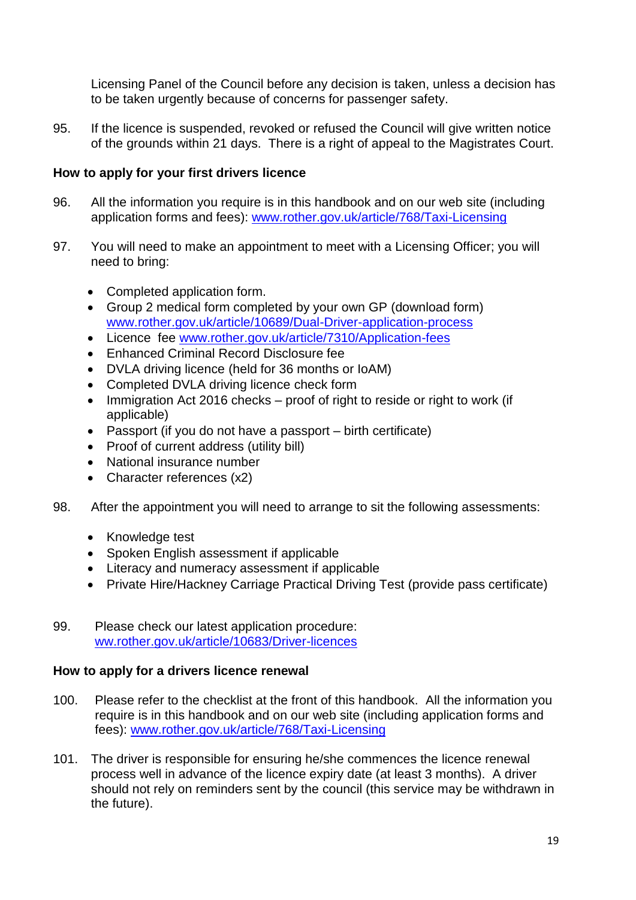Licensing Panel of the Council before any decision is taken, unless a decision has to be taken urgently because of concerns for passenger safety.

95. If the licence is suspended, revoked or refused the Council will give written notice of the grounds within 21 days. There is a right of appeal to the Magistrates Court.

**How to apply for your first drivers licence**

96. All the information you require is in this handbook and on our web site (including application forms and fees): www.rother.gov.uk/article/768/Taxi-Licensing

97. You will need to make an appointment to meet with a Licensing Officer; you will need to bring:

- Completed application form.
- Group 2 medical form completed by your own GP (download form) www.rother.gov.uk/article/10689/Dual-Driver-application-process
- Licence fee www.rother.gov.uk/article/7310/Application-fees
- Enhanced Criminal Record Disclosure fee
- DVLA driving licence (held for 36 months or IoAM)
- Completed DVLA driving licence check form
- Immigration Act 2016 checks – proof of right to reside or right to work (if applicable)
- Passport (if you do not have a passport – birth certificate)
- Proof of current address (utility bill)
- National insurance number
- Character references (x2)

98. After the appointment you will need to arrange to sit the following assessments:

- Knowledge test
- Spoken English assessment if applicable
- Literacy and numeracy assessment if applicable
- Private Hire/Hackney Carriage Practical Driving Test (provide pass certificate)

99. Please check our latest application procedure: ww.rother.gov.uk/article/10683/Driver-licences

**How to apply for a drivers licence renewal**

100. Please refer to the checklist at the front of this handbook. All the information you require is in this handbook and on our web site (including application forms and fees): www.rother.gov.uk/article/768/Taxi-Licensing

101. The driver is responsible for ensuring he/she commences the licence renewal process well in advance of the licence expiry date (at least 3 months). A driver should not rely on reminders sent by the council (this service may be withdrawn in the future).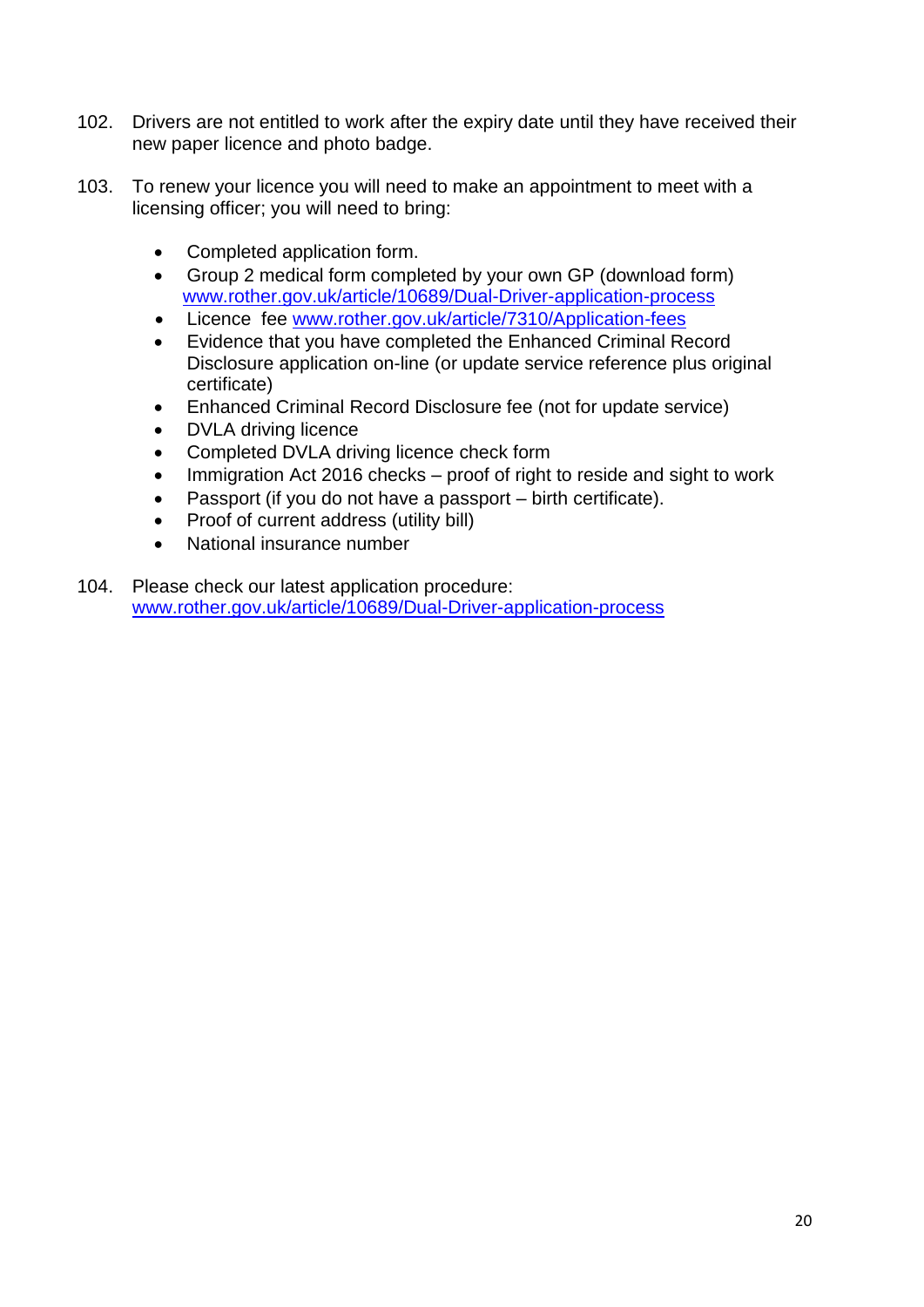102. Drivers are not entitled to work after the expiry date until they have received their new paper licence and photo badge.

103. To renew your licence you will need to make an appointment to meet with a licensing officer; you will need to bring:

    - Completed application form.
    - Group 2 medical form completed by your own GP (download form) www.rother.gov.uk/article/10689/Dual-Driver-application-process
    - Licence fee www.rother.gov.uk/article/7310/Application-fees
    - Evidence that you have completed the Enhanced Criminal Record Disclosure application on-line (or update service reference plus original certificate)
    - Enhanced Criminal Record Disclosure fee (not for update service)
    - DVLA driving licence
    - Completed DVLA driving licence check form
    - Immigration Act 2016 checks – proof of right to reside and sight to work
    - Passport (if you do not have a passport – birth certificate).
    - Proof of current address (utility bill)
    - National insurance number

104. Please check our latest application procedure: www.rother.gov.uk/article/10689/Dual-Driver-application-process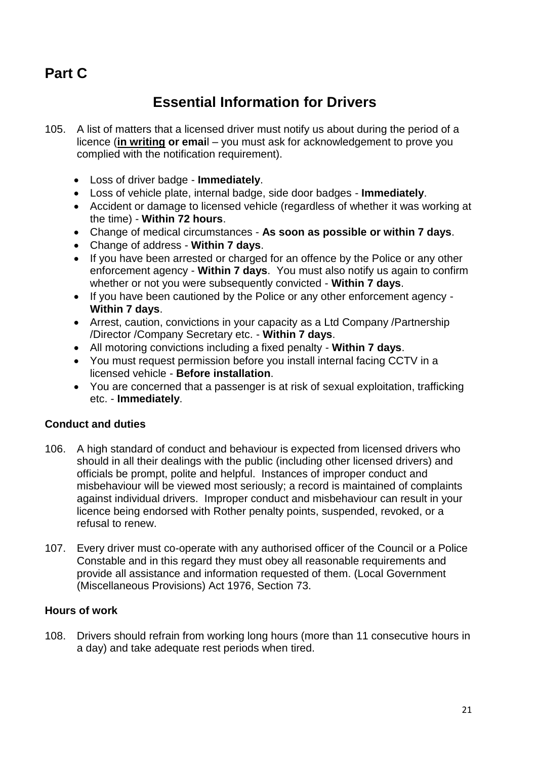# Part C

## Essential Information for Drivers

105. A list of matters that a licensed driver must notify us about during the period of a licence (**in writing or email** – you must ask for acknowledgement to prove you complied with the notification requirement).

    - Loss of driver badge - **Immediately**.
    - Loss of vehicle plate, internal badge, side door badges - **Immediately**.
    - Accident or damage to licensed vehicle (regardless of whether it was working at the time) - **Within 72 hours**.
    - Change of medical circumstances - **As soon as possible or within 7 days**.
    - Change of address - **Within 7 days**.
    - If you have been arrested or charged for an offence by the Police or any other enforcement agency - **Within 7 days**. You must also notify us again to confirm whether or not you were subsequently convicted - **Within 7 days**.
    - If you have been cautioned by the Police or any other enforcement agency - **Within 7 days**.
    - Arrest, caution, convictions in your capacity as a Ltd Company /Partnership /Director /Company Secretary etc. - **Within 7 days**.
    - All motoring convictions including a fixed penalty - **Within 7 days**.
    - You must request permission before you install internal facing CCTV in a licensed vehicle - **Before installation**.
    - You are concerned that a passenger is at risk of sexual exploitation, trafficking etc. - **Immediately**.

### Conduct and duties

106. A high standard of conduct and behaviour is expected from licensed drivers who should in all their dealings with the public (including other licensed drivers) and officials be prompt, polite and helpful. Instances of improper conduct and misbehaviour will be viewed most seriously; a record is maintained of complaints against individual drivers. Improper conduct and misbehaviour can result in your licence being endorsed with Rother penalty points, suspended, revoked, or a refusal to renew.

107. Every driver must co-operate with any authorised officer of the Council or a Police Constable and in this regard they must obey all reasonable requirements and provide all assistance and information requested of them. (Local Government (Miscellaneous Provisions) Act 1976, Section 73.

### Hours of work

108. Drivers should refrain from working long hours (more than 11 consecutive hours in a day) and take adequate rest periods when tired.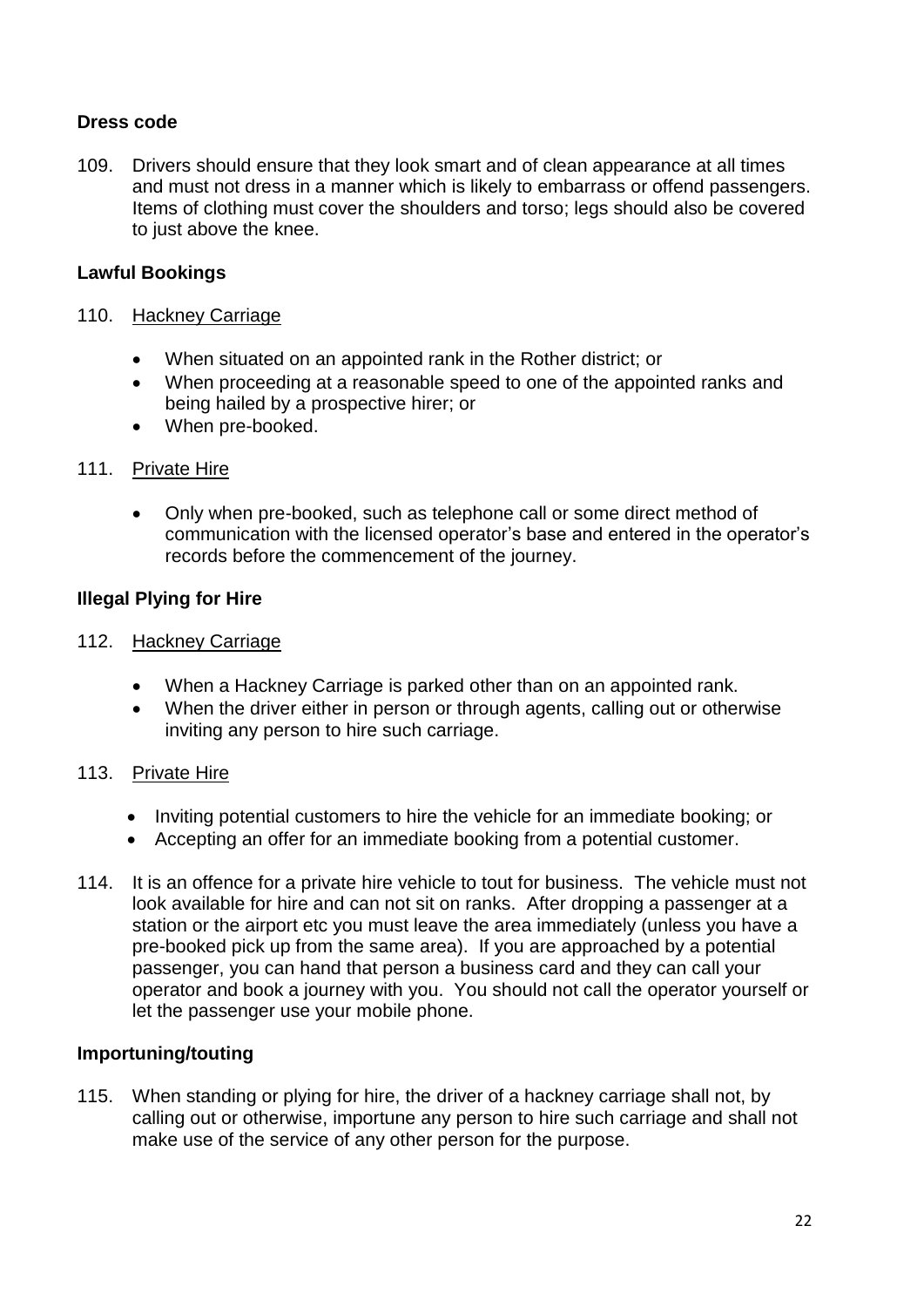## Dress code

109. Drivers should ensure that they look smart and of clean appearance at all times and must not dress in a manner which is likely to embarrass or offend passengers. Items of clothing must cover the shoulders and torso; legs should also be covered to just above the knee.

## Lawful Bookings

110. Hackney Carriage

- When situated on an appointed rank in the Rother district; or
- When proceeding at a reasonable speed to one of the appointed ranks and being hailed by a prospective hirer; or
- When pre-booked.

111. Private Hire

- Only when pre-booked, such as telephone call or some direct method of communication with the licensed operator's base and entered in the operator's records before the commencement of the journey.

## Illegal Plying for Hire

112. Hackney Carriage

- When a Hackney Carriage is parked other than on an appointed rank.
- When the driver either in person or through agents, calling out or otherwise inviting any person to hire such carriage.

113. Private Hire

- Inviting potential customers to hire the vehicle for an immediate booking; or
- Accepting an offer for an immediate booking from a potential customer.

114. It is an offence for a private hire vehicle to tout for business. The vehicle must not look available for hire and can not sit on ranks. After dropping a passenger at a station or the airport etc you must leave the area immediately (unless you have a pre-booked pick up from the same area). If you are approached by a potential passenger, you can hand that person a business card and they can call your operator and book a journey with you. You should not call the operator yourself or let the passenger use your mobile phone.

## Importuning/touting

115. When standing or plying for hire, the driver of a hackney carriage shall not, by calling out or otherwise, importune any person to hire such carriage and shall not make use of the service of any other person for the purpose.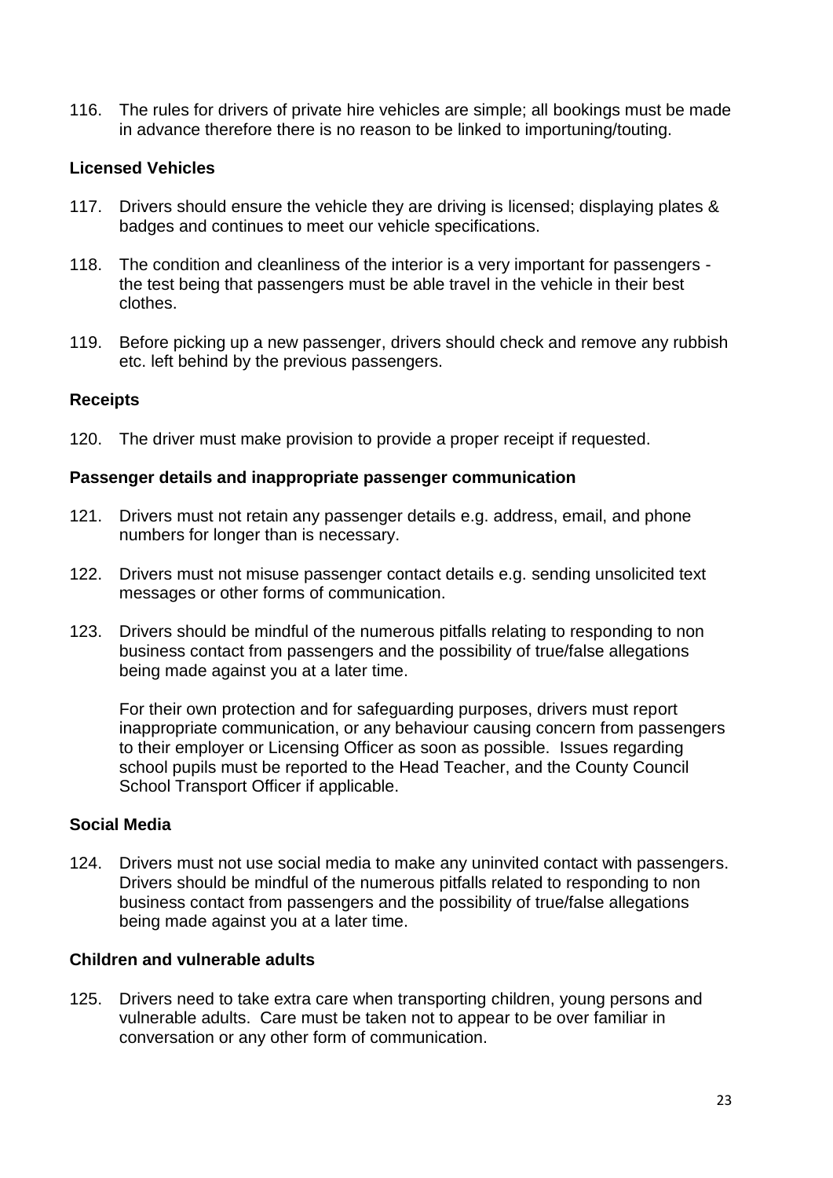116. The rules for drivers of private hire vehicles are simple; all bookings must be made in advance therefore there is no reason to be linked to importuning/touting.

### Licensed Vehicles

117. Drivers should ensure the vehicle they are driving is licensed; displaying plates & badges and continues to meet our vehicle specifications.

118. The condition and cleanliness of the interior is a very important for passengers - the test being that passengers must be able travel in the vehicle in their best clothes.

119. Before picking up a new passenger, drivers should check and remove any rubbish etc. left behind by the previous passengers.

### Receipts

120. The driver must make provision to provide a proper receipt if requested.

### Passenger details and inappropriate passenger communication

121. Drivers must not retain any passenger details e.g. address, email, and phone numbers for longer than is necessary.

122. Drivers must not misuse passenger contact details e.g. sending unsolicited text messages or other forms of communication.

123. Drivers should be mindful of the numerous pitfalls relating to responding to non business contact from passengers and the possibility of true/false allegations being made against you at a later time.

     For their own protection and for safeguarding purposes, drivers must report inappropriate communication, or any behaviour causing concern from passengers to their employer or Licensing Officer as soon as possible. Issues regarding school pupils must be reported to the Head Teacher, and the County Council School Transport Officer if applicable.

### Social Media

124. Drivers must not use social media to make any uninvited contact with passengers. Drivers should be mindful of the numerous pitfalls related to responding to non business contact from passengers and the possibility of true/false allegations being made against you at a later time.

### Children and vulnerable adults

125. Drivers need to take extra care when transporting children, young persons and vulnerable adults. Care must be taken not to appear to be over familiar in conversation or any other form of communication.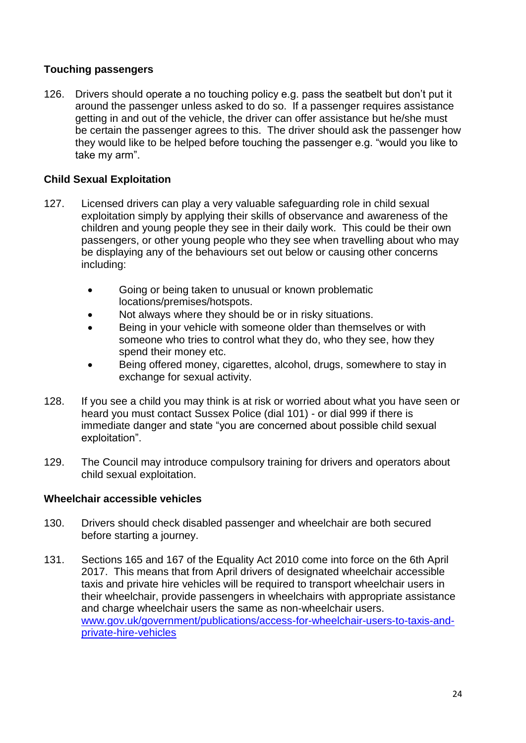### Touching passengers

126. Drivers should operate a no touching policy e.g. pass the seatbelt but don't put it around the passenger unless asked to do so. If a passenger requires assistance getting in and out of the vehicle, the driver can offer assistance but he/she must be certain the passenger agrees to this. The driver should ask the passenger how they would like to be helped before touching the passenger e.g. "would you like to take my arm".

### Child Sexual Exploitation

127. Licensed drivers can play a very valuable safeguarding role in child sexual exploitation simply by applying their skills of observance and awareness of the children and young people they see in their daily work. This could be their own passengers, or other young people who they see when travelling about who may be displaying any of the behaviours set out below or causing other concerns including:

    - Going or being taken to unusual or known problematic locations/premises/hotspots.
    - Not always where they should be or in risky situations.
    - Being in your vehicle with someone older than themselves or with someone who tries to control what they do, who they see, how they spend their money etc.
    - Being offered money, cigarettes, alcohol, drugs, somewhere to stay in exchange for sexual activity.

128. If you see a child you may think is at risk or worried about what you have seen or heard you must contact Sussex Police (dial 101) - or dial 999 if there is immediate danger and state "you are concerned about possible child sexual exploitation".

129. The Council may introduce compulsory training for drivers and operators about child sexual exploitation.

### Wheelchair accessible vehicles

130. Drivers should check disabled passenger and wheelchair are both secured before starting a journey.

131. Sections 165 and 167 of the Equality Act 2010 come into force on the 6th April 2017. This means that from April drivers of designated wheelchair accessible taxis and private hire vehicles will be required to transport wheelchair users in their wheelchair, provide passengers in wheelchairs with appropriate assistance and charge wheelchair users the same as non-wheelchair users. [www.gov.uk/government/publications/access-for-wheelchair-users-to-taxis-and-private-hire-vehicles](www.gov.uk/government/publications/access-for-wheelchair-users-to-taxis-and-private-hire-vehicles)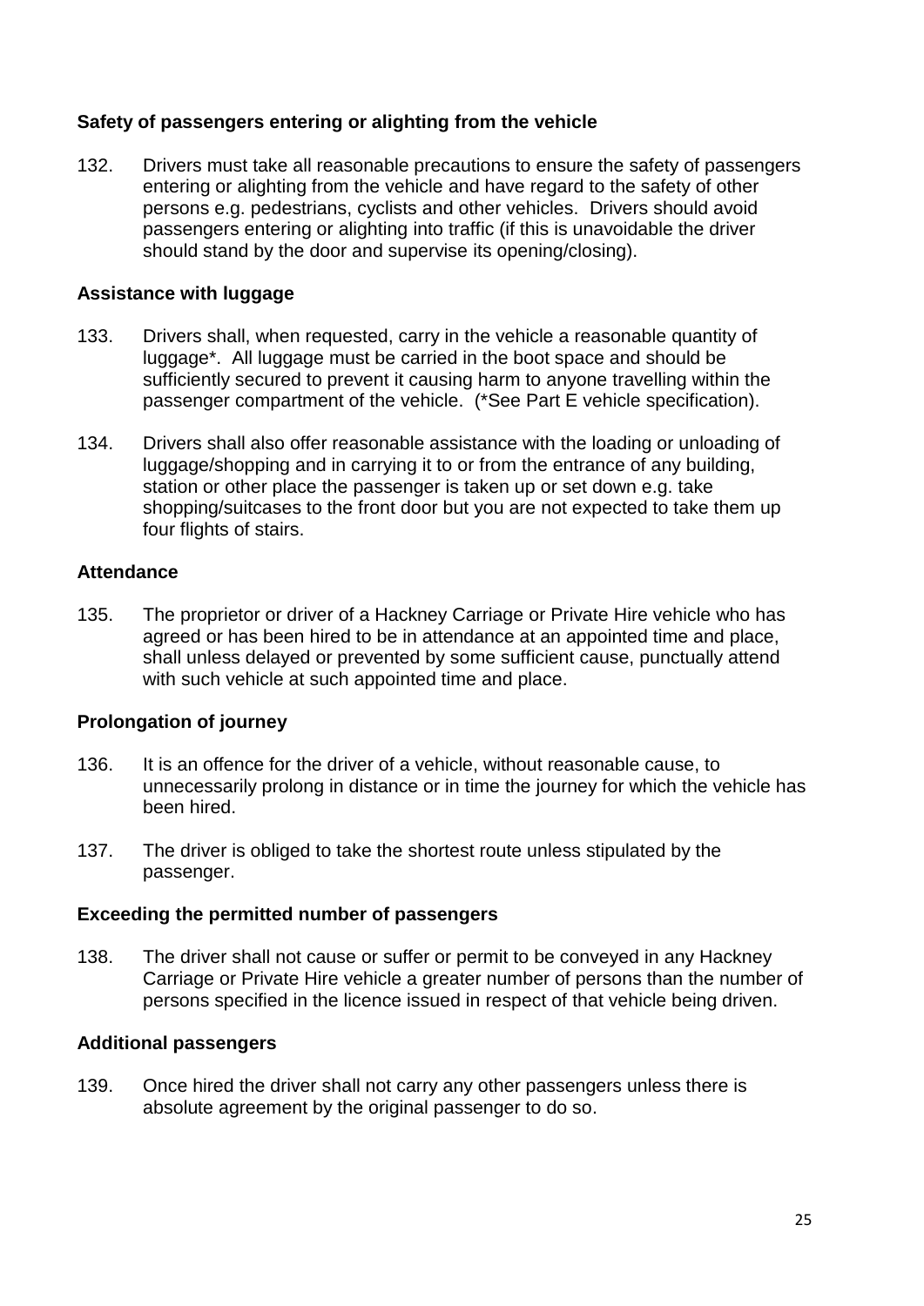### Safety of passengers entering or alighting from the vehicle

132. Drivers must take all reasonable precautions to ensure the safety of passengers entering or alighting from the vehicle and have regard to the safety of other persons e.g. pedestrians, cyclists and other vehicles. Drivers should avoid passengers entering or alighting into traffic (if this is unavoidable the driver should stand by the door and supervise its opening/closing).

### Assistance with luggage

133. Drivers shall, when requested, carry in the vehicle a reasonable quantity of luggage*. All luggage must be carried in the boot space and should be sufficiently secured to prevent it causing harm to anyone travelling within the passenger compartment of the vehicle. (*See Part E vehicle specification).

134. Drivers shall also offer reasonable assistance with the loading or unloading of luggage/shopping and in carrying it to or from the entrance of any building, station or other place the passenger is taken up or set down e.g. take shopping/suitcases to the front door but you are not expected to take them up four flights of stairs.

### Attendance

135. The proprietor or driver of a Hackney Carriage or Private Hire vehicle who has agreed or has been hired to be in attendance at an appointed time and place, shall unless delayed or prevented by some sufficient cause, punctually attend with such vehicle at such appointed time and place.

### Prolongation of journey

136. It is an offence for the driver of a vehicle, without reasonable cause, to unnecessarily prolong in distance or in time the journey for which the vehicle has been hired.

137. The driver is obliged to take the shortest route unless stipulated by the passenger.

### Exceeding the permitted number of passengers

138. The driver shall not cause or suffer or permit to be conveyed in any Hackney Carriage or Private Hire vehicle a greater number of persons than the number of persons specified in the licence issued in respect of that vehicle being driven.

### Additional passengers

139. Once hired the driver shall not carry any other passengers unless there is absolute agreement by the original passenger to do so.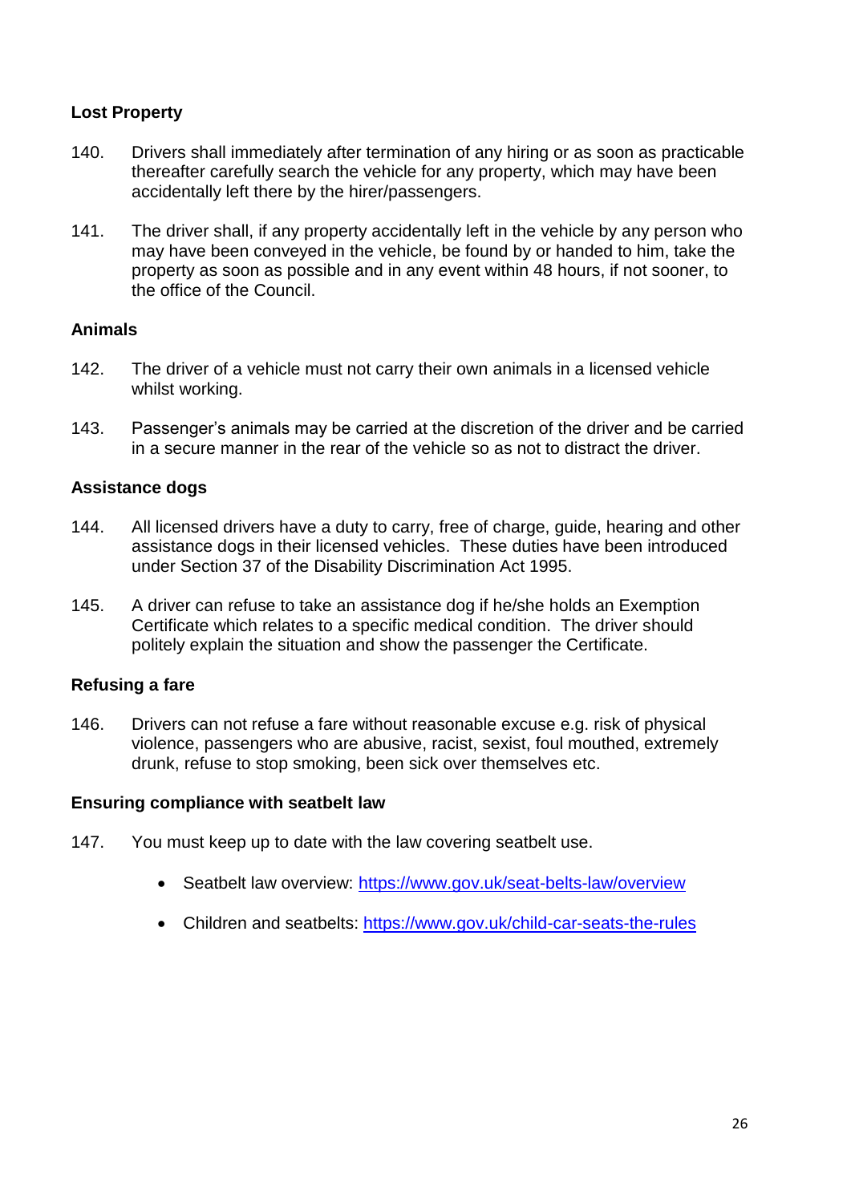## Lost Property

140. Drivers shall immediately after termination of any hiring or as soon as practicable thereafter carefully search the vehicle for any property, which may have been accidentally left there by the hirer/passengers.

141. The driver shall, if any property accidentally left in the vehicle by any person who may have been conveyed in the vehicle, be found by or handed to him, take the property as soon as possible and in any event within 48 hours, if not sooner, to the office of the Council.

## Animals

142. The driver of a vehicle must not carry their own animals in a licensed vehicle whilst working.

143. Passenger's animals may be carried at the discretion of the driver and be carried in a secure manner in the rear of the vehicle so as not to distract the driver.

## Assistance dogs

144. All licensed drivers have a duty to carry, free of charge, guide, hearing and other assistance dogs in their licensed vehicles. These duties have been introduced under Section 37 of the Disability Discrimination Act 1995.

145. A driver can refuse to take an assistance dog if he/she holds an Exemption Certificate which relates to a specific medical condition. The driver should politely explain the situation and show the passenger the Certificate.

## Refusing a fare

146. Drivers can not refuse a fare without reasonable excuse e.g. risk of physical violence, passengers who are abusive, racist, sexist, foul mouthed, extremely drunk, refuse to stop smoking, been sick over themselves etc.

## Ensuring compliance with seatbelt law

147. You must keep up to date with the law covering seatbelt use.

- Seatbelt law overview: https://www.gov.uk/seat-belts-law/overview
- Children and seatbelts: https://www.gov.uk/child-car-seats-the-rules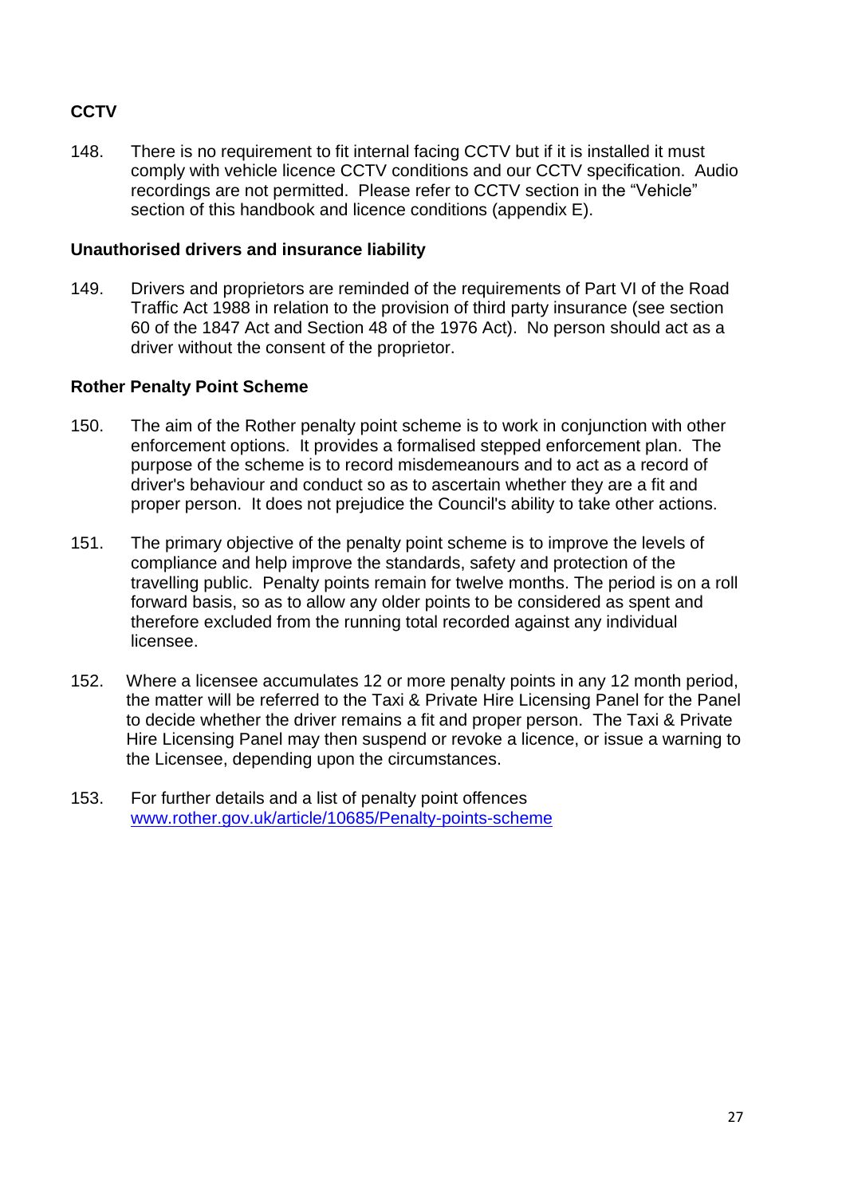**CCTV**

148. There is no requirement to fit internal facing CCTV but if it is installed it must comply with vehicle licence CCTV conditions and our CCTV specification. Audio recordings are not permitted. Please refer to CCTV section in the "Vehicle" section of this handbook and licence conditions (appendix E).

**Unauthorised drivers and insurance liability**

149. Drivers and proprietors are reminded of the requirements of Part VI of the Road Traffic Act 1988 in relation to the provision of third party insurance (see section 60 of the 1847 Act and Section 48 of the 1976 Act). No person should act as a driver without the consent of the proprietor.

**Rother Penalty Point Scheme**

150. The aim of the Rother penalty point scheme is to work in conjunction with other enforcement options. It provides a formalised stepped enforcement plan. The purpose of the scheme is to record misdemeanours and to act as a record of driver's behaviour and conduct so as to ascertain whether they are a fit and proper person. It does not prejudice the Council's ability to take other actions.

151. The primary objective of the penalty point scheme is to improve the levels of compliance and help improve the standards, safety and protection of the travelling public. Penalty points remain for twelve months. The period is on a roll forward basis, so as to allow any older points to be considered as spent and therefore excluded from the running total recorded against any individual licensee.

152. Where a licensee accumulates 12 or more penalty points in any 12 month period, the matter will be referred to the Taxi & Private Hire Licensing Panel for the Panel to decide whether the driver remains a fit and proper person. The Taxi & Private Hire Licensing Panel may then suspend or revoke a licence, or issue a warning to the Licensee, depending upon the circumstances.

153. For further details and a list of penalty point offences [www.rother.gov.uk/article/10685/Penalty-points-scheme](www.rother.gov.uk/article/10685/Penalty-points-scheme)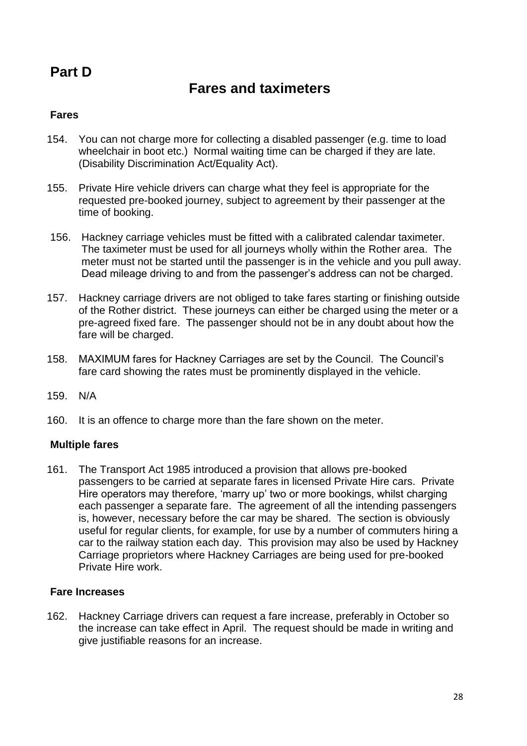# Part D

## Fares and taximeters

### Fares

154. You can not charge more for collecting a disabled passenger (e.g. time to load wheelchair in boot etc.) Normal waiting time can be charged if they are late. (Disability Discrimination Act/Equality Act).

155. Private Hire vehicle drivers can charge what they feel is appropriate for the requested pre-booked journey, subject to agreement by their passenger at the time of booking.

156. Hackney carriage vehicles must be fitted with a calibrated calendar taximeter. The taximeter must be used for all journeys wholly within the Rother area. The meter must not be started until the passenger is in the vehicle and you pull away. Dead mileage driving to and from the passenger's address can not be charged.

157. Hackney carriage drivers are not obliged to take fares starting or finishing outside of the Rother district. These journeys can either be charged using the meter or a pre-agreed fixed fare. The passenger should not be in any doubt about how the fare will be charged.

158. MAXIMUM fares for Hackney Carriages are set by the Council. The Council's fare card showing the rates must be prominently displayed in the vehicle.

159. N/A

160. It is an offence to charge more than the fare shown on the meter.

### Multiple fares

161. The Transport Act 1985 introduced a provision that allows pre-booked passengers to be carried at separate fares in licensed Private Hire cars. Private Hire operators may therefore, 'marry up' two or more bookings, whilst charging each passenger a separate fare. The agreement of all the intending passengers is, however, necessary before the car may be shared. The section is obviously useful for regular clients, for example, for use by a number of commuters hiring a car to the railway station each day. This provision may also be used by Hackney Carriage proprietors where Hackney Carriages are being used for pre-booked Private Hire work.

### Fare Increases

162. Hackney Carriage drivers can request a fare increase, preferably in October so the increase can take effect in April. The request should be made in writing and give justifiable reasons for an increase.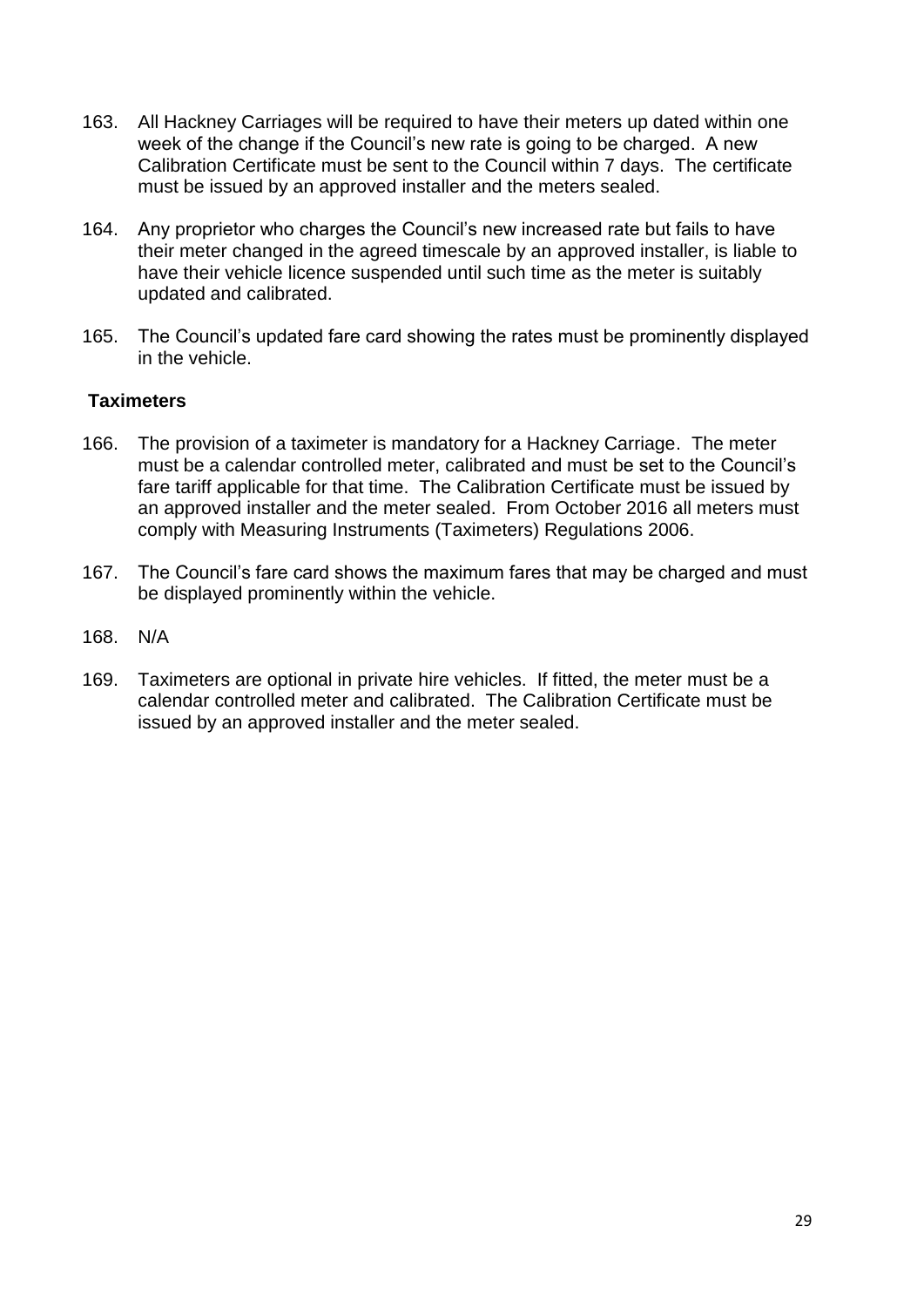163. All Hackney Carriages will be required to have their meters up dated within one week of the change if the Council's new rate is going to be charged. A new Calibration Certificate must be sent to the Council within 7 days. The certificate must be issued by an approved installer and the meters sealed.

164. Any proprietor who charges the Council's new increased rate but fails to have their meter changed in the agreed timescale by an approved installer, is liable to have their vehicle licence suspended until such time as the meter is suitably updated and calibrated.

165. The Council's updated fare card showing the rates must be prominently displayed in the vehicle.

**Taximeters**

166. The provision of a taximeter is mandatory for a Hackney Carriage. The meter must be a calendar controlled meter, calibrated and must be set to the Council's fare tariff applicable for that time. The Calibration Certificate must be issued by an approved installer and the meter sealed. From October 2016 all meters must comply with Measuring Instruments (Taximeters) Regulations 2006.

167. The Council's fare card shows the maximum fares that may be charged and must be displayed prominently within the vehicle.

168. N/A

169. Taximeters are optional in private hire vehicles. If fitted, the meter must be a calendar controlled meter and calibrated. The Calibration Certificate must be issued by an approved installer and the meter sealed.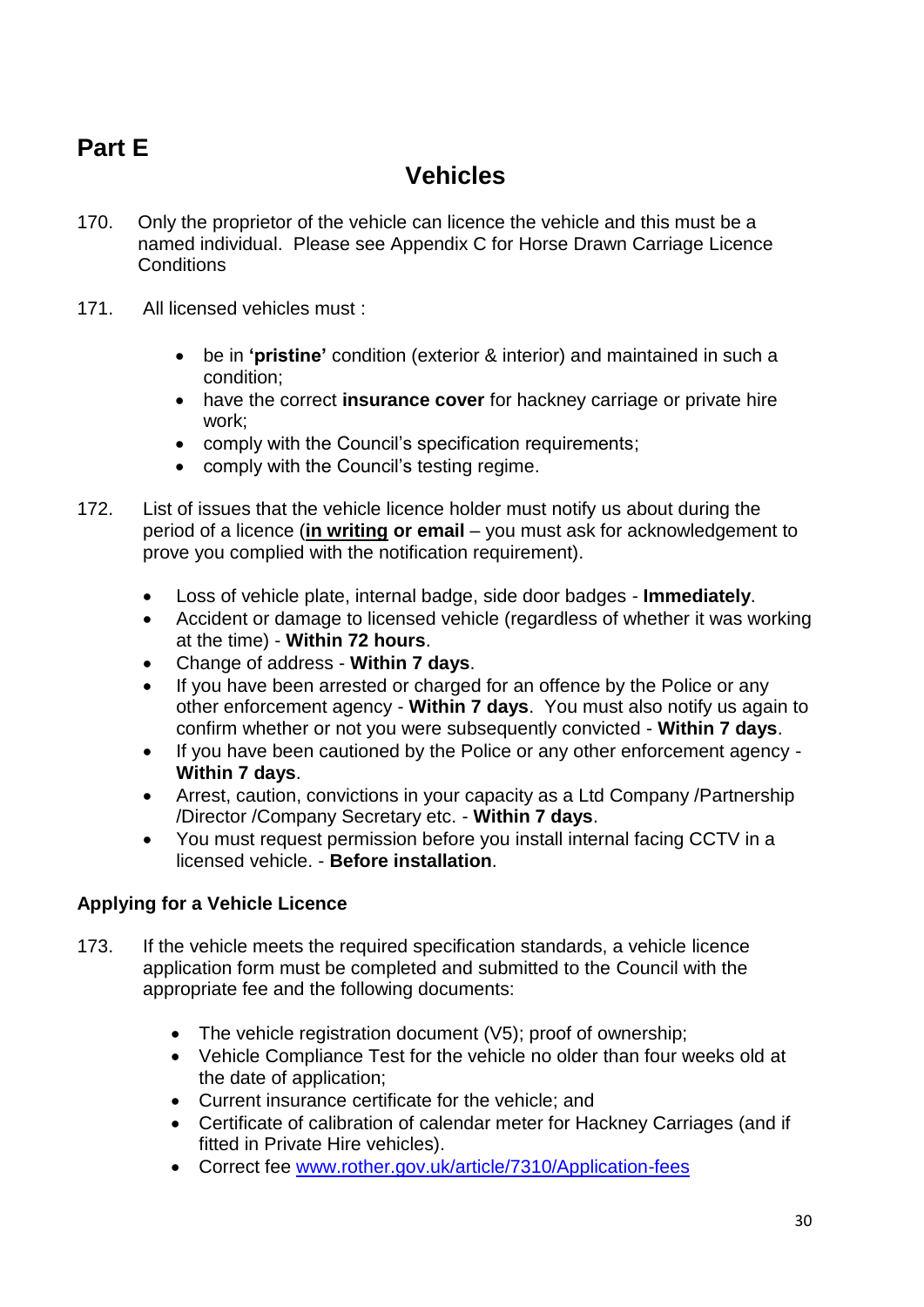## Part E

# Vehicles

170. Only the proprietor of the vehicle can licence the vehicle and this must be a named individual. Please see Appendix C for Horse Drawn Carriage Licence Conditions

171. All licensed vehicles must :

    - be in **'pristine'** condition (exterior & interior) and maintained in such a condition;
    - have the correct **insurance cover** for hackney carriage or private hire work;
    - comply with the Council's specification requirements;
    - comply with the Council's testing regime.

172. List of issues that the vehicle licence holder must notify us about during the period of a licence (**in writing or email** – you must ask for acknowledgement to prove you complied with the notification requirement).

    - Loss of vehicle plate, internal badge, side door badges - **Immediately**.
    - Accident or damage to licensed vehicle (regardless of whether it was working at the time) - **Within 72 hours**.
    - Change of address - **Within 7 days**.
    - If you have been arrested or charged for an offence by the Police or any other enforcement agency - **Within 7 days**. You must also notify us again to confirm whether or not you were subsequently convicted - **Within 7 days**.
    - If you have been cautioned by the Police or any other enforcement agency - **Within 7 days**.
    - Arrest, caution, convictions in your capacity as a Ltd Company /Partnership /Director /Company Secretary etc. - **Within 7 days**.
    - You must request permission before you install internal facing CCTV in a licensed vehicle. - **Before installation**.

### Applying for a Vehicle Licence

173. If the vehicle meets the required specification standards, a vehicle licence application form must be completed and submitted to the Council with the appropriate fee and the following documents:

    - The vehicle registration document (V5); proof of ownership;
    - Vehicle Compliance Test for the vehicle no older than four weeks old at the date of application;
    - Current insurance certificate for the vehicle; and
    - Certificate of calibration of calendar meter for Hackney Carriages (and if fitted in Private Hire vehicles).
    - Correct fee [www.rother.gov.uk/article/7310/Application-fees](www.rother.gov.uk/article/7310/Application-fees)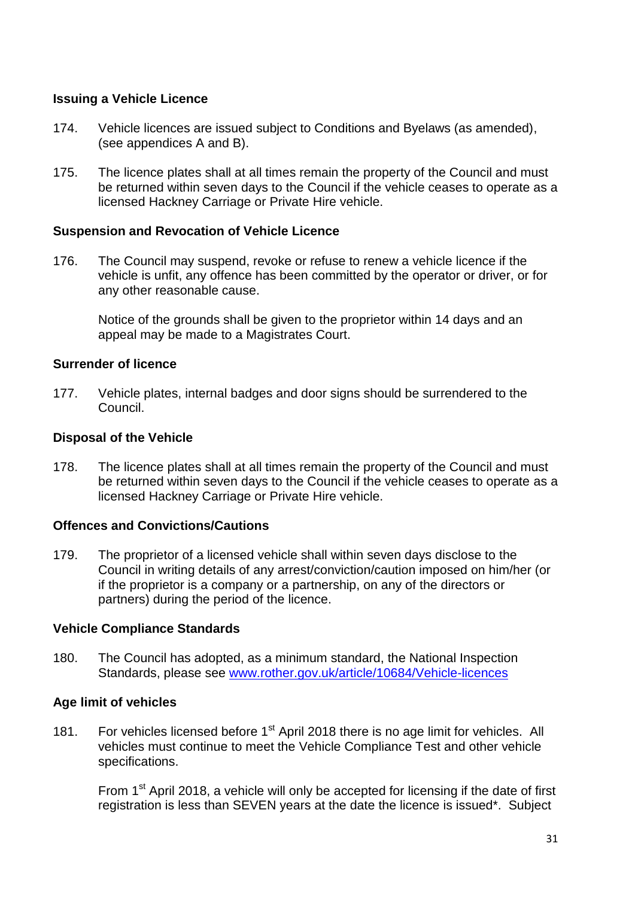### Issuing a Vehicle Licence

174. Vehicle licences are issued subject to Conditions and Byelaws (as amended), (see appendices A and B).

175. The licence plates shall at all times remain the property of the Council and must be returned within seven days to the Council if the vehicle ceases to operate as a licensed Hackney Carriage or Private Hire vehicle.

### Suspension and Revocation of Vehicle Licence

176. The Council may suspend, revoke or refuse to renew a vehicle licence if the vehicle is unfit, any offence has been committed by the operator or driver, or for any other reasonable cause.

     Notice of the grounds shall be given to the proprietor within 14 days and an appeal may be made to a Magistrates Court.

### Surrender of licence

177. Vehicle plates, internal badges and door signs should be surrendered to the Council.

### Disposal of the Vehicle

178. The licence plates shall at all times remain the property of the Council and must be returned within seven days to the Council if the vehicle ceases to operate as a licensed Hackney Carriage or Private Hire vehicle.

### Offences and Convictions/Cautions

179. The proprietor of a licensed vehicle shall within seven days disclose to the Council in writing details of any arrest/conviction/caution imposed on him/her (or if the proprietor is a company or a partnership, on any of the directors or partners) during the period of the licence.

### Vehicle Compliance Standards

180. The Council has adopted, as a minimum standard, the National Inspection Standards, please see [www.rother.gov.uk/article/10684/Vehicle-licences](www.rother.gov.uk/article/10684/Vehicle-licences)

### Age limit of vehicles

181. For vehicles licensed before 1st April 2018 there is no age limit for vehicles. All vehicles must continue to meet the Vehicle Compliance Test and other vehicle specifications.

     From 1st April 2018, a vehicle will only be accepted for licensing if the date of first registration is less than SEVEN years at the date the licence is issued*. Subject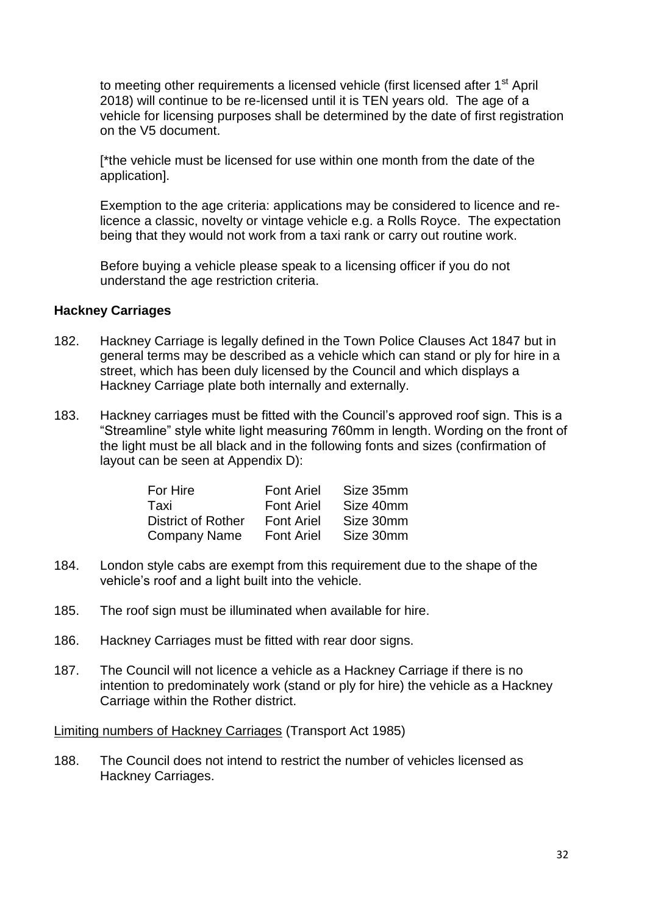to meeting other requirements a licensed vehicle (first licensed after 1st April 2018) will continue to be re-licensed until it is TEN years old. The age of a vehicle for licensing purposes shall be determined by the date of first registration on the V5 document.

[*the vehicle must be licensed for use within one month from the date of the application].

Exemption to the age criteria: applications may be considered to licence and re-licence a classic, novelty or vintage vehicle e.g. a Rolls Royce. The expectation being that they would not work from a taxi rank or carry out routine work.

Before buying a vehicle please speak to a licensing officer if you do not understand the age restriction criteria.

**Hackney Carriages**

182. Hackney Carriage is legally defined in the Town Police Clauses Act 1847 but in general terms may be described as a vehicle which can stand or ply for hire in a street, which has been duly licensed by the Council and which displays a Hackney Carriage plate both internally and externally.

183. Hackney carriages must be fitted with the Council's approved roof sign. This is a "Streamline" style white light measuring 760mm in length. Wording on the front of the light must be all black and in the following fonts and sizes (confirmation of layout can be seen at Appendix D):

| | | |
|---|---|---|
| For Hire | Font Ariel | Size 35mm |
| Taxi | Font Ariel | Size 40mm |
| District of Rother | Font Ariel | Size 30mm |
| Company Name | Font Ariel | Size 30mm |

184. London style cabs are exempt from this requirement due to the shape of the vehicle's roof and a light built into the vehicle.

185. The roof sign must be illuminated when available for hire.

186. Hackney Carriages must be fitted with rear door signs.

187. The Council will not licence a vehicle as a Hackney Carriage if there is no intention to predominately work (stand or ply for hire) the vehicle as a Hackney Carriage within the Rother district.

<u>Limiting numbers of Hackney Carriages</u> (Transport Act 1985)

188. The Council does not intend to restrict the number of vehicles licensed as Hackney Carriages.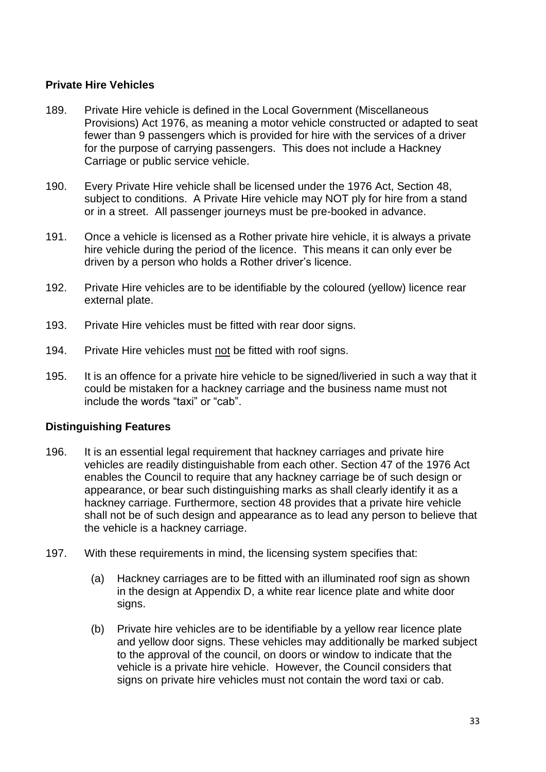**Private Hire Vehicles**

189. Private Hire vehicle is defined in the Local Government (Miscellaneous Provisions) Act 1976, as meaning a motor vehicle constructed or adapted to seat fewer than 9 passengers which is provided for hire with the services of a driver for the purpose of carrying passengers. This does not include a Hackney Carriage or public service vehicle.

190. Every Private Hire vehicle shall be licensed under the 1976 Act, Section 48, subject to conditions. A Private Hire vehicle may NOT ply for hire from a stand or in a street. All passenger journeys must be pre-booked in advance.

191. Once a vehicle is licensed as a Rother private hire vehicle, it is always a private hire vehicle during the period of the licence. This means it can only ever be driven by a person who holds a Rother driver's licence.

192. Private Hire vehicles are to be identifiable by the coloured (yellow) licence rear external plate.

193. Private Hire vehicles must be fitted with rear door signs.

194. Private Hire vehicles must <u>not</u> be fitted with roof signs.

195. It is an offence for a private hire vehicle to be signed/liveried in such a way that it could be mistaken for a hackney carriage and the business name must not include the words "taxi" or "cab".

**Distinguishing Features**

196. It is an essential legal requirement that hackney carriages and private hire vehicles are readily distinguishable from each other. Section 47 of the 1976 Act enables the Council to require that any hackney carriage be of such design or appearance, or bear such distinguishing marks as shall clearly identify it as a hackney carriage. Furthermore, section 48 provides that a private hire vehicle shall not be of such design and appearance as to lead any person to believe that the vehicle is a hackney carriage.

197. With these requirements in mind, the licensing system specifies that:

   (a) Hackney carriages are to be fitted with an illuminated roof sign as shown in the design at Appendix D, a white rear licence plate and white door signs.

   (b) Private hire vehicles are to be identifiable by a yellow rear licence plate and yellow door signs. These vehicles may additionally be marked subject to the approval of the council, on doors or window to indicate that the vehicle is a private hire vehicle. However, the Council considers that signs on private hire vehicles must not contain the word taxi or cab.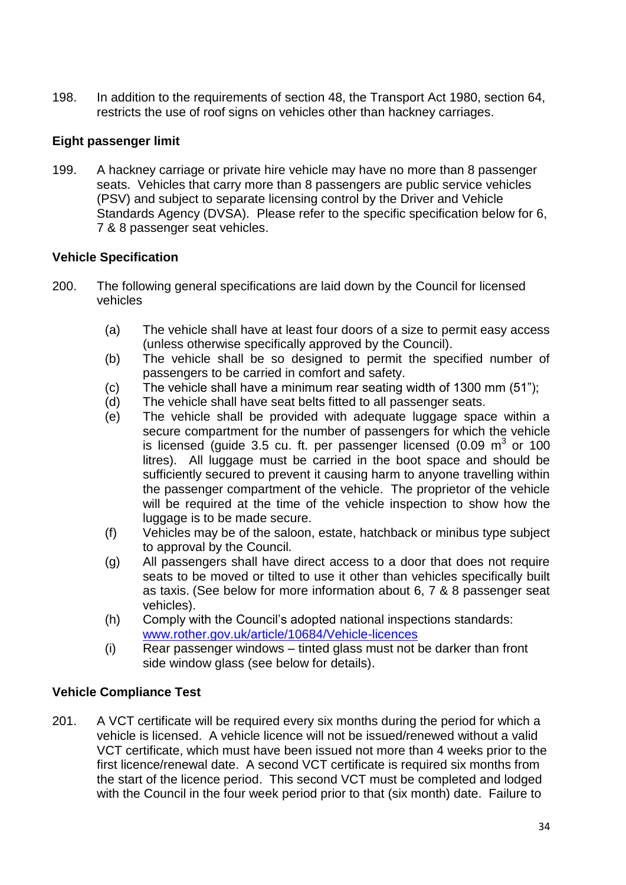198. In addition to the requirements of section 48, the Transport Act 1980, section 64, restricts the use of roof signs on vehicles other than hackney carriages.

**Eight passenger limit**

199. A hackney carriage or private hire vehicle may have no more than 8 passenger seats. Vehicles that carry more than 8 passengers are public service vehicles (PSV) and subject to separate licensing control by the Driver and Vehicle Standards Agency (DVSA). Please refer to the specific specification below for 6, 7 & 8 passenger seat vehicles.

**Vehicle Specification**

200. The following general specifications are laid down by the Council for licensed vehicles

- (a) The vehicle shall have at least four doors of a size to permit easy access (unless otherwise specifically approved by the Council).
- (b) The vehicle shall be so designed to permit the specified number of passengers to be carried in comfort and safety.
- (c) The vehicle shall have a minimum rear seating width of 1300 mm (51");
- (d) The vehicle shall have seat belts fitted to all passenger seats.
- (e) The vehicle shall be provided with adequate luggage space within a secure compartment for the number of passengers for which the vehicle is licensed (guide 3.5 cu. ft. per passenger licensed (0.09 $m^3$ or 100 litres). All luggage must be carried in the boot space and should be sufficiently secured to prevent it causing harm to anyone travelling within the passenger compartment of the vehicle. The proprietor of the vehicle will be required at the time of the vehicle inspection to show how the luggage is to be made secure.
- (f) Vehicles may be of the saloon, estate, hatchback or minibus type subject to approval by the Council*.*
- (g) All passengers shall have direct access to a door that does not require seats to be moved or tilted to use it other than vehicles specifically built as taxis. (See below for more information about 6, 7 & 8 passenger seat vehicles).
- (h) Comply with the Council's adopted national inspections standards: [www.rother.gov.uk/article/10684/Vehicle-licences](www.rother.gov.uk/article/10684/Vehicle-licences)
- (i) Rear passenger windows – tinted glass must not be darker than front side window glass (see below for details).

**Vehicle Compliance Test**

201. A VCT certificate will be required every six months during the period for which a vehicle is licensed. A vehicle licence will not be issued/renewed without a valid VCT certificate, which must have been issued not more than 4 weeks prior to the first licence/renewal date. A second VCT certificate is required six months from the start of the licence period. This second VCT must be completed and lodged with the Council in the four week period prior to that (six month) date. Failure to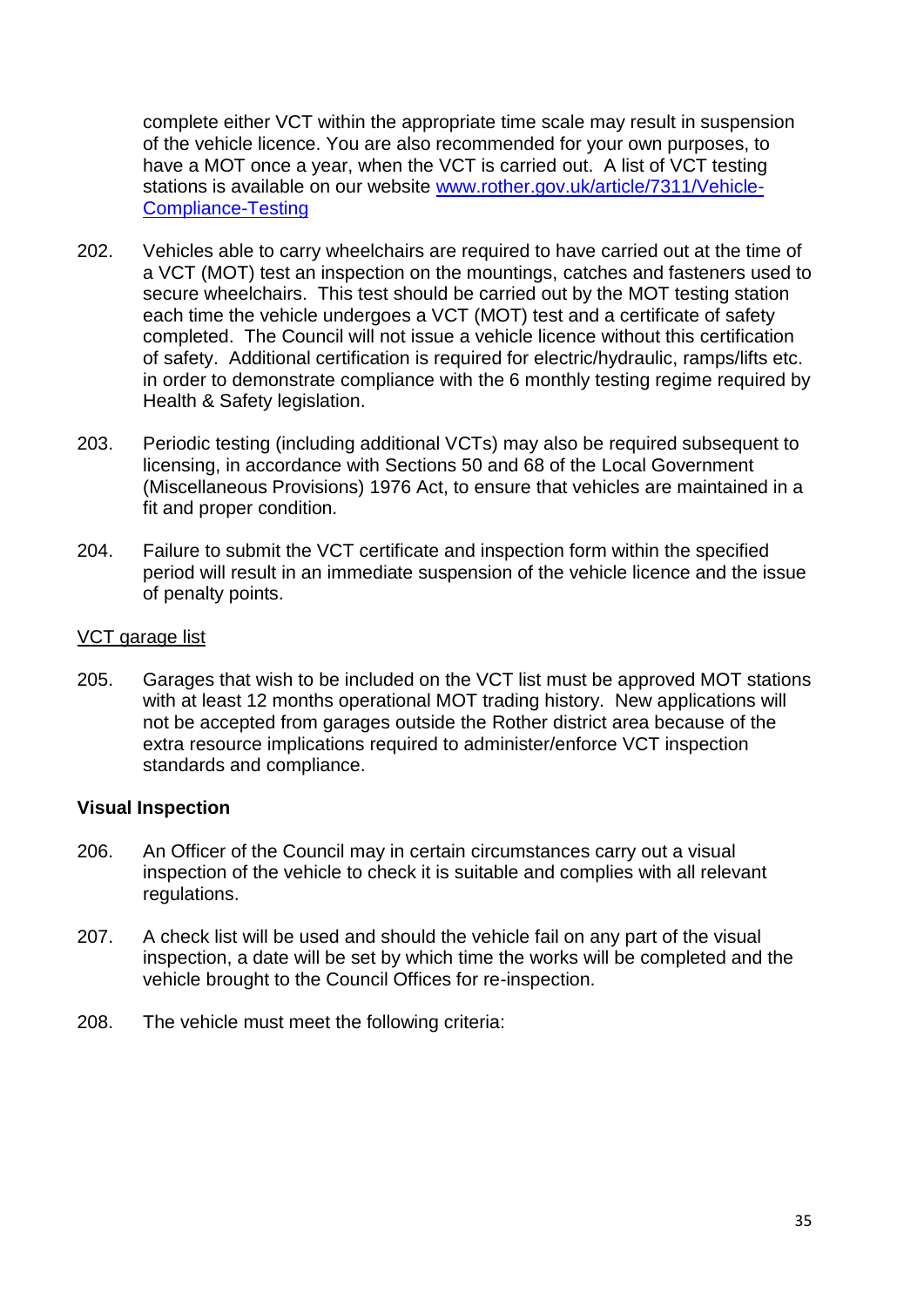complete either VCT within the appropriate time scale may result in suspension of the vehicle licence. You are also recommended for your own purposes, to have a MOT once a year, when the VCT is carried out. A list of VCT testing stations is available on our website [www.rother.gov.uk/article/7311/Vehicle-Compliance-Testing](http://www.rother.gov.uk/article/7311/Vehicle-Compliance-Testing)

202. Vehicles able to carry wheelchairs are required to have carried out at the time of a VCT (MOT) test an inspection on the mountings, catches and fasteners used to secure wheelchairs. This test should be carried out by the MOT testing station each time the vehicle undergoes a VCT (MOT) test and a certificate of safety completed. The Council will not issue a vehicle licence without this certification of safety. Additional certification is required for electric/hydraulic, ramps/lifts etc. in order to demonstrate compliance with the 6 monthly testing regime required by Health & Safety legislation.

203. Periodic testing (including additional VCTs) may also be required subsequent to licensing, in accordance with Sections 50 and 68 of the Local Government (Miscellaneous Provisions) 1976 Act, to ensure that vehicles are maintained in a fit and proper condition.

204. Failure to submit the VCT certificate and inspection form within the specified period will result in an immediate suspension of the vehicle licence and the issue of penalty points.

<u>VCT garage list</u>

205. Garages that wish to be included on the VCT list must be approved MOT stations with at least 12 months operational MOT trading history. New applications will not be accepted from garages outside the Rother district area because of the extra resource implications required to administer/enforce VCT inspection standards and compliance.

**Visual Inspection**

206. An Officer of the Council may in certain circumstances carry out a visual inspection of the vehicle to check it is suitable and complies with all relevant regulations.

207. A check list will be used and should the vehicle fail on any part of the visual inspection, a date will be set by which time the works will be completed and the vehicle brought to the Council Offices for re-inspection.

208. The vehicle must meet the following criteria: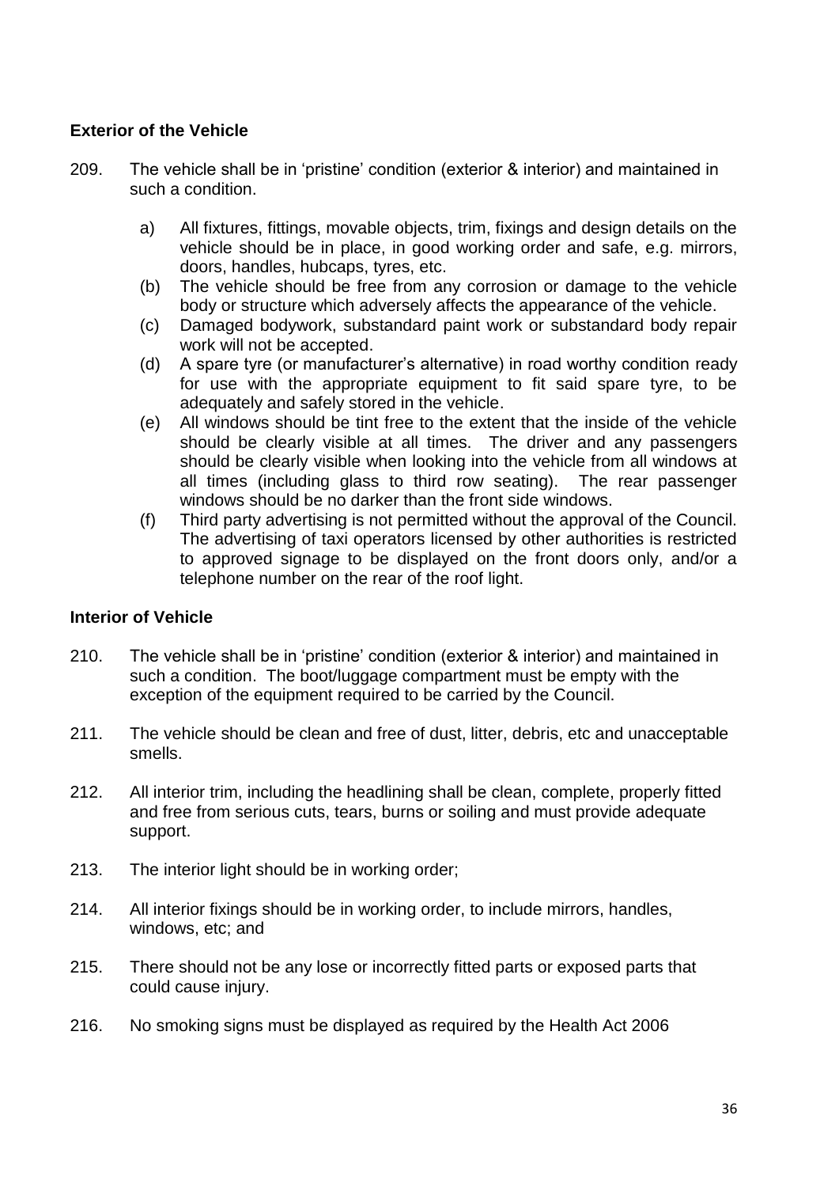**Exterior of the Vehicle**

209. The vehicle shall be in 'pristine' condition (exterior & interior) and maintained in such a condition.

   a) All fixtures, fittings, movable objects, trim, fixings and design details on the vehicle should be in place, in good working order and safe, e.g. mirrors, doors, handles, hubcaps, tyres, etc.

   (b) The vehicle should be free from any corrosion or damage to the vehicle body or structure which adversely affects the appearance of the vehicle.

   (c) Damaged bodywork, substandard paint work or substandard body repair work will not be accepted.

   (d) A spare tyre (or manufacturer's alternative) in road worthy condition ready for use with the appropriate equipment to fit said spare tyre, to be adequately and safely stored in the vehicle.

   (e) All windows should be tint free to the extent that the inside of the vehicle should be clearly visible at all times. The driver and any passengers should be clearly visible when looking into the vehicle from all windows at all times (including glass to third row seating). The rear passenger windows should be no darker than the front side windows.

   (f) Third party advertising is not permitted without the approval of the Council. The advertising of taxi operators licensed by other authorities is restricted to approved signage to be displayed on the front doors only, and/or a telephone number on the rear of the roof light.

**Interior of Vehicle**

210. The vehicle shall be in 'pristine' condition (exterior & interior) and maintained in such a condition. The boot/luggage compartment must be empty with the exception of the equipment required to be carried by the Council.

211. The vehicle should be clean and free of dust, litter, debris, etc and unacceptable smells.

212. All interior trim, including the headlining shall be clean, complete, properly fitted and free from serious cuts, tears, burns or soiling and must provide adequate support.

213. The interior light should be in working order;

214. All interior fixings should be in working order, to include mirrors, handles, windows, etc; and

215. There should not be any lose or incorrectly fitted parts or exposed parts that could cause injury.

216. No smoking signs must be displayed as required by the Health Act 2006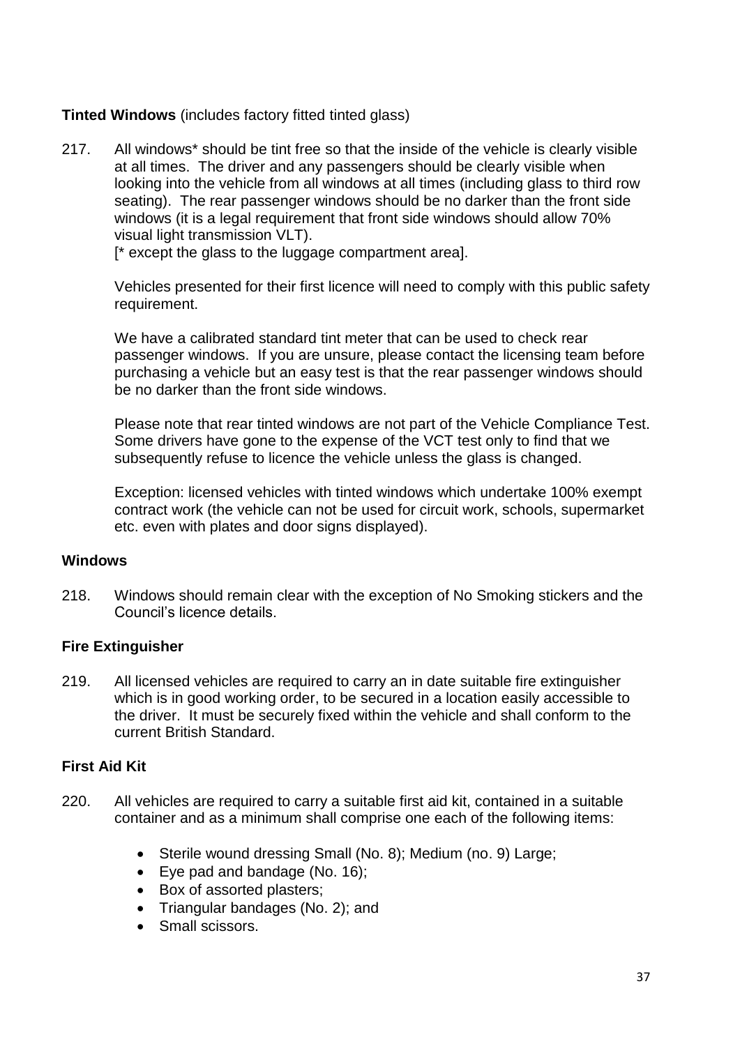**Tinted Windows** (includes factory fitted tinted glass)

217. All windows* should be tint free so that the inside of the vehicle is clearly visible at all times. The driver and any passengers should be clearly visible when looking into the vehicle from all windows at all times (including glass to third row seating). The rear passenger windows should be no darker than the front side windows (it is a legal requirement that front side windows should allow 70% visual light transmission VLT).
[* except the glass to the luggage compartment area].

Vehicles presented for their first licence will need to comply with this public safety requirement.

We have a calibrated standard tint meter that can be used to check rear passenger windows. If you are unsure, please contact the licensing team before purchasing a vehicle but an easy test is that the rear passenger windows should be no darker than the front side windows.

Please note that rear tinted windows are not part of the Vehicle Compliance Test. Some drivers have gone to the expense of the VCT test only to find that we subsequently refuse to licence the vehicle unless the glass is changed.

Exception: licensed vehicles with tinted windows which undertake 100% exempt contract work (the vehicle can not be used for circuit work, schools, supermarket etc. even with plates and door signs displayed).

**Windows**

218. Windows should remain clear with the exception of No Smoking stickers and the Council's licence details.

**Fire Extinguisher**

219. All licensed vehicles are required to carry an in date suitable fire extinguisher which is in good working order, to be secured in a location easily accessible to the driver. It must be securely fixed within the vehicle and shall conform to the current British Standard.

**First Aid Kit**

220. All vehicles are required to carry a suitable first aid kit, contained in a suitable container and as a minimum shall comprise one each of the following items:

- Sterile wound dressing Small (No. 8); Medium (no. 9) Large;
- Eye pad and bandage (No. 16);
- Box of assorted plasters;
- Triangular bandages (No. 2); and
- Small scissors.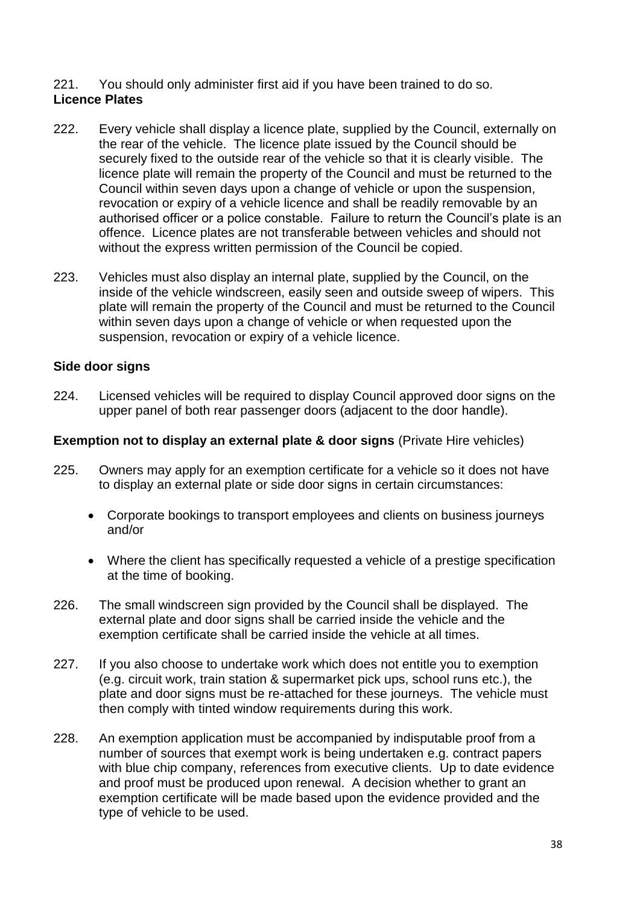221. You should only administer first aid if you have been trained to do so.

**Licence Plates**

222. Every vehicle shall display a licence plate, supplied by the Council, externally on the rear of the vehicle. The licence plate issued by the Council should be securely fixed to the outside rear of the vehicle so that it is clearly visible. The licence plate will remain the property of the Council and must be returned to the Council within seven days upon a change of vehicle or upon the suspension, revocation or expiry of a vehicle licence and shall be readily removable by an authorised officer or a police constable. Failure to return the Council's plate is an offence. Licence plates are not transferable between vehicles and should not without the express written permission of the Council be copied.

223. Vehicles must also display an internal plate, supplied by the Council, on the inside of the vehicle windscreen, easily seen and outside sweep of wipers. This plate will remain the property of the Council and must be returned to the Council within seven days upon a change of vehicle or when requested upon the suspension, revocation or expiry of a vehicle licence.

**Side door signs**

224. Licensed vehicles will be required to display Council approved door signs on the upper panel of both rear passenger doors (adjacent to the door handle).

**Exemption not to display an external plate & door signs** (Private Hire vehicles)

225. Owners may apply for an exemption certificate for a vehicle so it does not have to display an external plate or side door signs in certain circumstances:

- Corporate bookings to transport employees and clients on business journeys and/or
- Where the client has specifically requested a vehicle of a prestige specification at the time of booking.

226. The small windscreen sign provided by the Council shall be displayed. The external plate and door signs shall be carried inside the vehicle and the exemption certificate shall be carried inside the vehicle at all times.

227. If you also choose to undertake work which does not entitle you to exemption (e.g. circuit work, train station & supermarket pick ups, school runs etc.), the plate and door signs must be re-attached for these journeys. The vehicle must then comply with tinted window requirements during this work.

228. An exemption application must be accompanied by indisputable proof from a number of sources that exempt work is being undertaken e.g. contract papers with blue chip company, references from executive clients. Up to date evidence and proof must be produced upon renewal. A decision whether to grant an exemption certificate will be made based upon the evidence provided and the type of vehicle to be used.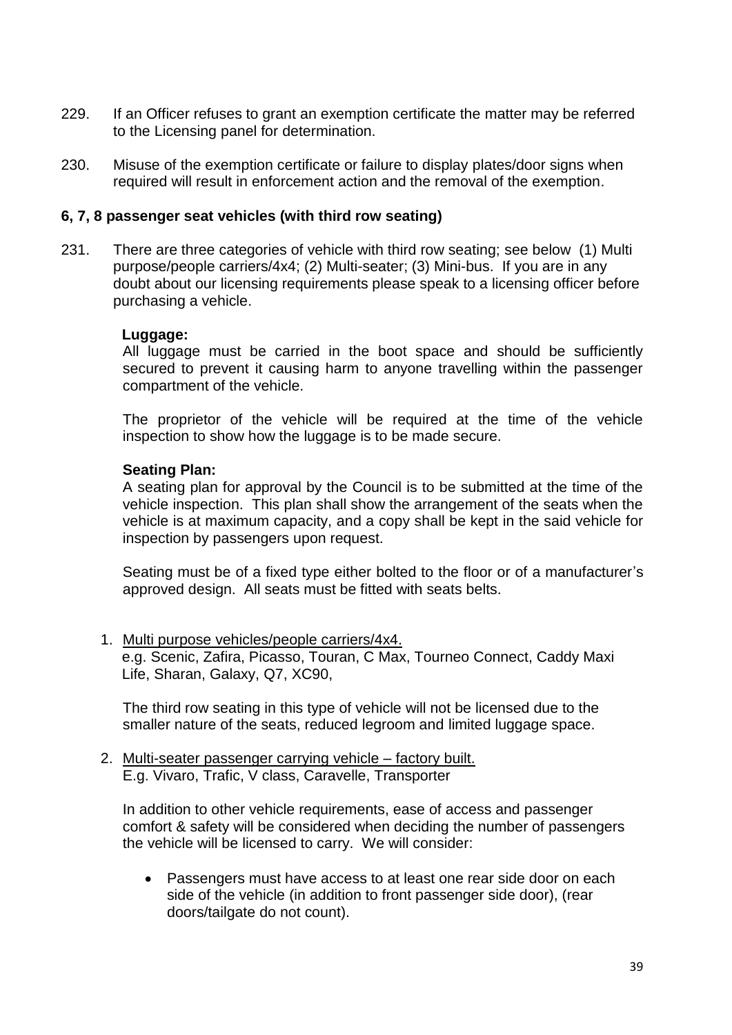229. If an Officer refuses to grant an exemption certificate the matter may be referred to the Licensing panel for determination.

230. Misuse of the exemption certificate or failure to display plates/door signs when required will result in enforcement action and the removal of the exemption.

**6, 7, 8 passenger seat vehicles (with third row seating)**

231. There are three categories of vehicle with third row seating; see below (1) Multi purpose/people carriers/4x4; (2) Multi-seater; (3) Mini-bus. If you are in any doubt about our licensing requirements please speak to a licensing officer before purchasing a vehicle.

**Luggage:**
All luggage must be carried in the boot space and should be sufficiently secured to prevent it causing harm to anyone travelling within the passenger compartment of the vehicle.

The proprietor of the vehicle will be required at the time of the vehicle inspection to show how the luggage is to be made secure.

**Seating Plan:**
A seating plan for approval by the Council is to be submitted at the time of the vehicle inspection. This plan shall show the arrangement of the seats when the vehicle is at maximum capacity, and a copy shall be kept in the said vehicle for inspection by passengers upon request.

Seating must be of a fixed type either bolted to the floor or of a manufacturer's approved design. All seats must be fitted with seats belts.

1. Multi purpose vehicles/people carriers/4x4.
   e.g. Scenic, Zafira, Picasso, Touran, C Max, Tourneo Connect, Caddy Maxi Life, Sharan, Galaxy, Q7, XC90,

   The third row seating in this type of vehicle will not be licensed due to the smaller nature of the seats, reduced legroom and limited luggage space.

2. Multi-seater passenger carrying vehicle – factory built.
   E.g. Vivaro, Trafic, V class, Caravelle, Transporter

   In addition to other vehicle requirements, ease of access and passenger comfort & safety will be considered when deciding the number of passengers the vehicle will be licensed to carry. We will consider:

   - Passengers must have access to at least one rear side door on each side of the vehicle (in addition to front passenger side door), (rear doors/tailgate do not count).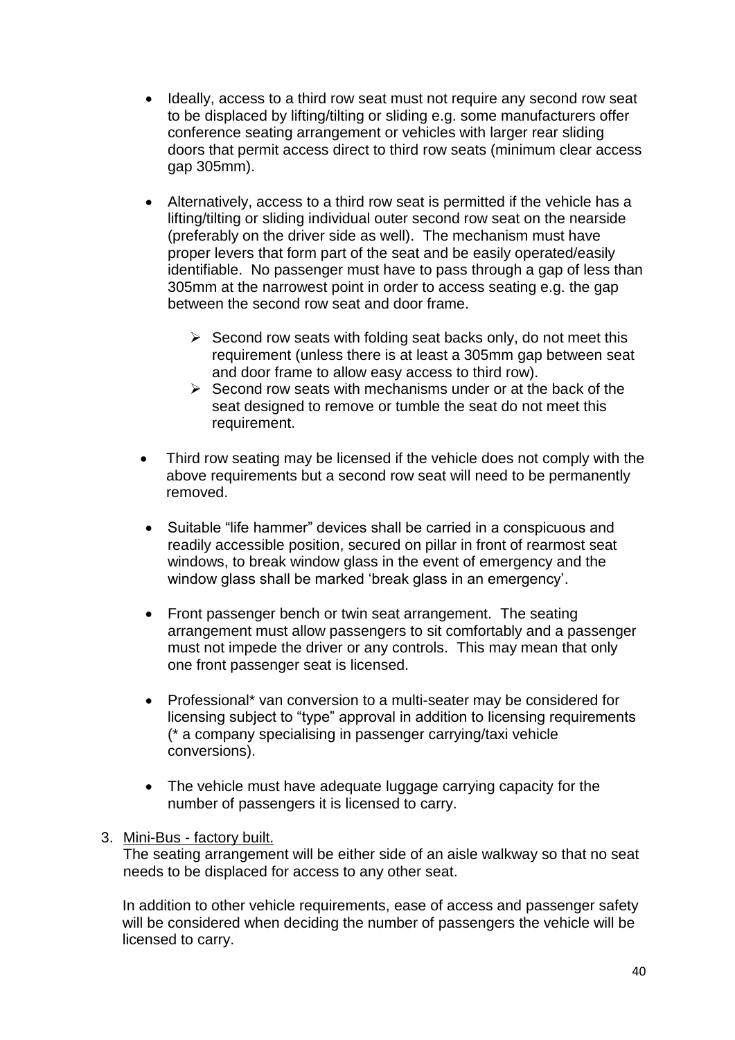- Ideally, access to a third row seat must not require any second row seat to be displaced by lifting/tilting or sliding e.g. some manufacturers offer conference seating arrangement or vehicles with larger rear sliding doors that permit access direct to third row seats (minimum clear access gap 305mm).

- Alternatively, access to a third row seat is permitted if the vehicle has a lifting/tilting or sliding individual outer second row seat on the nearside (preferably on the driver side as well). The mechanism must have proper levers that form part of the seat and be easily operated/easily identifiable. No passenger must have to pass through a gap of less than 305mm at the narrowest point in order to access seating e.g. the gap between the second row seat and door frame.

    - Second row seats with folding seat backs only, do not meet this requirement (unless there is at least a 305mm gap between seat and door frame to allow easy access to third row).
    - Second row seats with mechanisms under or at the back of the seat designed to remove or tumble the seat do not meet this requirement.

- Third row seating may be licensed if the vehicle does not comply with the above requirements but a second row seat will need to be permanently removed.

- Suitable "life hammer" devices shall be carried in a conspicuous and readily accessible position, secured on pillar in front of rearmost seat windows, to break window glass in the event of emergency and the window glass shall be marked 'break glass in an emergency'.

- Front passenger bench or twin seat arrangement. The seating arrangement must allow passengers to sit comfortably and a passenger must not impede the driver or any controls. This may mean that only one front passenger seat is licensed.

- Professional* van conversion to a multi-seater may be considered for licensing subject to "type" approval in addition to licensing requirements (* a company specialising in passenger carrying/taxi vehicle conversions).

- The vehicle must have adequate luggage carrying capacity for the number of passengers it is licensed to carry.

3. Mini-Bus - factory built.
   The seating arrangement will be either side of an aisle walkway so that no seat needs to be displaced for access to any other seat.

   In addition to other vehicle requirements, ease of access and passenger safety will be considered when deciding the number of passengers the vehicle will be licensed to carry.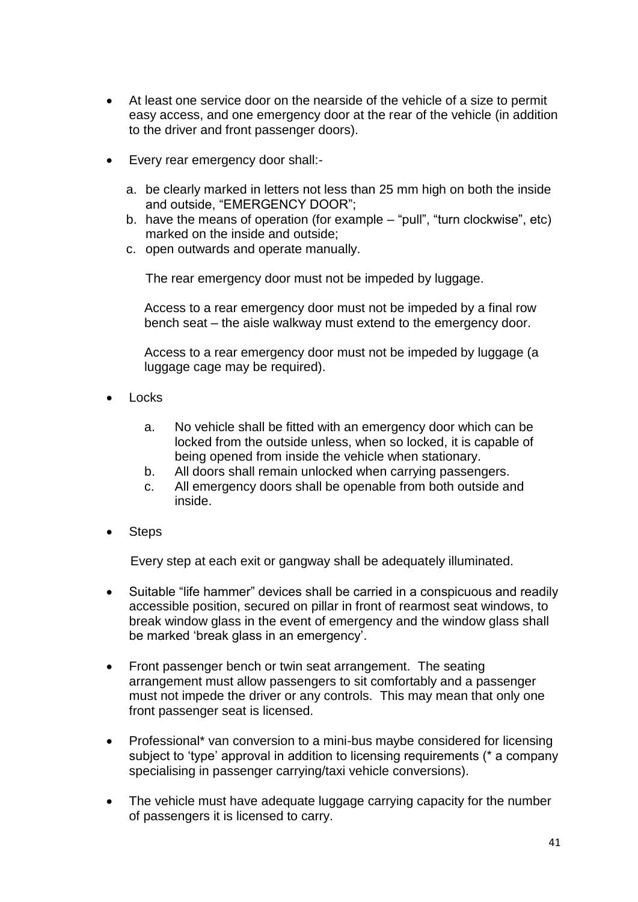- At least one service door on the nearside of the vehicle of a size to permit easy access, and one emergency door at the rear of the vehicle (in addition to the driver and front passenger doors).

- Every rear emergency door shall:-

  a. be clearly marked in letters not less than 25 mm high on both the inside and outside, "EMERGENCY DOOR";
  b. have the means of operation (for example – "pull", "turn clockwise", etc) marked on the inside and outside;
  c. open outwards and operate manually.

  The rear emergency door must not be impeded by luggage.

  Access to a rear emergency door must not be impeded by a final row bench seat – the aisle walkway must extend to the emergency door.

  Access to a rear emergency door must not be impeded by luggage (a luggage cage may be required).

- Locks

  a. No vehicle shall be fitted with an emergency door which can be locked from the outside unless, when so locked, it is capable of being opened from inside the vehicle when stationary.
  b. All doors shall remain unlocked when carrying passengers.
  c. All emergency doors shall be openable from both outside and inside.

- Steps

  Every step at each exit or gangway shall be adequately illuminated.

- Suitable "life hammer" devices shall be carried in a conspicuous and readily accessible position, secured on pillar in front of rearmost seat windows, to break window glass in the event of emergency and the window glass shall be marked 'break glass in an emergency'.

- Front passenger bench or twin seat arrangement. The seating arrangement must allow passengers to sit comfortably and a passenger must not impede the driver or any controls. This may mean that only one front passenger seat is licensed.

- Professional* van conversion to a mini-bus maybe considered for licensing subject to 'type' approval in addition to licensing requirements (* a company specialising in passenger carrying/taxi vehicle conversions).

- The vehicle must have adequate luggage carrying capacity for the number of passengers it is licensed to carry.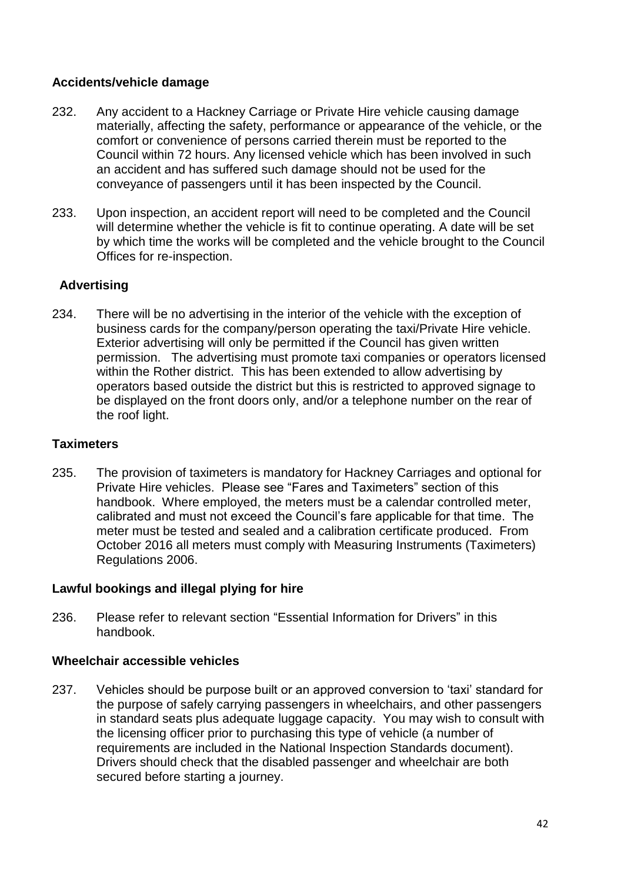**Accidents/vehicle damage**

232. Any accident to a Hackney Carriage or Private Hire vehicle causing damage materially, affecting the safety, performance or appearance of the vehicle, or the comfort or convenience of persons carried therein must be reported to the Council within 72 hours. Any licensed vehicle which has been involved in such an accident and has suffered such damage should not be used for the conveyance of passengers until it has been inspected by the Council.

233. Upon inspection, an accident report will need to be completed and the Council will determine whether the vehicle is fit to continue operating. A date will be set by which time the works will be completed and the vehicle brought to the Council Offices for re-inspection.

**Advertising**

234. There will be no advertising in the interior of the vehicle with the exception of business cards for the company/person operating the taxi/Private Hire vehicle. Exterior advertising will only be permitted if the Council has given written permission. The advertising must promote taxi companies or operators licensed within the Rother district. This has been extended to allow advertising by operators based outside the district but this is restricted to approved signage to be displayed on the front doors only, and/or a telephone number on the rear of the roof light.

**Taximeters**

235. The provision of taximeters is mandatory for Hackney Carriages and optional for Private Hire vehicles. Please see "Fares and Taximeters" section of this handbook. Where employed, the meters must be a calendar controlled meter, calibrated and must not exceed the Council's fare applicable for that time. The meter must be tested and sealed and a calibration certificate produced. From October 2016 all meters must comply with Measuring Instruments (Taximeters) Regulations 2006.

**Lawful bookings and illegal plying for hire**

236. Please refer to relevant section "Essential Information for Drivers" in this handbook.

**Wheelchair accessible vehicles**

237. Vehicles should be purpose built or an approved conversion to 'taxi' standard for the purpose of safely carrying passengers in wheelchairs, and other passengers in standard seats plus adequate luggage capacity. You may wish to consult with the licensing officer prior to purchasing this type of vehicle (a number of requirements are included in the National Inspection Standards document). Drivers should check that the disabled passenger and wheelchair are both secured before starting a journey.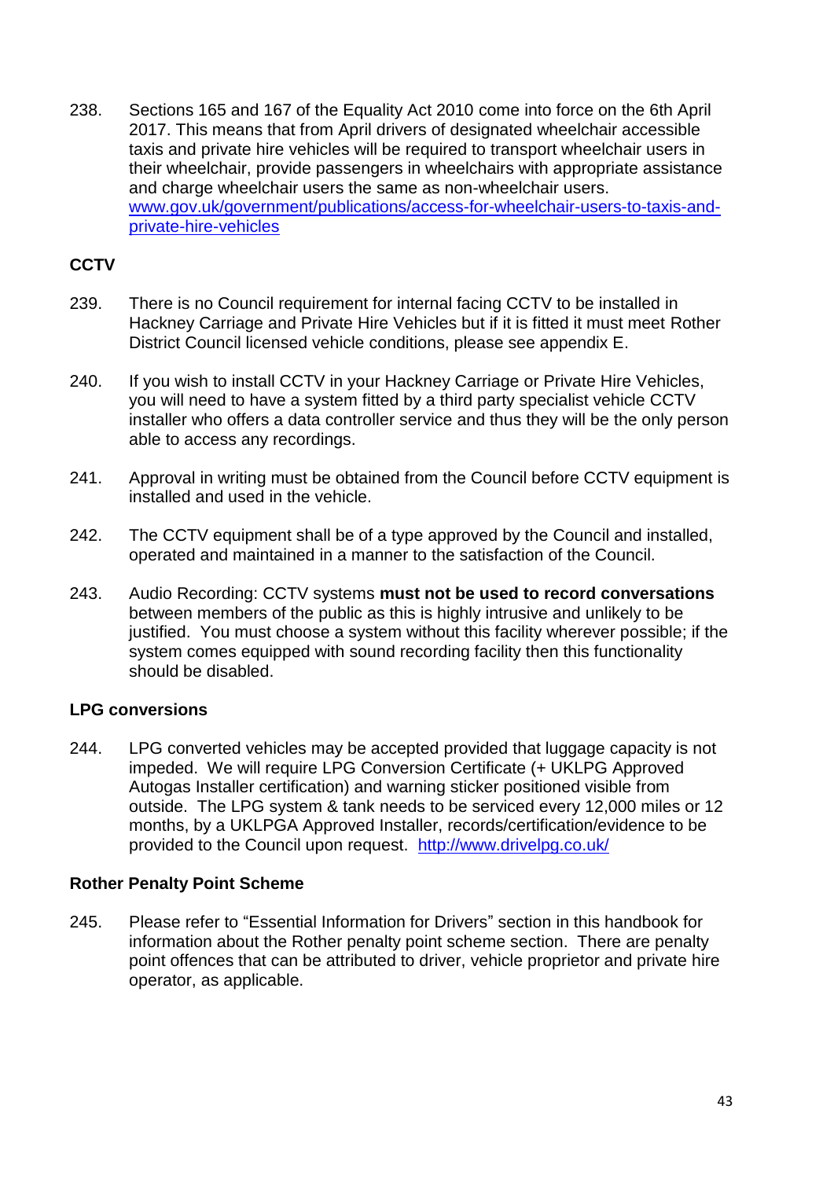238. Sections 165 and 167 of the Equality Act 2010 come into force on the 6th April 2017. This means that from April drivers of designated wheelchair accessible taxis and private hire vehicles will be required to transport wheelchair users in their wheelchair, provide passengers in wheelchairs with appropriate assistance and charge wheelchair users the same as non-wheelchair users. [www.gov.uk/government/publications/access-for-wheelchair-users-to-taxis-and-private-hire-vehicles](http://www.gov.uk/government/publications/access-for-wheelchair-users-to-taxis-and-private-hire-vehicles)

### CCTV

239. There is no Council requirement for internal facing CCTV to be installed in Hackney Carriage and Private Hire Vehicles but if it is fitted it must meet Rother District Council licensed vehicle conditions, please see appendix E.

240. If you wish to install CCTV in your Hackney Carriage or Private Hire Vehicles, you will need to have a system fitted by a third party specialist vehicle CCTV installer who offers a data controller service and thus they will be the only person able to access any recordings.

241. Approval in writing must be obtained from the Council before CCTV equipment is installed and used in the vehicle.

242. The CCTV equipment shall be of a type approved by the Council and installed, operated and maintained in a manner to the satisfaction of the Council.

243. Audio Recording: CCTV systems **must not be used to record conversations** between members of the public as this is highly intrusive and unlikely to be justified. You must choose a system without this facility wherever possible; if the system comes equipped with sound recording facility then this functionality should be disabled.

### LPG conversions

244. LPG converted vehicles may be accepted provided that luggage capacity is not impeded. We will require LPG Conversion Certificate (+ UKLPG Approved Autogas Installer certification) and warning sticker positioned visible from outside. The LPG system & tank needs to be serviced every 12,000 miles or 12 months, by a UKLPGA Approved Installer, records/certification/evidence to be provided to the Council upon request. [http://www.drivelpg.co.uk/](http://www.drivelpg.co.uk/)

### Rother Penalty Point Scheme

245. Please refer to "Essential Information for Drivers" section in this handbook for information about the Rother penalty point scheme section. There are penalty point offences that can be attributed to driver, vehicle proprietor and private hire operator, as applicable.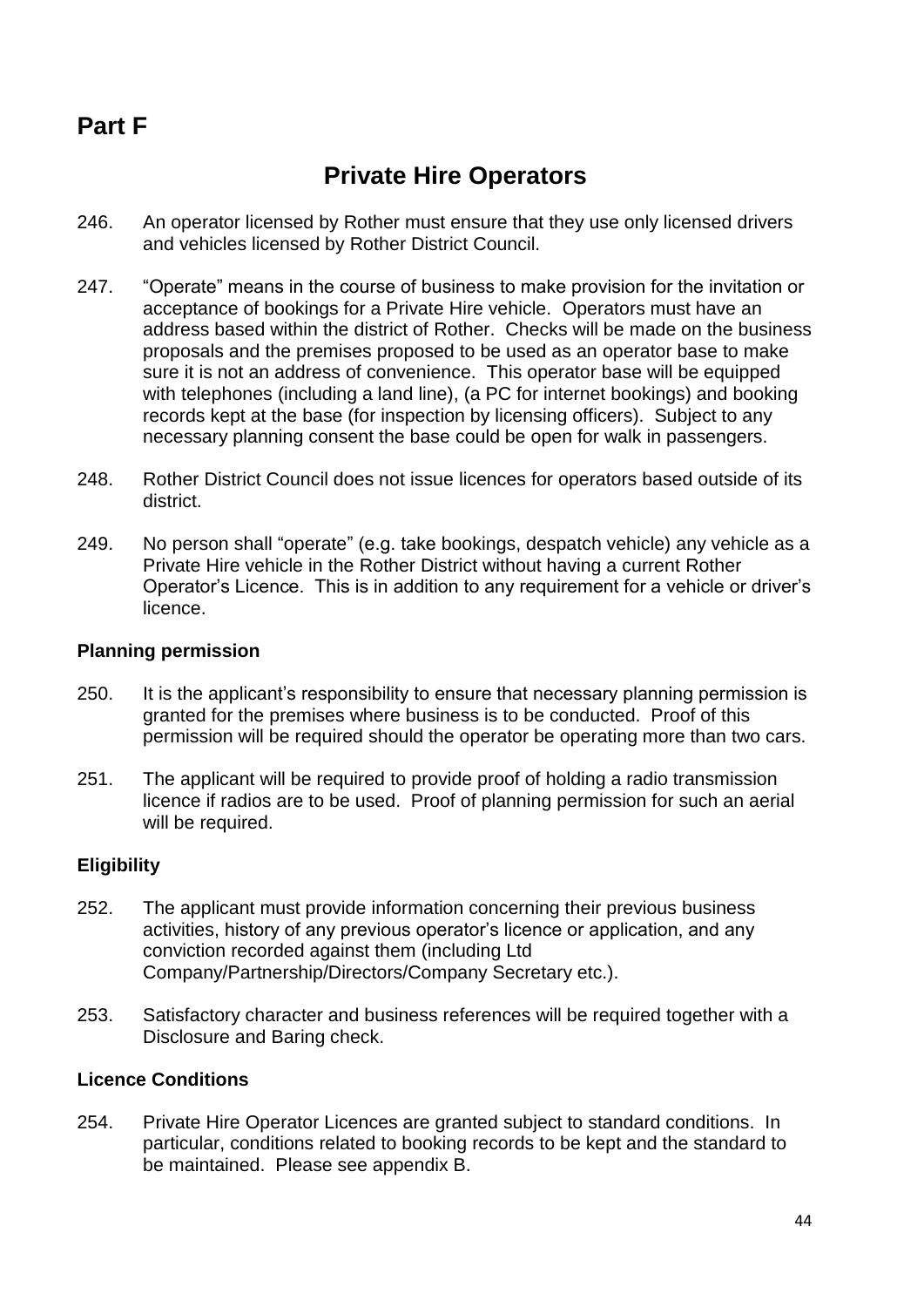## Part F

# Private Hire Operators

246. An operator licensed by Rother must ensure that they use only licensed drivers and vehicles licensed by Rother District Council.

247. "Operate" means in the course of business to make provision for the invitation or acceptance of bookings for a Private Hire vehicle. Operators must have an address based within the district of Rother. Checks will be made on the business proposals and the premises proposed to be used as an operator base to make sure it is not an address of convenience. This operator base will be equipped with telephones (including a land line), (a PC for internet bookings) and booking records kept at the base (for inspection by licensing officers). Subject to any necessary planning consent the base could be open for walk in passengers.

248. Rother District Council does not issue licences for operators based outside of its district.

249. No person shall "operate" (e.g. take bookings, despatch vehicle) any vehicle as a Private Hire vehicle in the Rother District without having a current Rother Operator's Licence. This is in addition to any requirement for a vehicle or driver's licence.

### Planning permission

250. It is the applicant's responsibility to ensure that necessary planning permission is granted for the premises where business is to be conducted. Proof of this permission will be required should the operator be operating more than two cars.

251. The applicant will be required to provide proof of holding a radio transmission licence if radios are to be used. Proof of planning permission for such an aerial will be required.

### Eligibility

252. The applicant must provide information concerning their previous business activities, history of any previous operator's licence or application, and any conviction recorded against them (including Ltd Company/Partnership/Directors/Company Secretary etc.).

253. Satisfactory character and business references will be required together with a Disclosure and Baring check.

### Licence Conditions

254. Private Hire Operator Licences are granted subject to standard conditions. In particular, conditions related to booking records to be kept and the standard to be maintained. Please see appendix B.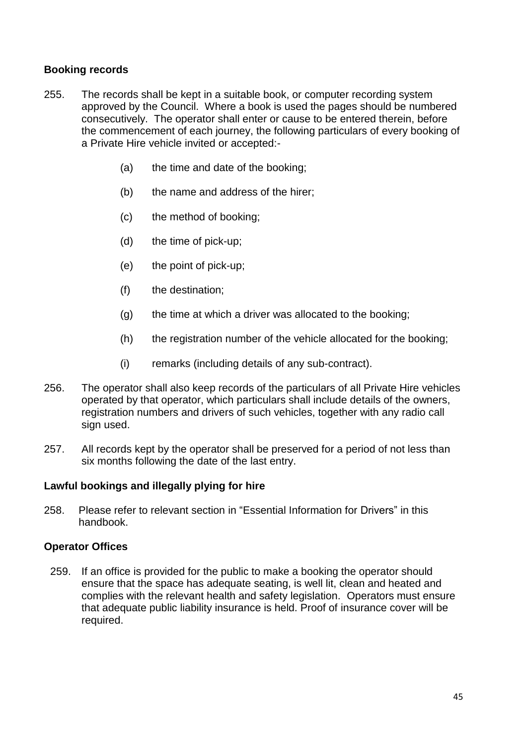### Booking records

255. The records shall be kept in a suitable book, or computer recording system approved by the Council. Where a book is used the pages should be numbered consecutively. The operator shall enter or cause to be entered therein, before the commencement of each journey, the following particulars of every booking of a Private Hire vehicle invited or accepted:-

    (a) the time and date of the booking;

    (b) the name and address of the hirer;

    (c) the method of booking;

    (d) the time of pick-up;

    (e) the point of pick-up;

    (f) the destination;

    (g) the time at which a driver was allocated to the booking;

    (h) the registration number of the vehicle allocated for the booking;

    (i) remarks (including details of any sub-contract).

256. The operator shall also keep records of the particulars of all Private Hire vehicles operated by that operator, which particulars shall include details of the owners, registration numbers and drivers of such vehicles, together with any radio call sign used.

257. All records kept by the operator shall be preserved for a period of not less than six months following the date of the last entry.

### Lawful bookings and illegally plying for hire

258. Please refer to relevant section in "Essential Information for Drivers" in this handbook.

### Operator Offices

259. If an office is provided for the public to make a booking the operator should ensure that the space has adequate seating, is well lit, clean and heated and complies with the relevant health and safety legislation. Operators must ensure that adequate public liability insurance is held. Proof of insurance cover will be required.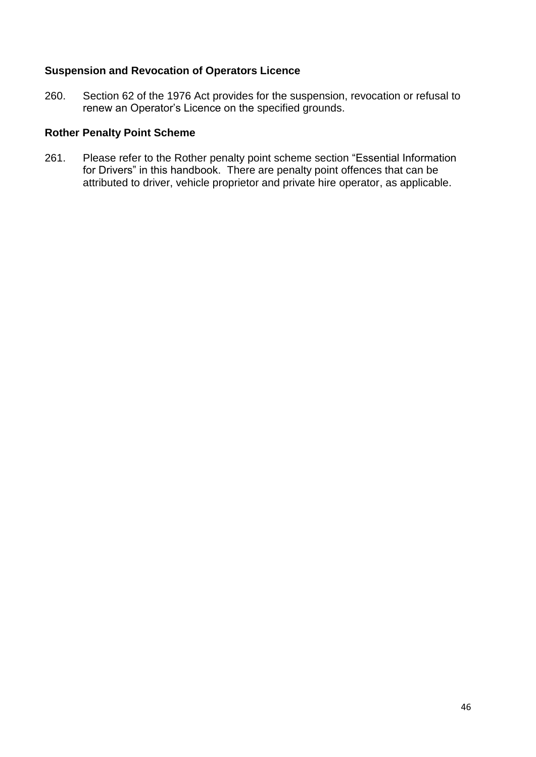**Suspension and Revocation of Operators Licence**

260. Section 62 of the 1976 Act provides for the suspension, revocation or refusal to renew an Operator's Licence on the specified grounds.

**Rother Penalty Point Scheme**

261. Please refer to the Rother penalty point scheme section "Essential Information for Drivers" in this handbook. There are penalty point offences that can be attributed to driver, vehicle proprietor and private hire operator, as applicable.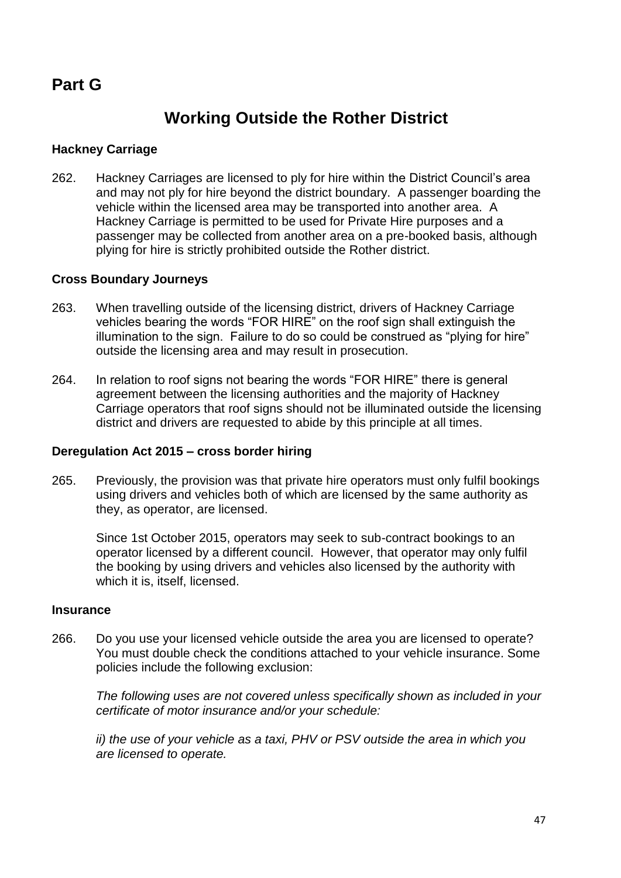# Part G

## Working Outside the Rother District

### Hackney Carriage

262. Hackney Carriages are licensed to ply for hire within the District Council's area and may not ply for hire beyond the district boundary. A passenger boarding the vehicle within the licensed area may be transported into another area. A Hackney Carriage is permitted to be used for Private Hire purposes and a passenger may be collected from another area on a pre-booked basis, although plying for hire is strictly prohibited outside the Rother district.

### Cross Boundary Journeys

263. When travelling outside of the licensing district, drivers of Hackney Carriage vehicles bearing the words "FOR HIRE" on the roof sign shall extinguish the illumination to the sign. Failure to do so could be construed as "plying for hire" outside the licensing area and may result in prosecution.

264. In relation to roof signs not bearing the words "FOR HIRE" there is general agreement between the licensing authorities and the majority of Hackney Carriage operators that roof signs should not be illuminated outside the licensing district and drivers are requested to abide by this principle at all times.

### Deregulation Act 2015 – cross border hiring

265. Previously, the provision was that private hire operators must only fulfil bookings using drivers and vehicles both of which are licensed by the same authority as they, as operator, are licensed.

Since 1st October 2015, operators may seek to sub-contract bookings to an operator licensed by a different council. However, that operator may only fulfil the booking by using drivers and vehicles also licensed by the authority with which it is, itself, licensed.

### Insurance

266. Do you use your licensed vehicle outside the area you are licensed to operate? You must double check the conditions attached to your vehicle insurance. Some policies include the following exclusion:

*The following uses are not covered unless specifically shown as included in your certificate of motor insurance and/or your schedule:*

*ii) the use of your vehicle as a taxi, PHV or PSV outside the area in which you are licensed to operate.*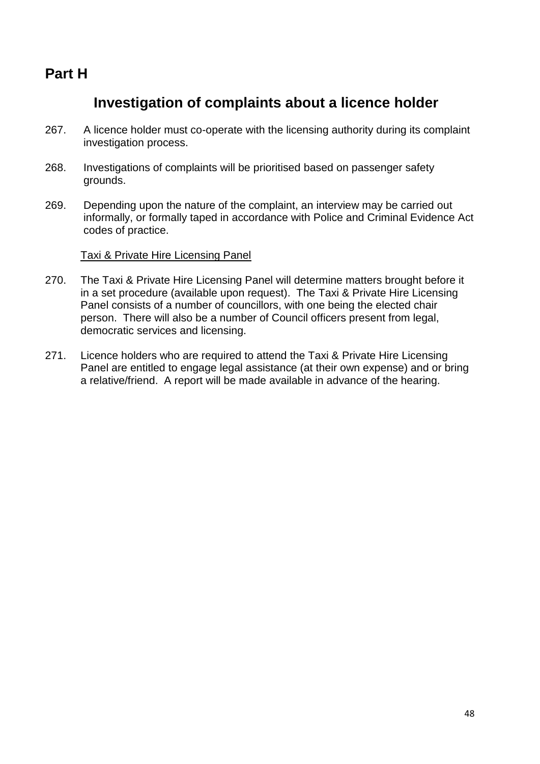## Part H

### Investigation of complaints about a licence holder

267. A licence holder must co-operate with the licensing authority during its complaint investigation process.

268. Investigations of complaints will be prioritised based on passenger safety grounds.

269. Depending upon the nature of the complaint, an interview may be carried out informally, or formally taped in accordance with Police and Criminal Evidence Act codes of practice.

<u>Taxi & Private Hire Licensing Panel</u>

270. The Taxi & Private Hire Licensing Panel will determine matters brought before it in a set procedure (available upon request). The Taxi & Private Hire Licensing Panel consists of a number of councillors, with one being the elected chair person. There will also be a number of Council officers present from legal, democratic services and licensing.

271. Licence holders who are required to attend the Taxi & Private Hire Licensing Panel are entitled to engage legal assistance (at their own expense) and or bring a relative/friend. A report will be made available in advance of the hearing.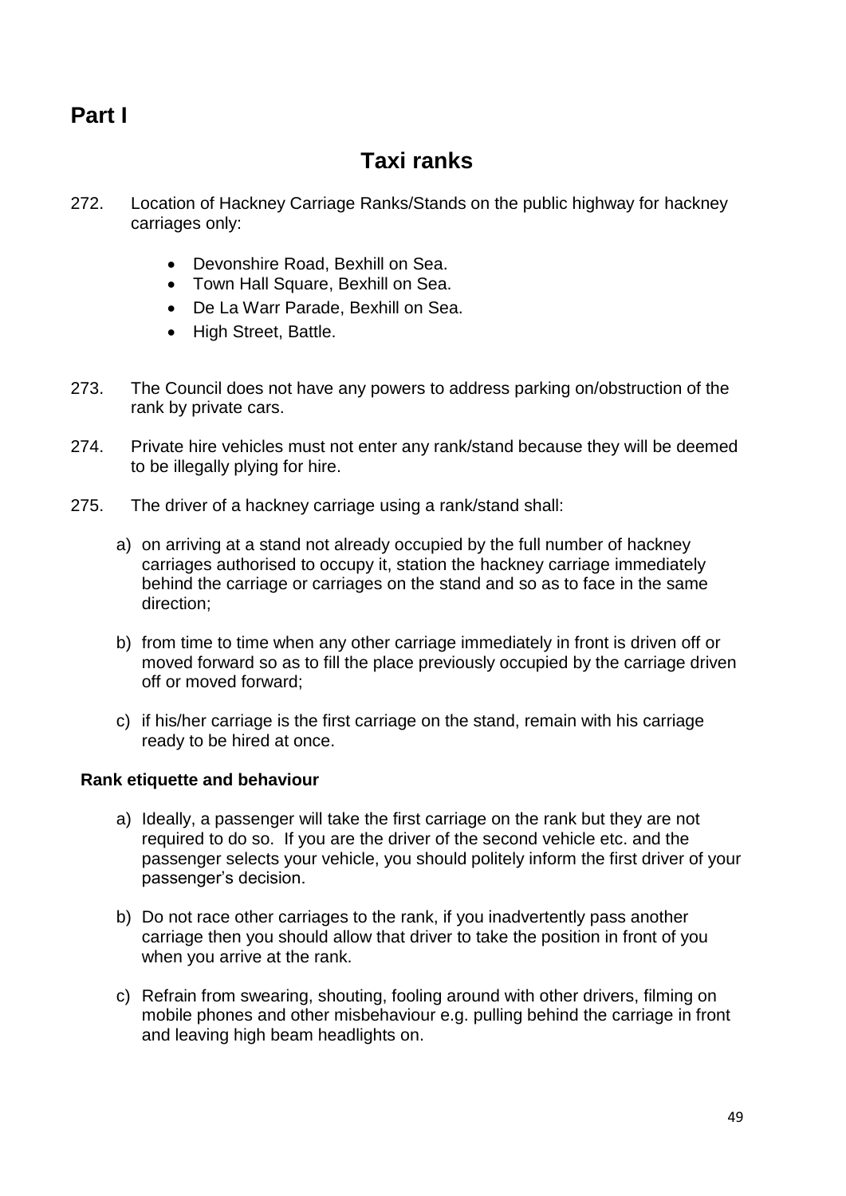# Part I

## Taxi ranks

272. Location of Hackney Carriage Ranks/Stands on the public highway for hackney carriages only:

    - Devonshire Road, Bexhill on Sea.
    - Town Hall Square, Bexhill on Sea.
    - De La Warr Parade, Bexhill on Sea.
    - High Street, Battle.

273. The Council does not have any powers to address parking on/obstruction of the rank by private cars.

274. Private hire vehicles must not enter any rank/stand because they will be deemed to be illegally plying for hire.

275. The driver of a hackney carriage using a rank/stand shall:

    a) on arriving at a stand not already occupied by the full number of hackney carriages authorised to occupy it, station the hackney carriage immediately behind the carriage or carriages on the stand and so as to face in the same direction;

    b) from time to time when any other carriage immediately in front is driven off or moved forward so as to fill the place previously occupied by the carriage driven off or moved forward;

    c) if his/her carriage is the first carriage on the stand, remain with his carriage ready to be hired at once.

**Rank etiquette and behaviour**

a) Ideally, a passenger will take the first carriage on the rank but they are not required to do so. If you are the driver of the second vehicle etc. and the passenger selects your vehicle, you should politely inform the first driver of your passenger's decision.

b) Do not race other carriages to the rank, if you inadvertently pass another carriage then you should allow that driver to take the position in front of you when you arrive at the rank.

c) Refrain from swearing, shouting, fooling around with other drivers, filming on mobile phones and other misbehaviour e.g. pulling behind the carriage in front and leaving high beam headlights on.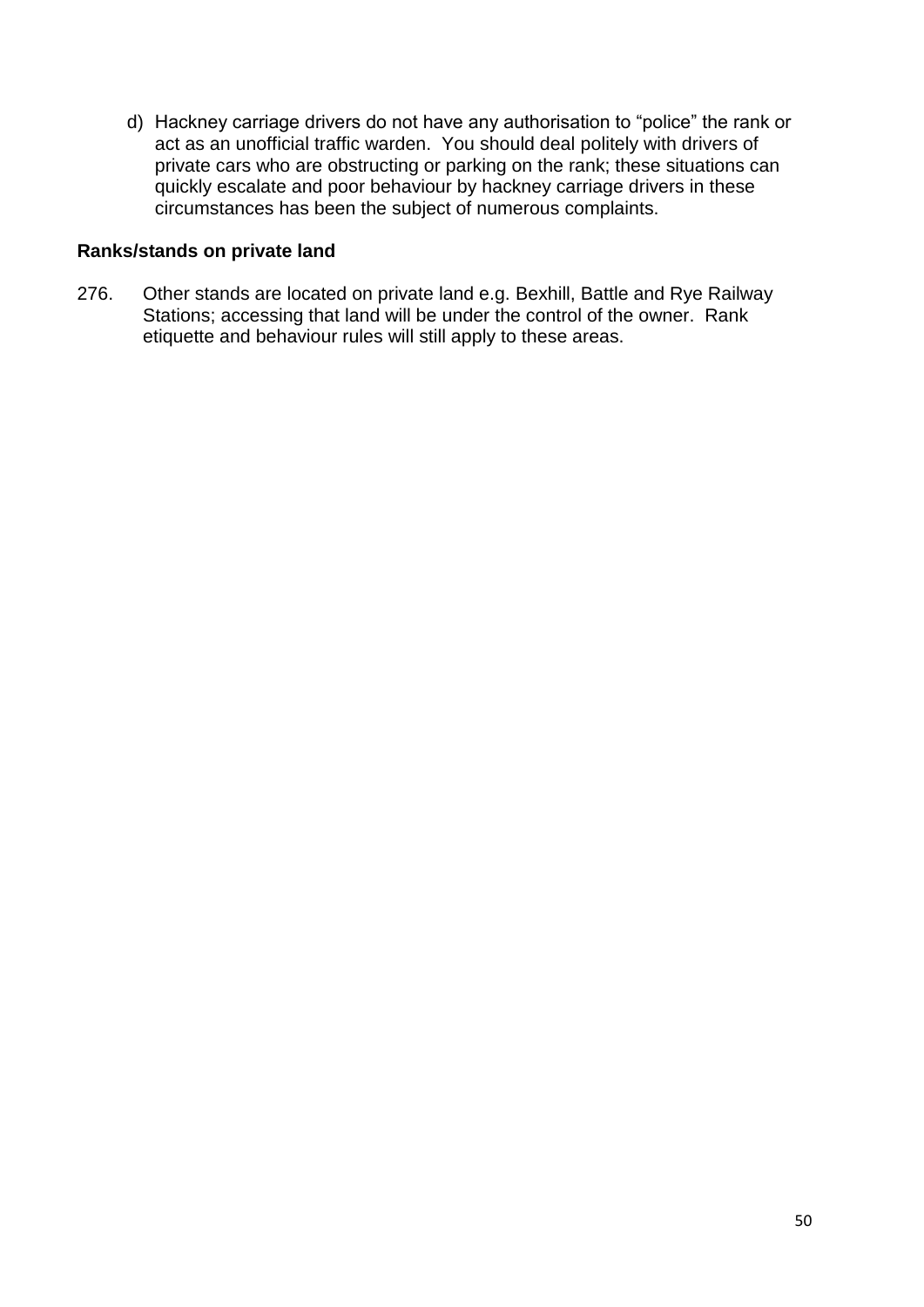d) Hackney carriage drivers do not have any authorisation to "police" the rank or act as an unofficial traffic warden. You should deal politely with drivers of private cars who are obstructing or parking on the rank; these situations can quickly escalate and poor behaviour by hackney carriage drivers in these circumstances has been the subject of numerous complaints.

**Ranks/stands on private land**

276. Other stands are located on private land e.g. Bexhill, Battle and Rye Railway Stations; accessing that land will be under the control of the owner. Rank etiquette and behaviour rules will still apply to these areas.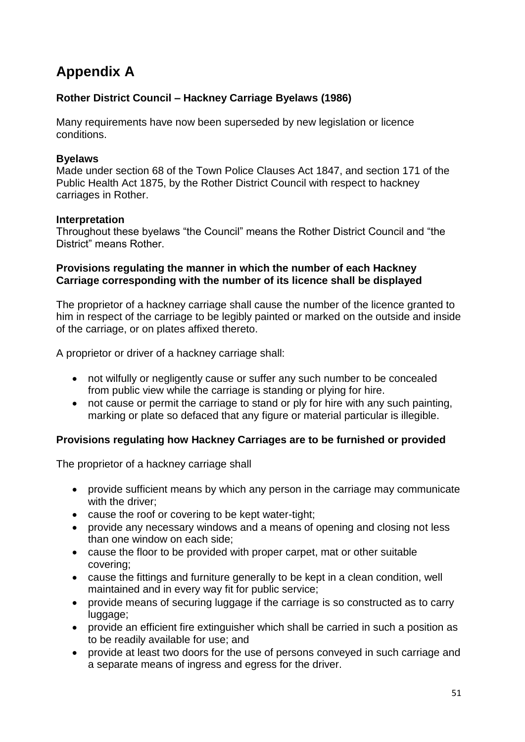# Appendix A

### Rother District Council – Hackney Carriage Byelaws (1986)

Many requirements have now been superseded by new legislation or licence conditions.

**Byelaws**

Made under section 68 of the Town Police Clauses Act 1847, and section 171 of the Public Health Act 1875, by the Rother District Council with respect to hackney carriages in Rother.

**Interpretation**

Throughout these byelaws "the Council" means the Rother District Council and "the District" means Rother.

**Provisions regulating the manner in which the number of each Hackney Carriage corresponding with the number of its licence shall be displayed**

The proprietor of a hackney carriage shall cause the number of the licence granted to him in respect of the carriage to be legibly painted or marked on the outside and inside of the carriage, or on plates affixed thereto.

A proprietor or driver of a hackney carriage shall:

- not wilfully or negligently cause or suffer any such number to be concealed from public view while the carriage is standing or plying for hire.
- not cause or permit the carriage to stand or ply for hire with any such painting, marking or plate so defaced that any figure or material particular is illegible.

**Provisions regulating how Hackney Carriages are to be furnished or provided**

The proprietor of a hackney carriage shall

- provide sufficient means by which any person in the carriage may communicate with the driver;
- cause the roof or covering to be kept water-tight;
- provide any necessary windows and a means of opening and closing not less than one window on each side;
- cause the floor to be provided with proper carpet, mat or other suitable covering;
- cause the fittings and furniture generally to be kept in a clean condition, well maintained and in every way fit for public service;
- provide means of securing luggage if the carriage is so constructed as to carry luggage;
- provide an efficient fire extinguisher which shall be carried in such a position as to be readily available for use; and
- provide at least two doors for the use of persons conveyed in such carriage and a separate means of ingress and egress for the driver.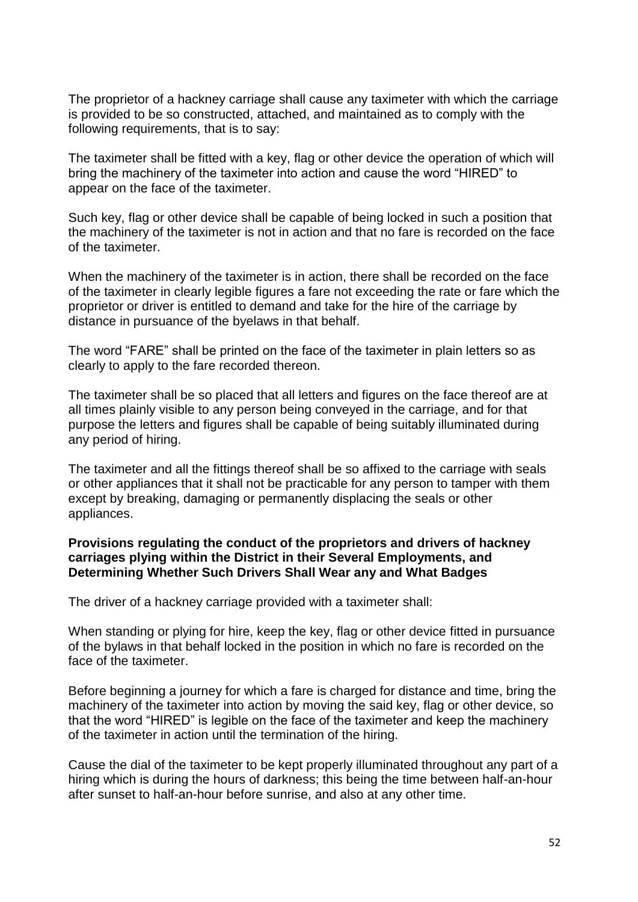The proprietor of a hackney carriage shall cause any taximeter with which the carriage is provided to be so constructed, attached, and maintained as to comply with the following requirements, that is to say:

The taximeter shall be fitted with a key, flag or other device the operation of which will bring the machinery of the taximeter into action and cause the word "HIRED" to appear on the face of the taximeter.

Such key, flag or other device shall be capable of being locked in such a position that the machinery of the taximeter is not in action and that no fare is recorded on the face of the taximeter.

When the machinery of the taximeter is in action, there shall be recorded on the face of the taximeter in clearly legible figures a fare not exceeding the rate or fare which the proprietor or driver is entitled to demand and take for the hire of the carriage by distance in pursuance of the byelaws in that behalf.

The word "FARE" shall be printed on the face of the taximeter in plain letters so as clearly to apply to the fare recorded thereon.

The taximeter shall be so placed that all letters and figures on the face thereof are at all times plainly visible to any person being conveyed in the carriage, and for that purpose the letters and figures shall be capable of being suitably illuminated during any period of hiring.

The taximeter and all the fittings thereof shall be so affixed to the carriage with seals or other appliances that it shall not be practicable for any person to tamper with them except by breaking, damaging or permanently displacing the seals or other appliances.

**Provisions regulating the conduct of the proprietors and drivers of hackney carriages plying within the District in their Several Employments, and Determining Whether Such Drivers Shall Wear any and What Badges**

The driver of a hackney carriage provided with a taximeter shall:

When standing or plying for hire, keep the key, flag or other device fitted in pursuance of the bylaws in that behalf locked in the position in which no fare is recorded on the face of the taximeter.

Before beginning a journey for which a fare is charged for distance and time, bring the machinery of the taximeter into action by moving the said key, flag or other device, so that the word "HIRED" is legible on the face of the taximeter and keep the machinery of the taximeter in action until the termination of the hiring.

Cause the dial of the taximeter to be kept properly illuminated throughout any part of a hiring which is during the hours of darkness; this being the time between half-an-hour after sunset to half-an-hour before sunrise, and also at any other time.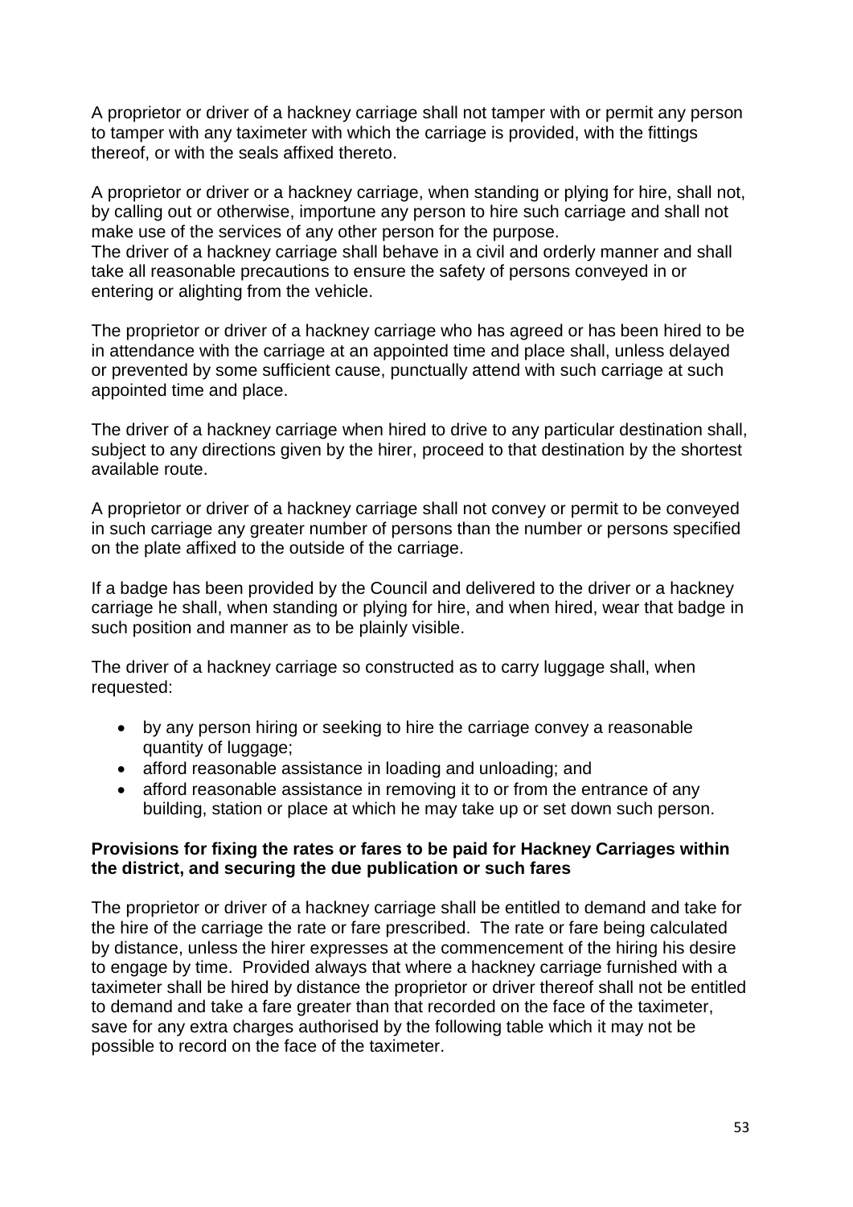A proprietor or driver of a hackney carriage shall not tamper with or permit any person to tamper with any taximeter with which the carriage is provided, with the fittings thereof, or with the seals affixed thereto.

A proprietor or driver or a hackney carriage, when standing or plying for hire, shall not, by calling out or otherwise, importune any person to hire such carriage and shall not make use of the services of any other person for the purpose.
The driver of a hackney carriage shall behave in a civil and orderly manner and shall take all reasonable precautions to ensure the safety of persons conveyed in or entering or alighting from the vehicle.

The proprietor or driver of a hackney carriage who has agreed or has been hired to be in attendance with the carriage at an appointed time and place shall, unless delayed or prevented by some sufficient cause, punctually attend with such carriage at such appointed time and place.

The driver of a hackney carriage when hired to drive to any particular destination shall, subject to any directions given by the hirer, proceed to that destination by the shortest available route.

A proprietor or driver of a hackney carriage shall not convey or permit to be conveyed in such carriage any greater number of persons than the number or persons specified on the plate affixed to the outside of the carriage.

If a badge has been provided by the Council and delivered to the driver or a hackney carriage he shall, when standing or plying for hire, and when hired, wear that badge in such position and manner as to be plainly visible.

The driver of a hackney carriage so constructed as to carry luggage shall, when requested:

- by any person hiring or seeking to hire the carriage convey a reasonable quantity of luggage;
- afford reasonable assistance in loading and unloading; and
- afford reasonable assistance in removing it to or from the entrance of any building, station or place at which he may take up or set down such person.

**Provisions for fixing the rates or fares to be paid for Hackney Carriages within the district, and securing the due publication or such fares**

The proprietor or driver of a hackney carriage shall be entitled to demand and take for the hire of the carriage the rate or fare prescribed. The rate or fare being calculated by distance, unless the hirer expresses at the commencement of the hiring his desire to engage by time. Provided always that where a hackney carriage furnished with a taximeter shall be hired by distance the proprietor or driver thereof shall not be entitled to demand and take a fare greater than that recorded on the face of the taximeter, save for any extra charges authorised by the following table which it may not be possible to record on the face of the taximeter.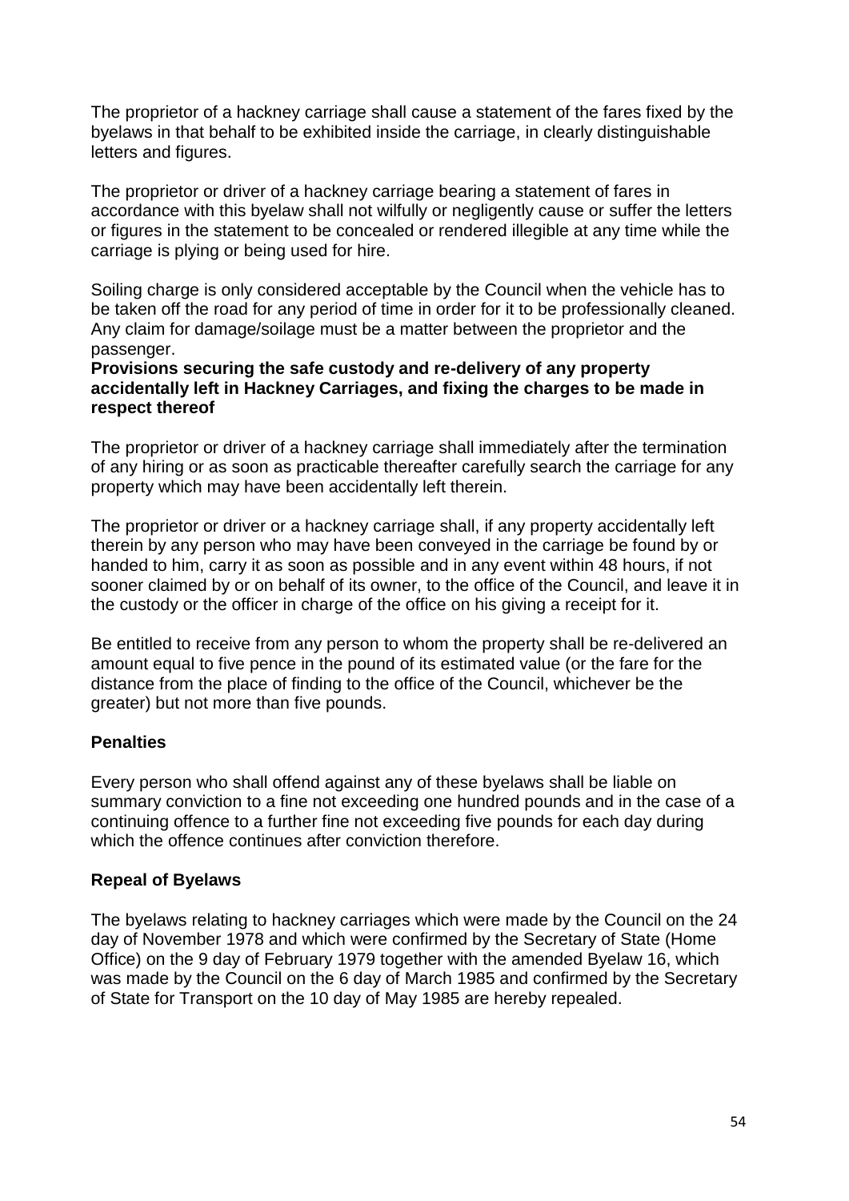The proprietor of a hackney carriage shall cause a statement of the fares fixed by the byelaws in that behalf to be exhibited inside the carriage, in clearly distinguishable letters and figures.

The proprietor or driver of a hackney carriage bearing a statement of fares in accordance with this byelaw shall not wilfully or negligently cause or suffer the letters or figures in the statement to be concealed or rendered illegible at any time while the carriage is plying or being used for hire.

Soiling charge is only considered acceptable by the Council when the vehicle has to be taken off the road for any period of time in order for it to be professionally cleaned. Any claim for damage/soilage must be a matter between the proprietor and the passenger.

**Provisions securing the safe custody and re-delivery of any property accidentally left in Hackney Carriages, and fixing the charges to be made in respect thereof**

The proprietor or driver of a hackney carriage shall immediately after the termination of any hiring or as soon as practicable thereafter carefully search the carriage for any property which may have been accidentally left therein.

The proprietor or driver or a hackney carriage shall, if any property accidentally left therein by any person who may have been conveyed in the carriage be found by or handed to him, carry it as soon as possible and in any event within 48 hours, if not sooner claimed by or on behalf of its owner, to the office of the Council, and leave it in the custody or the officer in charge of the office on his giving a receipt for it.

Be entitled to receive from any person to whom the property shall be re-delivered an amount equal to five pence in the pound of its estimated value (or the fare for the distance from the place of finding to the office of the Council, whichever be the greater) but not more than five pounds.

**Penalties**

Every person who shall offend against any of these byelaws shall be liable on summary conviction to a fine not exceeding one hundred pounds and in the case of a continuing offence to a further fine not exceeding five pounds for each day during which the offence continues after conviction therefore.

**Repeal of Byelaws**

The byelaws relating to hackney carriages which were made by the Council on the 24 day of November 1978 and which were confirmed by the Secretary of State (Home Office) on the 9 day of February 1979 together with the amended Byelaw 16, which was made by the Council on the 6 day of March 1985 and confirmed by the Secretary of State for Transport on the 10 day of May 1985 are hereby repealed.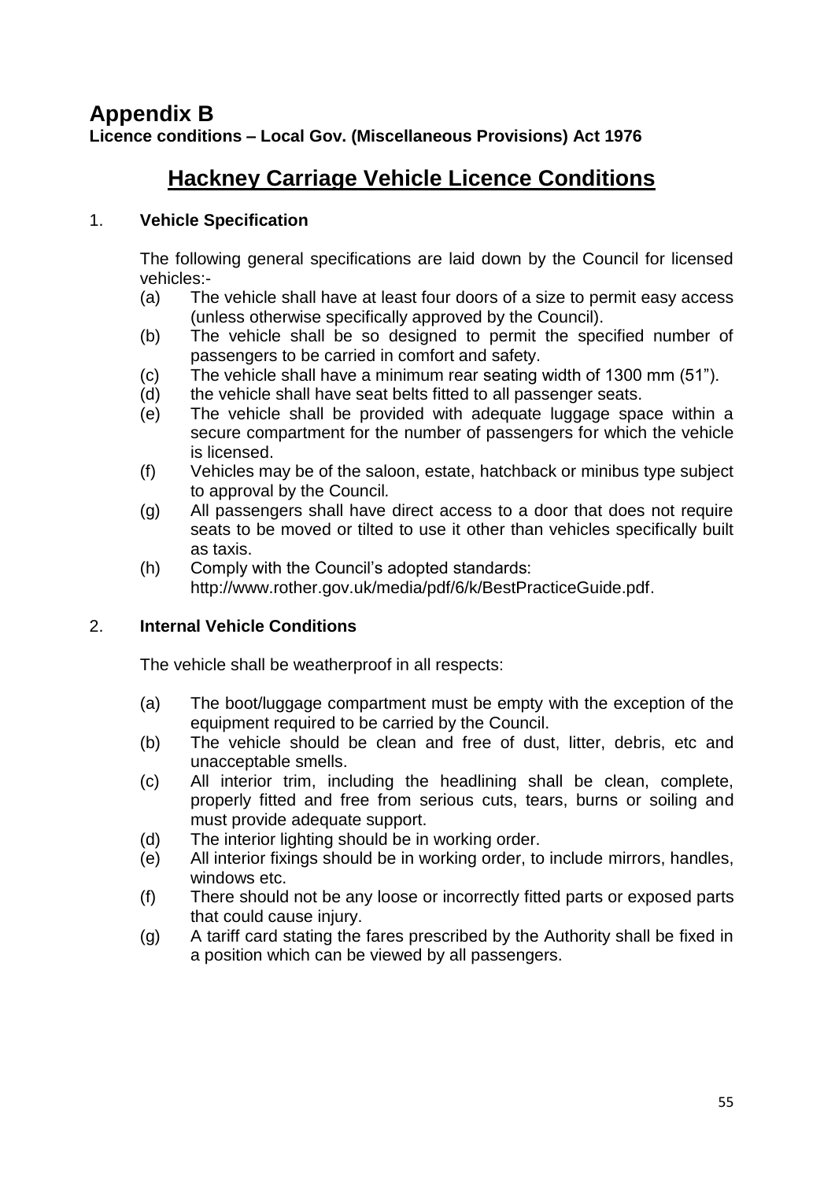# Appendix B

**Licence conditions – Local Gov. (Miscellaneous Provisions) Act 1976**

## Hackney Carriage Vehicle Licence Conditions

1. **Vehicle Specification**

   The following general specifications are laid down by the Council for licensed vehicles:-

   (a) The vehicle shall have at least four doors of a size to permit easy access (unless otherwise specifically approved by the Council).

   (b) The vehicle shall be so designed to permit the specified number of passengers to be carried in comfort and safety.

   (c) The vehicle shall have a minimum rear seating width of 1300 mm (51").

   (d) the vehicle shall have seat belts fitted to all passenger seats.

   (e) The vehicle shall be provided with adequate luggage space within a secure compartment for the number of passengers for which the vehicle is licensed.

   (f) Vehicles may be of the saloon, estate, hatchback or minibus type subject to approval by the Council.

   (g) All passengers shall have direct access to a door that does not require seats to be moved or tilted to use it other than vehicles specifically built as taxis.

   (h) Comply with the Council's adopted standards: http://www.rother.gov.uk/media/pdf/6/k/BestPracticeGuide.pdf.

2. **Internal Vehicle Conditions**

   The vehicle shall be weatherproof in all respects:

   (a) The boot/luggage compartment must be empty with the exception of the equipment required to be carried by the Council.

   (b) The vehicle should be clean and free of dust, litter, debris, etc and unacceptable smells.

   (c) All interior trim, including the headlining shall be clean, complete, properly fitted and free from serious cuts, tears, burns or soiling and must provide adequate support.

   (d) The interior lighting should be in working order.

   (e) All interior fixings should be in working order, to include mirrors, handles, windows etc.

   (f) There should not be any loose or incorrectly fitted parts or exposed parts that could cause injury.

   (g) A tariff card stating the fares prescribed by the Authority shall be fixed in a position which can be viewed by all passengers.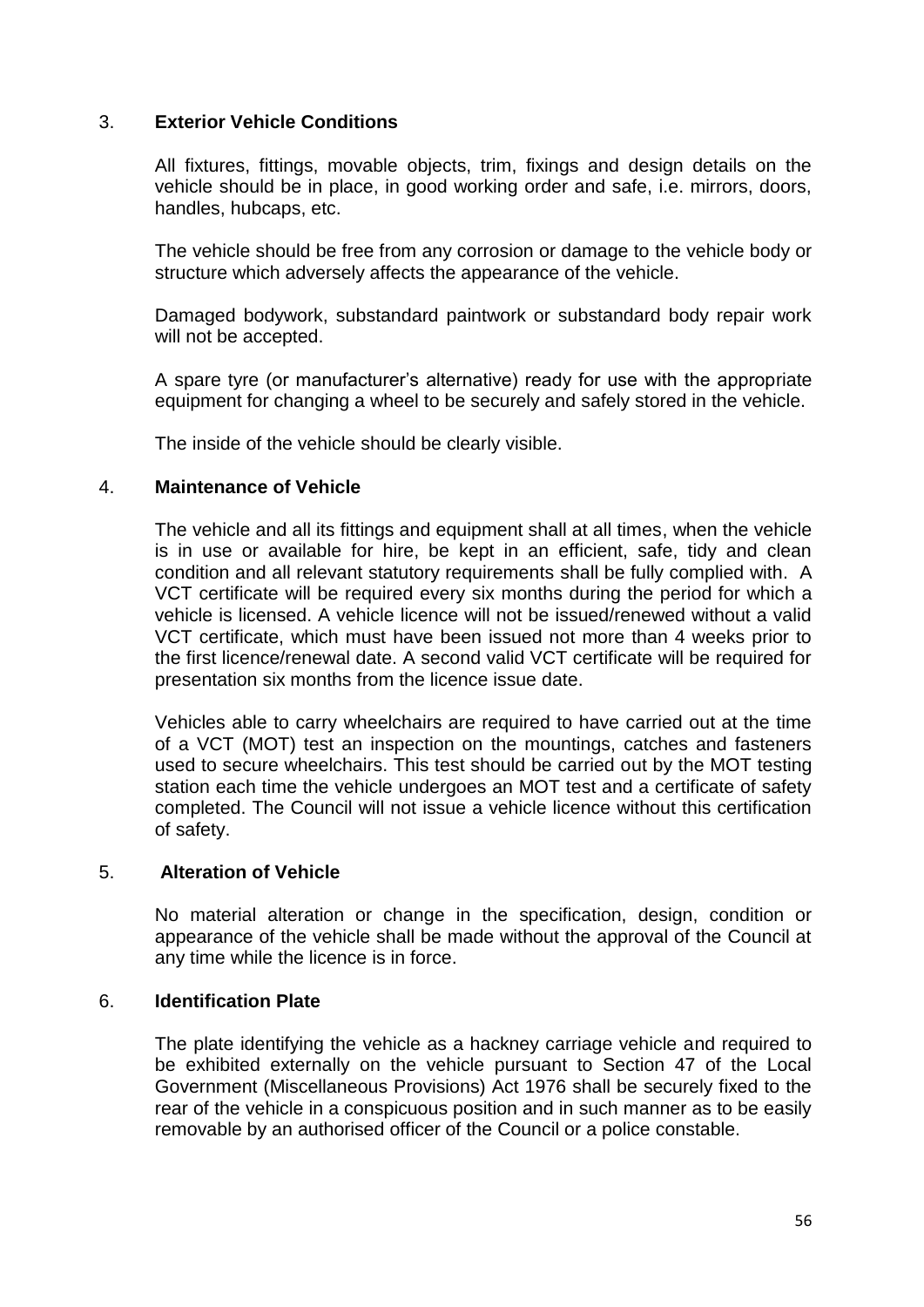## 3. **Exterior Vehicle Conditions**

All fixtures, fittings, movable objects, trim, fixings and design details on the vehicle should be in place, in good working order and safe, i.e. mirrors, doors, handles, hubcaps, etc.

The vehicle should be free from any corrosion or damage to the vehicle body or structure which adversely affects the appearance of the vehicle.

Damaged bodywork, substandard paintwork or substandard body repair work will not be accepted.

A spare tyre (or manufacturer's alternative) ready for use with the appropriate equipment for changing a wheel to be securely and safely stored in the vehicle.

The inside of the vehicle should be clearly visible.

## 4. **Maintenance of Vehicle**

The vehicle and all its fittings and equipment shall at all times, when the vehicle is in use or available for hire, be kept in an efficient, safe, tidy and clean condition and all relevant statutory requirements shall be fully complied with. A VCT certificate will be required every six months during the period for which a vehicle is licensed. A vehicle licence will not be issued/renewed without a valid VCT certificate, which must have been issued not more than 4 weeks prior to the first licence/renewal date. A second valid VCT certificate will be required for presentation six months from the licence issue date.

Vehicles able to carry wheelchairs are required to have carried out at the time of a VCT (MOT) test an inspection on the mountings, catches and fasteners used to secure wheelchairs. This test should be carried out by the MOT testing station each time the vehicle undergoes an MOT test and a certificate of safety completed. The Council will not issue a vehicle licence without this certification of safety.

## 5. **Alteration of Vehicle**

No material alteration or change in the specification, design, condition or appearance of the vehicle shall be made without the approval of the Council at any time while the licence is in force.

## 6. **Identification Plate**

The plate identifying the vehicle as a hackney carriage vehicle and required to be exhibited externally on the vehicle pursuant to Section 47 of the Local Government (Miscellaneous Provisions) Act 1976 shall be securely fixed to the rear of the vehicle in a conspicuous position and in such manner as to be easily removable by an authorised officer of the Council or a police constable.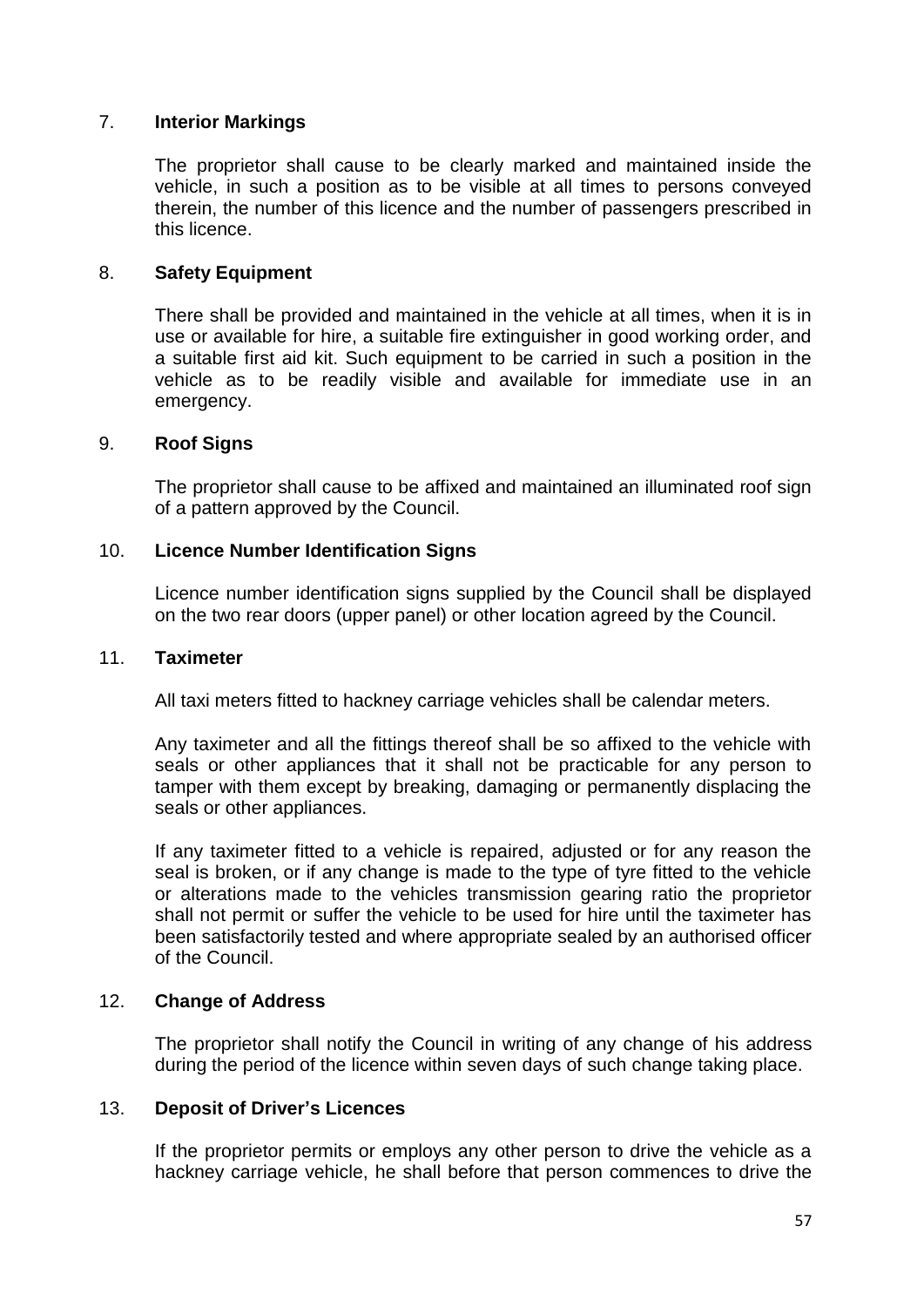7. **Interior Markings**

The proprietor shall cause to be clearly marked and maintained inside the vehicle, in such a position as to be visible at all times to persons conveyed therein, the number of this licence and the number of passengers prescribed in this licence.

8. **Safety Equipment**

There shall be provided and maintained in the vehicle at all times, when it is in use or available for hire, a suitable fire extinguisher in good working order, and a suitable first aid kit. Such equipment to be carried in such a position in the vehicle as to be readily visible and available for immediate use in an emergency.

9. **Roof Signs**

The proprietor shall cause to be affixed and maintained an illuminated roof sign of a pattern approved by the Council.

10. **Licence Number Identification Signs**

Licence number identification signs supplied by the Council shall be displayed on the two rear doors (upper panel) or other location agreed by the Council.

11. **Taximeter**

All taxi meters fitted to hackney carriage vehicles shall be calendar meters.

Any taximeter and all the fittings thereof shall be so affixed to the vehicle with seals or other appliances that it shall not be practicable for any person to tamper with them except by breaking, damaging or permanently displacing the seals or other appliances.

If any taximeter fitted to a vehicle is repaired, adjusted or for any reason the seal is broken, or if any change is made to the type of tyre fitted to the vehicle or alterations made to the vehicles transmission gearing ratio the proprietor shall not permit or suffer the vehicle to be used for hire until the taximeter has been satisfactorily tested and where appropriate sealed by an authorised officer of the Council.

12. **Change of Address**

The proprietor shall notify the Council in writing of any change of his address during the period of the licence within seven days of such change taking place.

13. **Deposit of Driver's Licences**

If the proprietor permits or employs any other person to drive the vehicle as a hackney carriage vehicle, he shall before that person commences to drive the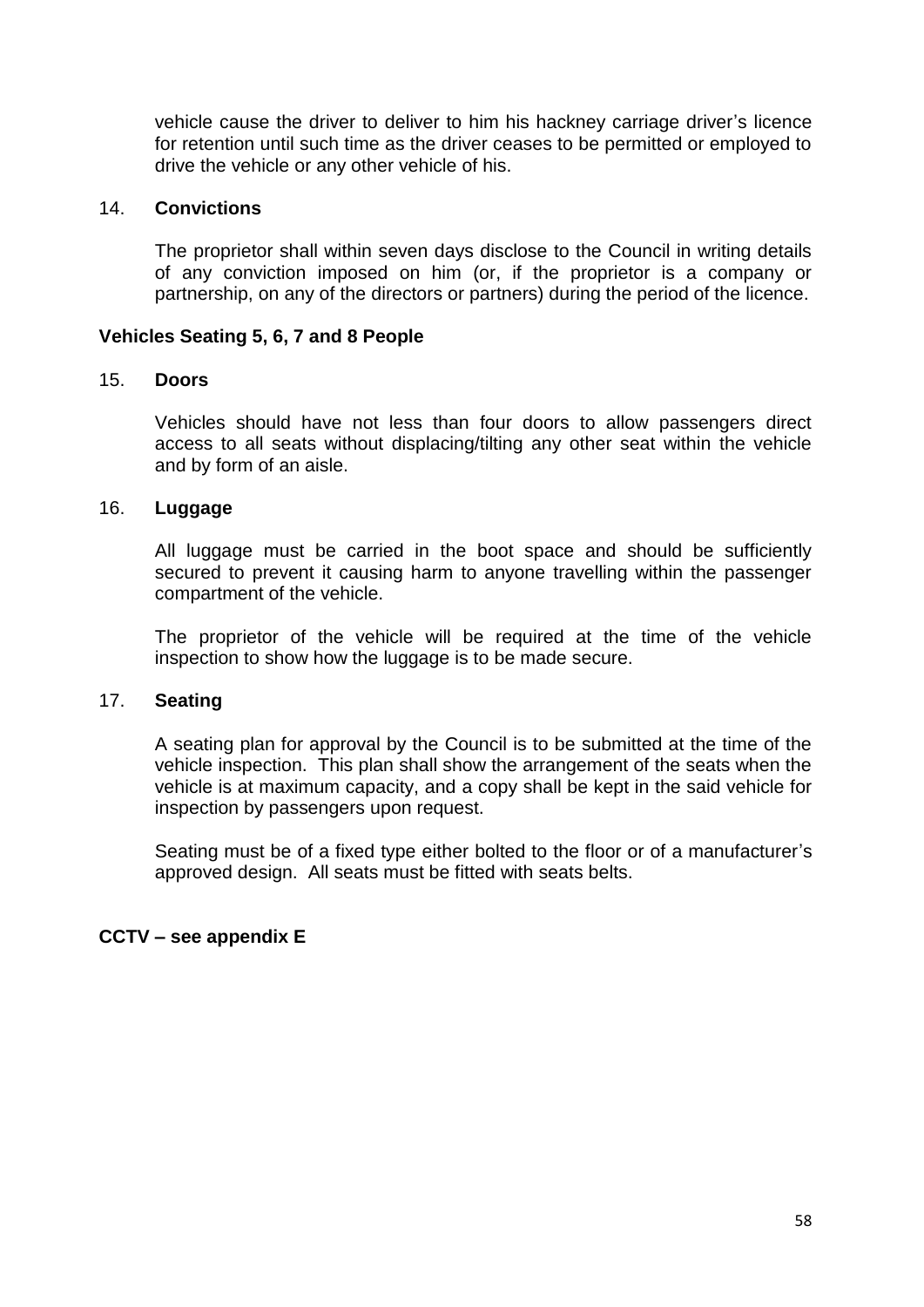vehicle cause the driver to deliver to him his hackney carriage driver's licence for retention until such time as the driver ceases to be permitted or employed to drive the vehicle or any other vehicle of his.

14. **Convictions**

The proprietor shall within seven days disclose to the Council in writing details of any conviction imposed on him (or, if the proprietor is a company or partnership, on any of the directors or partners) during the period of the licence.

**Vehicles Seating 5, 6, 7 and 8 People**

15. **Doors**

Vehicles should have not less than four doors to allow passengers direct access to all seats without displacing/tilting any other seat within the vehicle and by form of an aisle.

16. **Luggage**

All luggage must be carried in the boot space and should be sufficiently secured to prevent it causing harm to anyone travelling within the passenger compartment of the vehicle.

The proprietor of the vehicle will be required at the time of the vehicle inspection to show how the luggage is to be made secure.

17. **Seating**

A seating plan for approval by the Council is to be submitted at the time of the vehicle inspection. This plan shall show the arrangement of the seats when the vehicle is at maximum capacity, and a copy shall be kept in the said vehicle for inspection by passengers upon request.

Seating must be of a fixed type either bolted to the floor or of a manufacturer's approved design. All seats must be fitted with seats belts.

**CCTV – see appendix E**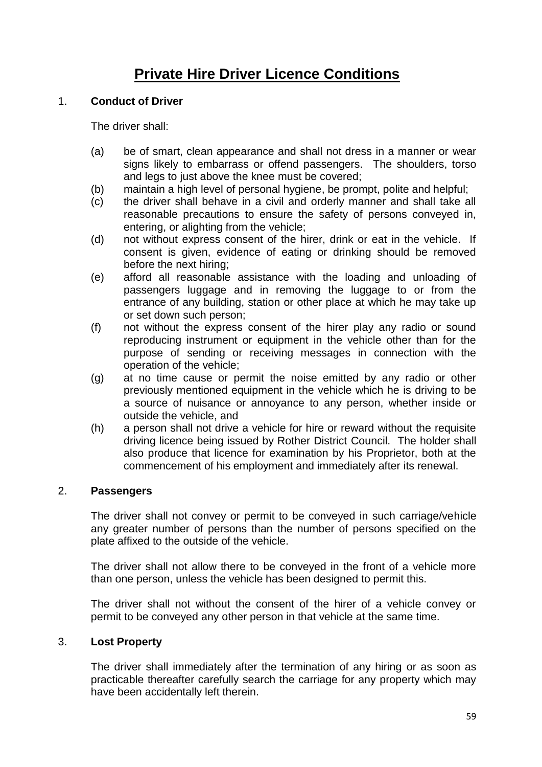# Private Hire Driver Licence Conditions

## 1. Conduct of Driver

The driver shall:

(a) be of smart, clean appearance and shall not dress in a manner or wear signs likely to embarrass or offend passengers. The shoulders, torso and legs to just above the knee must be covered;

(b) maintain a high level of personal hygiene, be prompt, polite and helpful;

(c) the driver shall behave in a civil and orderly manner and shall take all reasonable precautions to ensure the safety of persons conveyed in, entering, or alighting from the vehicle;

(d) not without express consent of the hirer, drink or eat in the vehicle. If consent is given, evidence of eating or drinking should be removed before the next hiring;

(e) afford all reasonable assistance with the loading and unloading of passengers luggage and in removing the luggage to or from the entrance of any building, station or other place at which he may take up or set down such person;

(f) not without the express consent of the hirer play any radio or sound reproducing instrument or equipment in the vehicle other than for the purpose of sending or receiving messages in connection with the operation of the vehicle;

(g) at no time cause or permit the noise emitted by any radio or other previously mentioned equipment in the vehicle which he is driving to be a source of nuisance or annoyance to any person, whether inside or outside the vehicle, and

(h) a person shall not drive a vehicle for hire or reward without the requisite driving licence being issued by Rother District Council. The holder shall also produce that licence for examination by his Proprietor, both at the commencement of his employment and immediately after its renewal.

## 2. Passengers

The driver shall not convey or permit to be conveyed in such carriage/vehicle any greater number of persons than the number of persons specified on the plate affixed to the outside of the vehicle.

The driver shall not allow there to be conveyed in the front of a vehicle more than one person, unless the vehicle has been designed to permit this.

The driver shall not without the consent of the hirer of a vehicle convey or permit to be conveyed any other person in that vehicle at the same time.

## 3. Lost Property

The driver shall immediately after the termination of any hiring or as soon as practicable thereafter carefully search the carriage for any property which may have been accidentally left therein.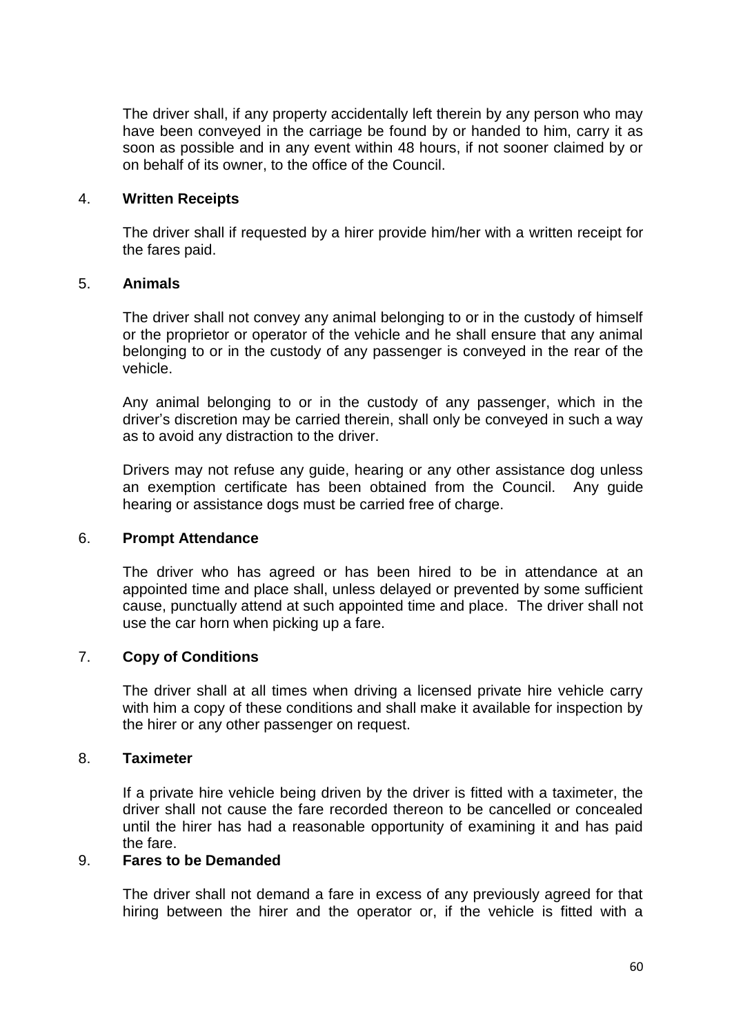The driver shall, if any property accidentally left therein by any person who may have been conveyed in the carriage be found by or handed to him, carry it as soon as possible and in any event within 48 hours, if not sooner claimed by or on behalf of its owner, to the office of the Council.

4. **Written Receipts**

The driver shall if requested by a hirer provide him/her with a written receipt for the fares paid.

5. **Animals**

The driver shall not convey any animal belonging to or in the custody of himself or the proprietor or operator of the vehicle and he shall ensure that any animal belonging to or in the custody of any passenger is conveyed in the rear of the vehicle.

Any animal belonging to or in the custody of any passenger, which in the driver's discretion may be carried therein, shall only be conveyed in such a way as to avoid any distraction to the driver.

Drivers may not refuse any guide, hearing or any other assistance dog unless an exemption certificate has been obtained from the Council. Any guide hearing or assistance dogs must be carried free of charge.

6. **Prompt Attendance**

The driver who has agreed or has been hired to be in attendance at an appointed time and place shall, unless delayed or prevented by some sufficient cause, punctually attend at such appointed time and place. The driver shall not use the car horn when picking up a fare.

7. **Copy of Conditions**

The driver shall at all times when driving a licensed private hire vehicle carry with him a copy of these conditions and shall make it available for inspection by the hirer or any other passenger on request.

8. **Taximeter**

If a private hire vehicle being driven by the driver is fitted with a taximeter, the driver shall not cause the fare recorded thereon to be cancelled or concealed until the hirer has had a reasonable opportunity of examining it and has paid the fare.

9. **Fares to be Demanded**

The driver shall not demand a fare in excess of any previously agreed for that hiring between the hirer and the operator or, if the vehicle is fitted with a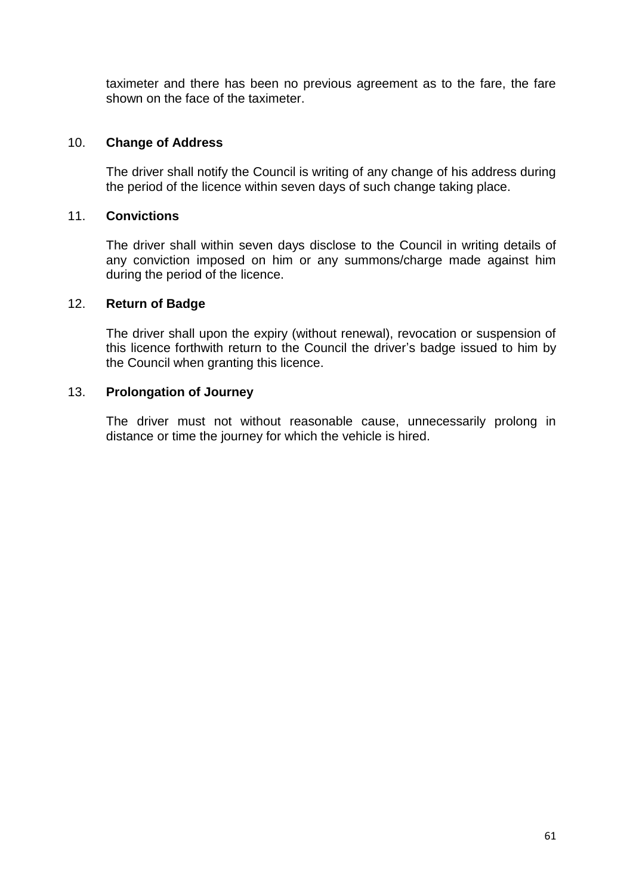taximeter and there has been no previous agreement as to the fare, the fare shown on the face of the taximeter.

10. **Change of Address**

    The driver shall notify the Council is writing of any change of his address during the period of the licence within seven days of such change taking place.

11. **Convictions**

    The driver shall within seven days disclose to the Council in writing details of any conviction imposed on him or any summons/charge made against him during the period of the licence.

12. **Return of Badge**

    The driver shall upon the expiry (without renewal), revocation or suspension of this licence forthwith return to the Council the driver's badge issued to him by the Council when granting this licence.

13. **Prolongation of Journey**

    The driver must not without reasonable cause, unnecessarily prolong in distance or time the journey for which the vehicle is hired.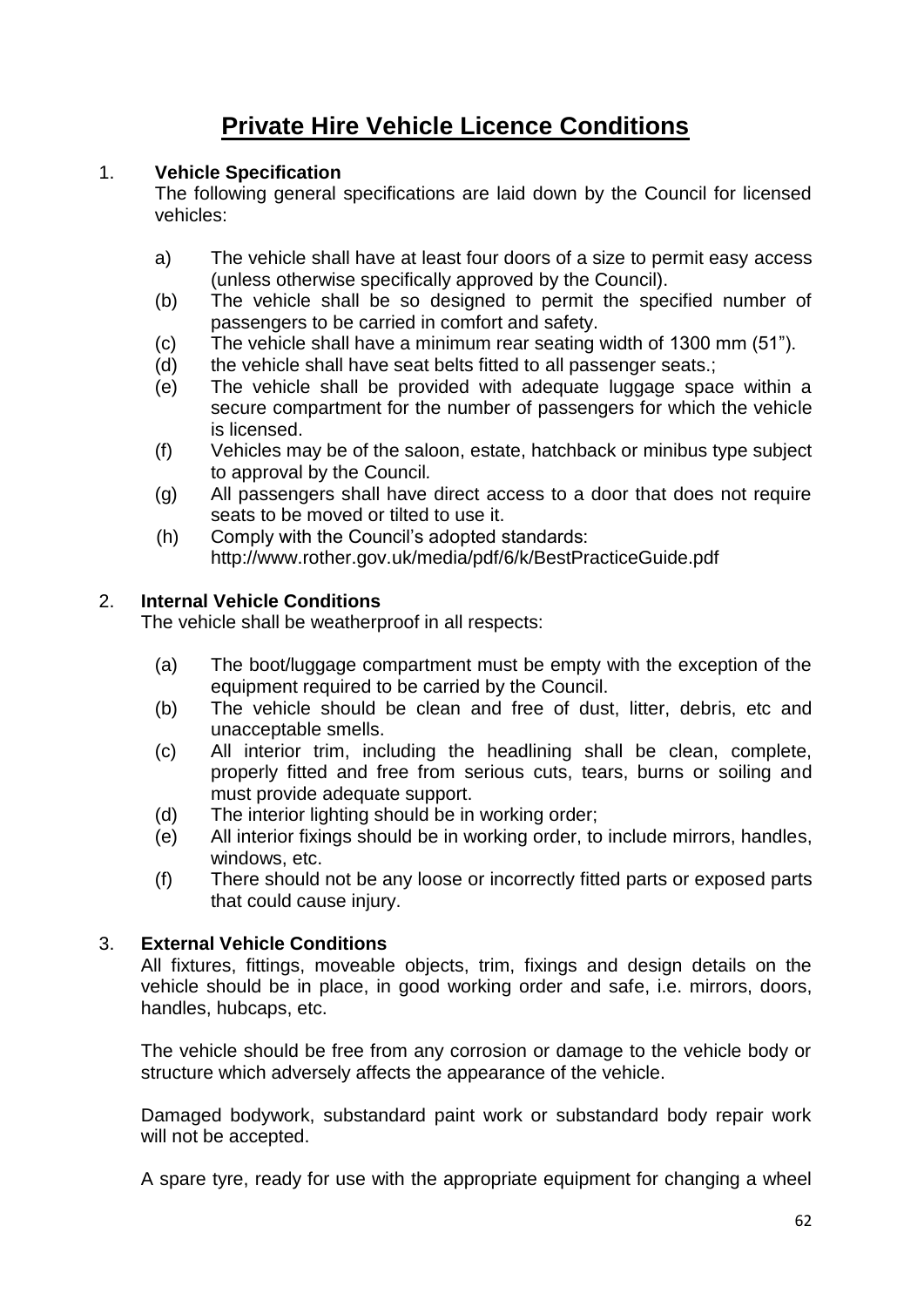# Private Hire Vehicle Licence Conditions

1. **Vehicle Specification**

   The following general specifications are laid down by the Council for licensed vehicles:

   a) The vehicle shall have at least four doors of a size to permit easy access (unless otherwise specifically approved by the Council).

   (b) The vehicle shall be so designed to permit the specified number of passengers to be carried in comfort and safety.

   (c) The vehicle shall have a minimum rear seating width of 1300 mm (51").

   (d) the vehicle shall have seat belts fitted to all passenger seats.;

   (e) The vehicle shall be provided with adequate luggage space within a secure compartment for the number of passengers for which the vehicle is licensed.

   (f) Vehicles may be of the saloon, estate, hatchback or minibus type subject to approval by the Council.

   (g) All passengers shall have direct access to a door that does not require seats to be moved or tilted to use it.

   (h) Comply with the Council's adopted standards: http://www.rother.gov.uk/media/pdf/6/k/BestPracticeGuide.pdf

2. **Internal Vehicle Conditions**

   The vehicle shall be weatherproof in all respects:

   (a) The boot/luggage compartment must be empty with the exception of the equipment required to be carried by the Council.

   (b) The vehicle should be clean and free of dust, litter, debris, etc and unacceptable smells.

   (c) All interior trim, including the headlining shall be clean, complete, properly fitted and free from serious cuts, tears, burns or soiling and must provide adequate support.

   (d) The interior lighting should be in working order;

   (e) All interior fixings should be in working order, to include mirrors, handles, windows, etc.

   (f) There should not be any loose or incorrectly fitted parts or exposed parts that could cause injury.

3. **External Vehicle Conditions**

   All fixtures, fittings, moveable objects, trim, fixings and design details on the vehicle should be in place, in good working order and safe, i.e. mirrors, doors, handles, hubcaps, etc.

   The vehicle should be free from any corrosion or damage to the vehicle body or structure which adversely affects the appearance of the vehicle.

   Damaged bodywork, substandard paint work or substandard body repair work will not be accepted.

   A spare tyre, ready for use with the appropriate equipment for changing a wheel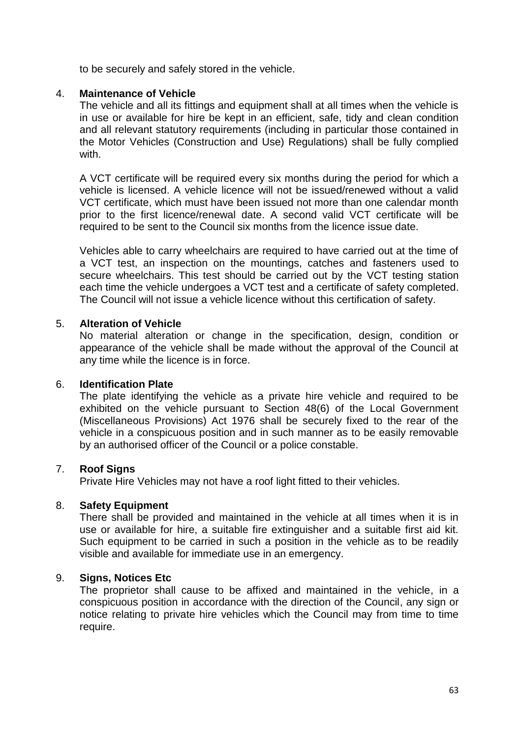to be securely and safely stored in the vehicle.

4. **Maintenance of Vehicle**

The vehicle and all its fittings and equipment shall at all times when the vehicle is in use or available for hire be kept in an efficient, safe, tidy and clean condition and all relevant statutory requirements (including in particular those contained in the Motor Vehicles (Construction and Use) Regulations) shall be fully complied with.

A VCT certificate will be required every six months during the period for which a vehicle is licensed. A vehicle licence will not be issued/renewed without a valid VCT certificate, which must have been issued not more than one calendar month prior to the first licence/renewal date. A second valid VCT certificate will be required to be sent to the Council six months from the licence issue date.

Vehicles able to carry wheelchairs are required to have carried out at the time of a VCT test, an inspection on the mountings, catches and fasteners used to secure wheelchairs. This test should be carried out by the VCT testing station each time the vehicle undergoes a VCT test and a certificate of safety completed. The Council will not issue a vehicle licence without this certification of safety.

5. **Alteration of Vehicle**

No material alteration or change in the specification, design, condition or appearance of the vehicle shall be made without the approval of the Council at any time while the licence is in force.

6. **Identification Plate**

The plate identifying the vehicle as a private hire vehicle and required to be exhibited on the vehicle pursuant to Section 48(6) of the Local Government (Miscellaneous Provisions) Act 1976 shall be securely fixed to the rear of the vehicle in a conspicuous position and in such manner as to be easily removable by an authorised officer of the Council or a police constable.

7. **Roof Signs**

Private Hire Vehicles may not have a roof light fitted to their vehicles.

8. **Safety Equipment**

There shall be provided and maintained in the vehicle at all times when it is in use or available for hire, a suitable fire extinguisher and a suitable first aid kit. Such equipment to be carried in such a position in the vehicle as to be readily visible and available for immediate use in an emergency.

9. **Signs, Notices Etc**

The proprietor shall cause to be affixed and maintained in the vehicle, in a conspicuous position in accordance with the direction of the Council, any sign or notice relating to private hire vehicles which the Council may from time to time require.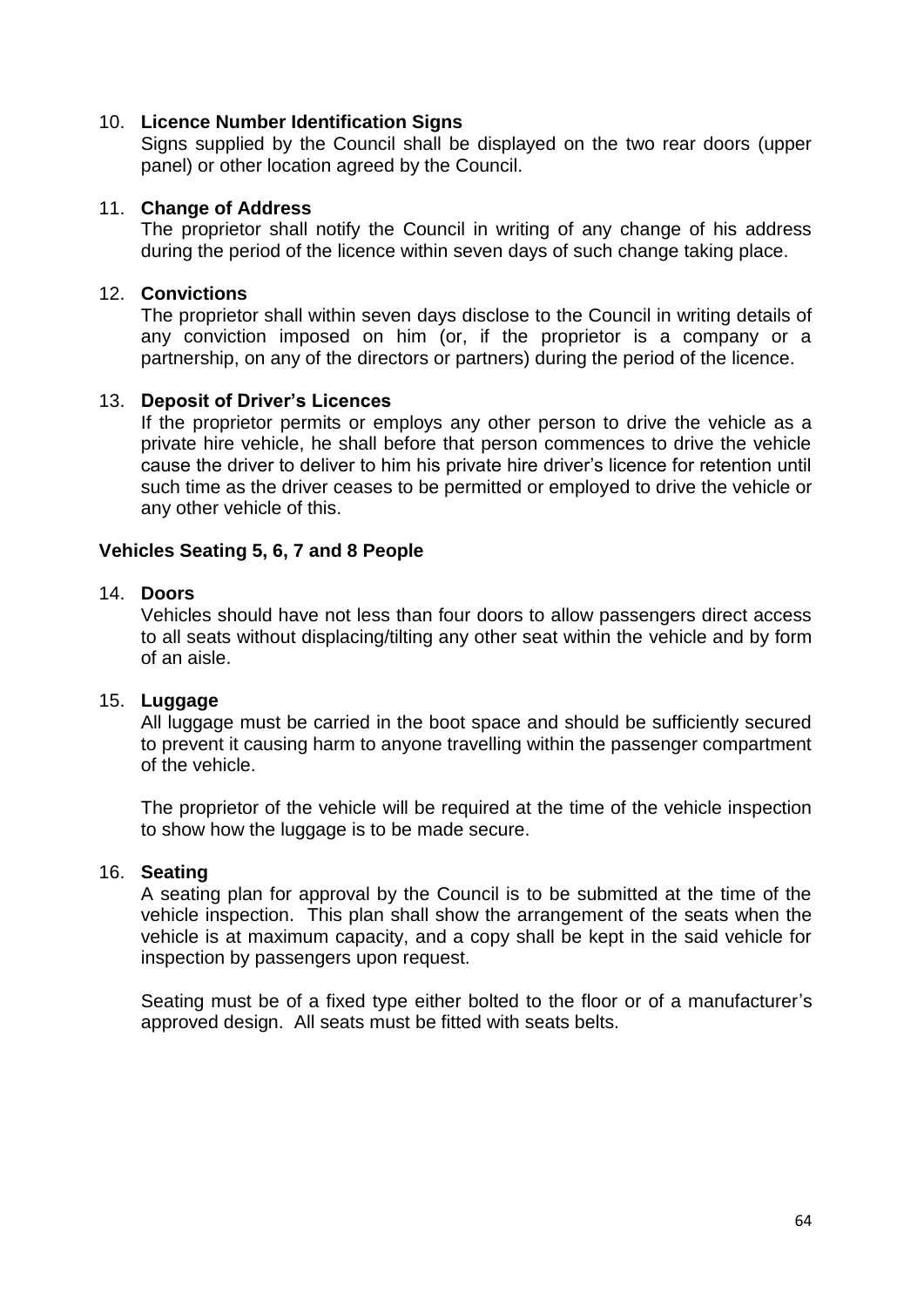10. **Licence Number Identification Signs**

    Signs supplied by the Council shall be displayed on the two rear doors (upper panel) or other location agreed by the Council.

11. **Change of Address**

    The proprietor shall notify the Council in writing of any change of his address during the period of the licence within seven days of such change taking place.

12. **Convictions**

    The proprietor shall within seven days disclose to the Council in writing details of any conviction imposed on him (or, if the proprietor is a company or a partnership, on any of the directors or partners) during the period of the licence.

13. **Deposit of Driver's Licences**

    If the proprietor permits or employs any other person to drive the vehicle as a private hire vehicle, he shall before that person commences to drive the vehicle cause the driver to deliver to him his private hire driver's licence for retention until such time as the driver ceases to be permitted or employed to drive the vehicle or any other vehicle of this.

**Vehicles Seating 5, 6, 7 and 8 People**

14. **Doors**

    Vehicles should have not less than four doors to allow passengers direct access to all seats without displacing/tilting any other seat within the vehicle and by form of an aisle.

15. **Luggage**

    All luggage must be carried in the boot space and should be sufficiently secured to prevent it causing harm to anyone travelling within the passenger compartment of the vehicle.

    The proprietor of the vehicle will be required at the time of the vehicle inspection to show how the luggage is to be made secure.

16. **Seating**

    A seating plan for approval by the Council is to be submitted at the time of the vehicle inspection. This plan shall show the arrangement of the seats when the vehicle is at maximum capacity, and a copy shall be kept in the said vehicle for inspection by passengers upon request.

    Seating must be of a fixed type either bolted to the floor or of a manufacturer's approved design. All seats must be fitted with seats belts.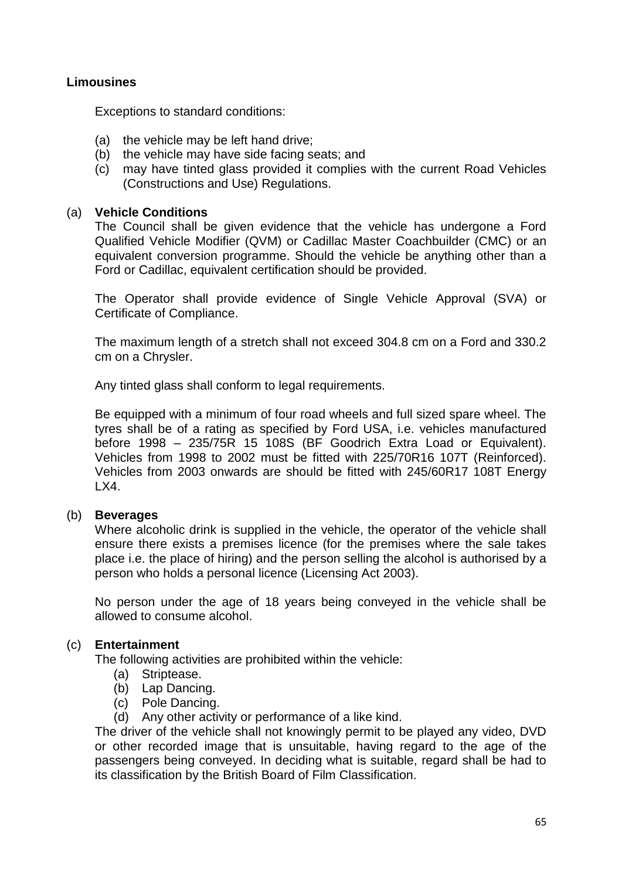**Limousines**

Exceptions to standard conditions:

- (a) the vehicle may be left hand drive;
- (b) the vehicle may have side facing seats; and
- (c) may have tinted glass provided it complies with the current Road Vehicles (Constructions and Use) Regulations.

(a) **Vehicle Conditions**

The Council shall be given evidence that the vehicle has undergone a Ford Qualified Vehicle Modifier (QVM) or Cadillac Master Coachbuilder (CMC) or an equivalent conversion programme. Should the vehicle be anything other than a Ford or Cadillac, equivalent certification should be provided.

The Operator shall provide evidence of Single Vehicle Approval (SVA) or Certificate of Compliance.

The maximum length of a stretch shall not exceed 304.8 cm on a Ford and 330.2 cm on a Chrysler.

Any tinted glass shall conform to legal requirements.

Be equipped with a minimum of four road wheels and full sized spare wheel. The tyres shall be of a rating as specified by Ford USA, i.e. vehicles manufactured before 1998 – 235/75R 15 108S (BF Goodrich Extra Load or Equivalent). Vehicles from 1998 to 2002 must be fitted with 225/70R16 107T (Reinforced). Vehicles from 2003 onwards are should be fitted with 245/60R17 108T Energy LX4.

(b) **Beverages**

Where alcoholic drink is supplied in the vehicle, the operator of the vehicle shall ensure there exists a premises licence (for the premises where the sale takes place i.e. the place of hiring) and the person selling the alcohol is authorised by a person who holds a personal licence (Licensing Act 2003).

No person under the age of 18 years being conveyed in the vehicle shall be allowed to consume alcohol.

(c) **Entertainment**

The following activities are prohibited within the vehicle:

- (a) Striptease.
- (b) Lap Dancing.
- (c) Pole Dancing.
- (d) Any other activity or performance of a like kind.

The driver of the vehicle shall not knowingly permit to be played any video, DVD or other recorded image that is unsuitable, having regard to the age of the passengers being conveyed. In deciding what is suitable, regard shall be had to its classification by the British Board of Film Classification.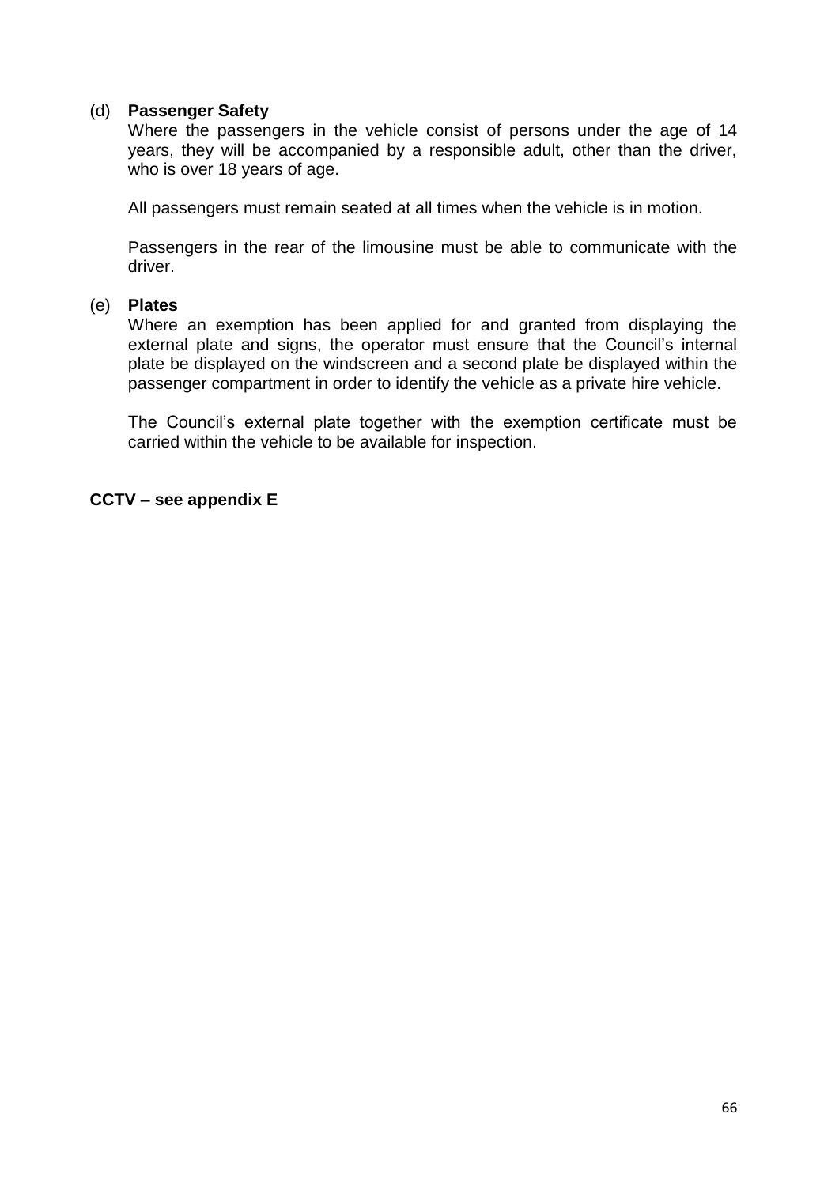(d) **Passenger Safety**

Where the passengers in the vehicle consist of persons under the age of 14 years, they will be accompanied by a responsible adult, other than the driver, who is over 18 years of age.

All passengers must remain seated at all times when the vehicle is in motion.

Passengers in the rear of the limousine must be able to communicate with the driver.

(e) **Plates**

Where an exemption has been applied for and granted from displaying the external plate and signs, the operator must ensure that the Council's internal plate be displayed on the windscreen and a second plate be displayed within the passenger compartment in order to identify the vehicle as a private hire vehicle.

The Council's external plate together with the exemption certificate must be carried within the vehicle to be available for inspection.

**CCTV – see appendix E**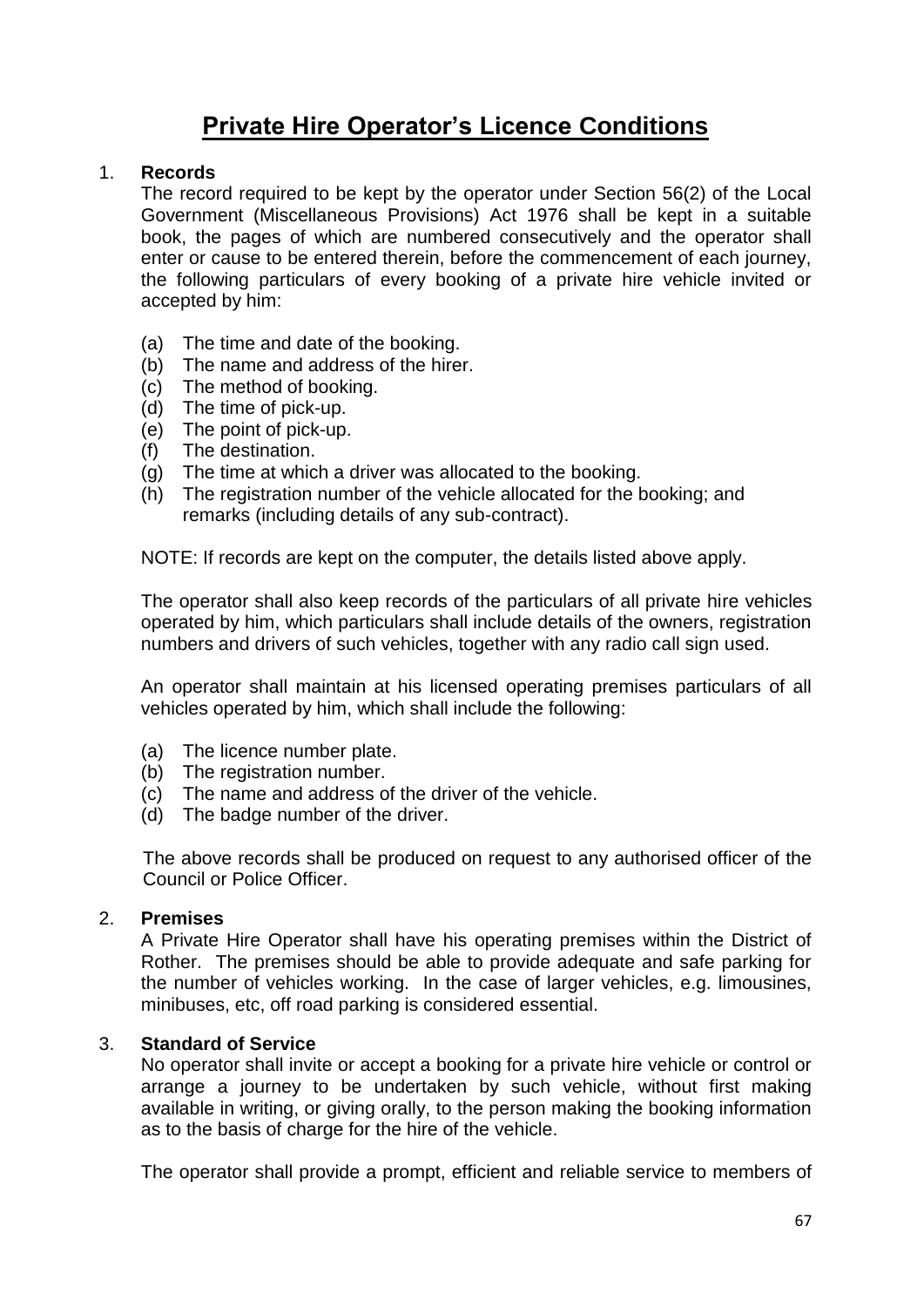# Private Hire Operator's Licence Conditions

1. **Records**

   The record required to be kept by the operator under Section 56(2) of the Local Government (Miscellaneous Provisions) Act 1976 shall be kept in a suitable book, the pages of which are numbered consecutively and the operator shall enter or cause to be entered therein, before the commencement of each journey, the following particulars of every booking of a private hire vehicle invited or accepted by him:

   (a) The time and date of the booking.
   (b) The name and address of the hirer.
   (c) The method of booking.
   (d) The time of pick-up.
   (e) The point of pick-up.
   (f) The destination.
   (g) The time at which a driver was allocated to the booking.
   (h) The registration number of the vehicle allocated for the booking; and remarks (including details of any sub-contract).

   NOTE: If records are kept on the computer, the details listed above apply.

   The operator shall also keep records of the particulars of all private hire vehicles operated by him, which particulars shall include details of the owners, registration numbers and drivers of such vehicles, together with any radio call sign used.

   An operator shall maintain at his licensed operating premises particulars of all vehicles operated by him, which shall include the following:

   (a) The licence number plate.
   (b) The registration number.
   (c) The name and address of the driver of the vehicle.
   (d) The badge number of the driver.

   The above records shall be produced on request to any authorised officer of the Council or Police Officer.

2. **Premises**

   A Private Hire Operator shall have his operating premises within the District of Rother. The premises should be able to provide adequate and safe parking for the number of vehicles working. In the case of larger vehicles, e.g. limousines, minibuses, etc, off road parking is considered essential.

3. **Standard of Service**

   No operator shall invite or accept a booking for a private hire vehicle or control or arrange a journey to be undertaken by such vehicle, without first making available in writing, or giving orally, to the person making the booking information as to the basis of charge for the hire of the vehicle.

   The operator shall provide a prompt, efficient and reliable service to members of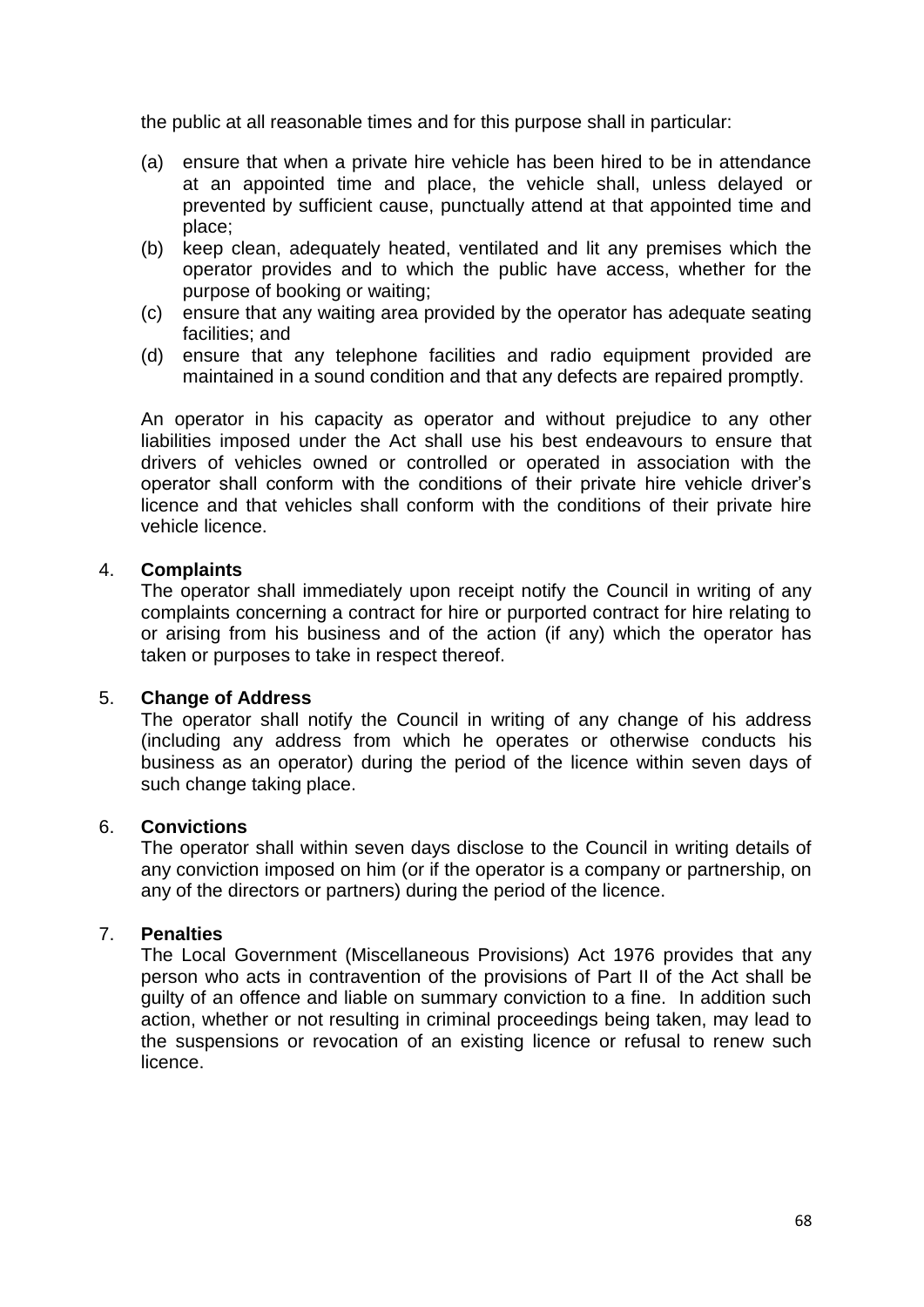the public at all reasonable times and for this purpose shall in particular:

(a) ensure that when a private hire vehicle has been hired to be in attendance at an appointed time and place, the vehicle shall, unless delayed or prevented by sufficient cause, punctually attend at that appointed time and place;
(b) keep clean, adequately heated, ventilated and lit any premises which the operator provides and to which the public have access, whether for the purpose of booking or waiting;
(c) ensure that any waiting area provided by the operator has adequate seating facilities; and
(d) ensure that any telephone facilities and radio equipment provided are maintained in a sound condition and that any defects are repaired promptly.

An operator in his capacity as operator and without prejudice to any other liabilities imposed under the Act shall use his best endeavours to ensure that drivers of vehicles owned or controlled or operated in association with the operator shall conform with the conditions of their private hire vehicle driver's licence and that vehicles shall conform with the conditions of their private hire vehicle licence.

4. **Complaints**

The operator shall immediately upon receipt notify the Council in writing of any complaints concerning a contract for hire or purported contract for hire relating to or arising from his business and of the action (if any) which the operator has taken or purposes to take in respect thereof.

5. **Change of Address**

The operator shall notify the Council in writing of any change of his address (including any address from which he operates or otherwise conducts his business as an operator) during the period of the licence within seven days of such change taking place.

6. **Convictions**

The operator shall within seven days disclose to the Council in writing details of any conviction imposed on him (or if the operator is a company or partnership, on any of the directors or partners) during the period of the licence.

7. **Penalties**

The Local Government (Miscellaneous Provisions) Act 1976 provides that any person who acts in contravention of the provisions of Part II of the Act shall be guilty of an offence and liable on summary conviction to a fine. In addition such action, whether or not resulting in criminal proceedings being taken, may lead to the suspensions or revocation of an existing licence or refusal to renew such licence.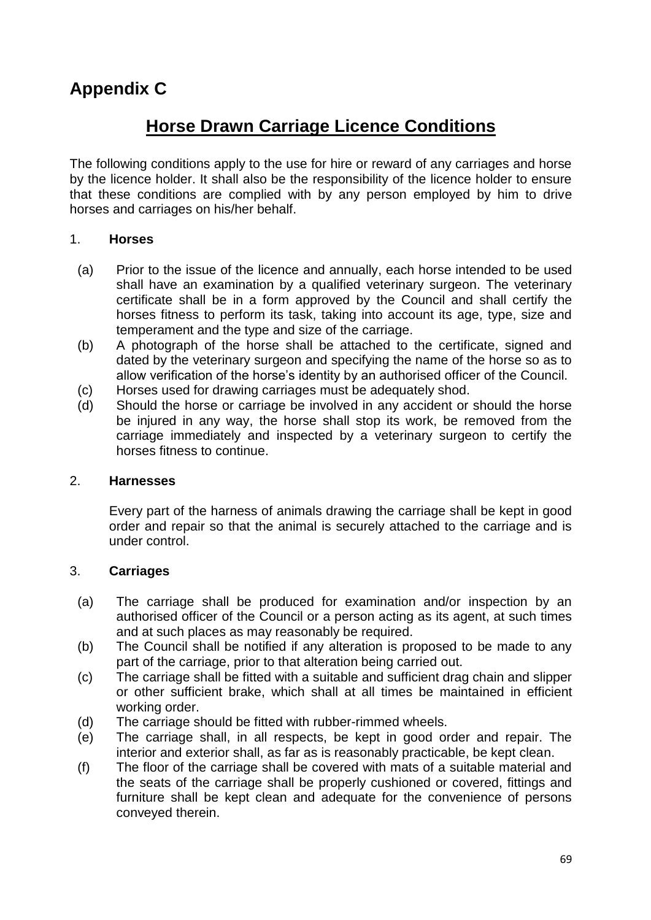# Appendix C

## Horse Drawn Carriage Licence Conditions

The following conditions apply to the use for hire or reward of any carriages and horse by the licence holder. It shall also be the responsibility of the licence holder to ensure that these conditions are complied with by any person employed by him to drive horses and carriages on his/her behalf.

1. **Horses**

   (a) Prior to the issue of the licence and annually, each horse intended to be used shall have an examination by a qualified veterinary surgeon. The veterinary certificate shall be in a form approved by the Council and shall certify the horses fitness to perform its task, taking into account its age, type, size and temperament and the type and size of the carriage.

   (b) A photograph of the horse shall be attached to the certificate, signed and dated by the veterinary surgeon and specifying the name of the horse so as to allow verification of the horse's identity by an authorised officer of the Council.

   (c) Horses used for drawing carriages must be adequately shod.

   (d) Should the horse or carriage be involved in any accident or should the horse be injured in any way, the horse shall stop its work, be removed from the carriage immediately and inspected by a veterinary surgeon to certify the horses fitness to continue.

2. **Harnesses**

   Every part of the harness of animals drawing the carriage shall be kept in good order and repair so that the animal is securely attached to the carriage and is under control.

3. **Carriages**

   (a) The carriage shall be produced for examination and/or inspection by an authorised officer of the Council or a person acting as its agent, at such times and at such places as may reasonably be required.

   (b) The Council shall be notified if any alteration is proposed to be made to any part of the carriage, prior to that alteration being carried out.

   (c) The carriage shall be fitted with a suitable and sufficient drag chain and slipper or other sufficient brake, which shall at all times be maintained in efficient working order.

   (d) The carriage should be fitted with rubber-rimmed wheels.

   (e) The carriage shall, in all respects, be kept in good order and repair. The interior and exterior shall, as far as is reasonably practicable, be kept clean.

   (f) The floor of the carriage shall be covered with mats of a suitable material and the seats of the carriage shall be properly cushioned or covered, fittings and furniture shall be kept clean and adequate for the convenience of persons conveyed therein.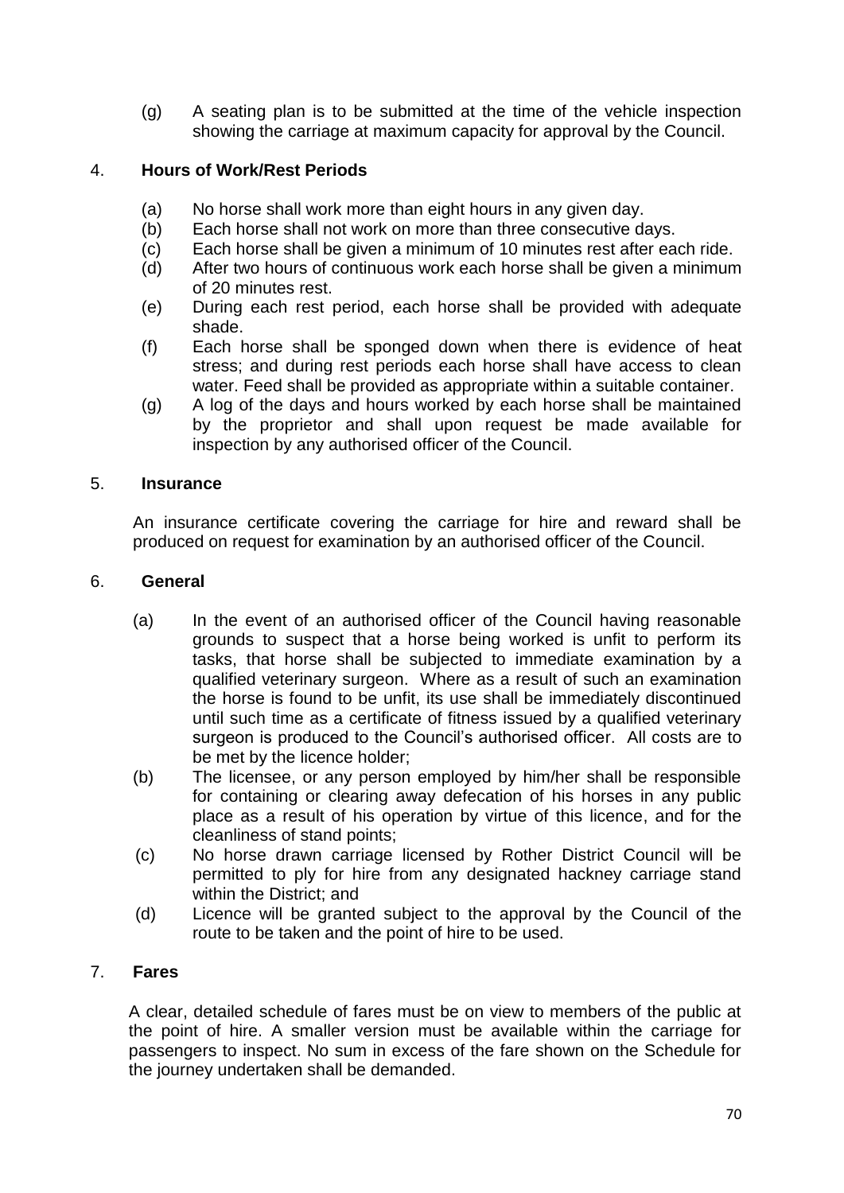(g) A seating plan is to be submitted at the time of the vehicle inspection showing the carriage at maximum capacity for approval by the Council.

4. **Hours of Work/Rest Periods**

   (a) No horse shall work more than eight hours in any given day.
   (b) Each horse shall not work on more than three consecutive days.
   (c) Each horse shall be given a minimum of 10 minutes rest after each ride.
   (d) After two hours of continuous work each horse shall be given a minimum of 20 minutes rest.
   (e) During each rest period, each horse shall be provided with adequate shade.
   (f) Each horse shall be sponged down when there is evidence of heat stress; and during rest periods each horse shall have access to clean water. Feed shall be provided as appropriate within a suitable container.
   (g) A log of the days and hours worked by each horse shall be maintained by the proprietor and shall upon request be made available for inspection by any authorised officer of the Council.

5. **Insurance**

   An insurance certificate covering the carriage for hire and reward shall be produced on request for examination by an authorised officer of the Council.

6. **General**

   (a) In the event of an authorised officer of the Council having reasonable grounds to suspect that a horse being worked is unfit to perform its tasks, that horse shall be subjected to immediate examination by a qualified veterinary surgeon. Where as a result of such an examination the horse is found to be unfit, its use shall be immediately discontinued until such time as a certificate of fitness issued by a qualified veterinary surgeon is produced to the Council's authorised officer. All costs are to be met by the licence holder;
   (b) The licensee, or any person employed by him/her shall be responsible for containing or clearing away defecation of his horses in any public place as a result of his operation by virtue of this licence, and for the cleanliness of stand points;
   (c) No horse drawn carriage licensed by Rother District Council will be permitted to ply for hire from any designated hackney carriage stand within the District; and
   (d) Licence will be granted subject to the approval by the Council of the route to be taken and the point of hire to be used.

7. **Fares**

   A clear, detailed schedule of fares must be on view to members of the public at the point of hire. A smaller version must be available within the carriage for passengers to inspect. No sum in excess of the fare shown on the Schedule for the journey undertaken shall be demanded.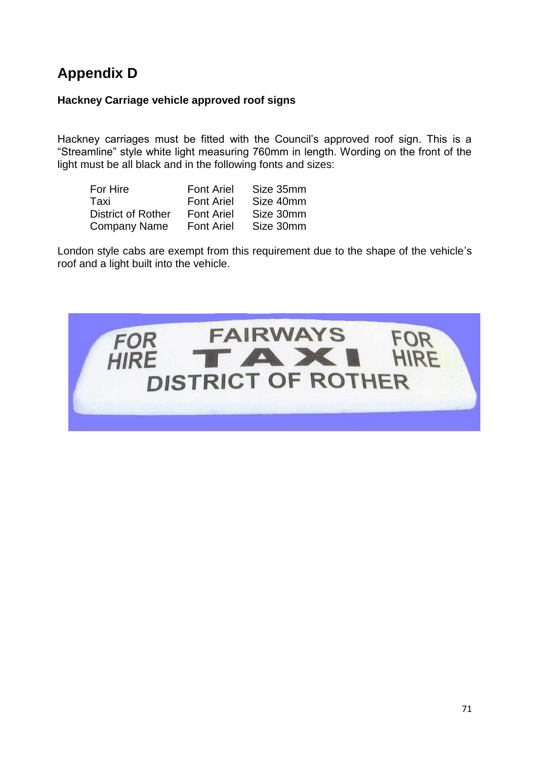# Appendix D

**Hackney Carriage vehicle approved roof signs**

Hackney carriages must be fitted with the Council's approved roof sign. This is a "Streamline" style white light measuring 760mm in length. Wording on the front of the light must be all black and in the following fonts and sizes:

| | | |
|---|---|---|
| For Hire | Font Ariel | Size 35mm |
| Taxi | Font Ariel | Size 40mm |
| District of Rother | Font Ariel | Size 30mm |
| Company Name | Font Ariel | Size 30mm |

London style cabs are exempt from this requirement due to the shape of the vehicle's roof and a light built into the vehicle.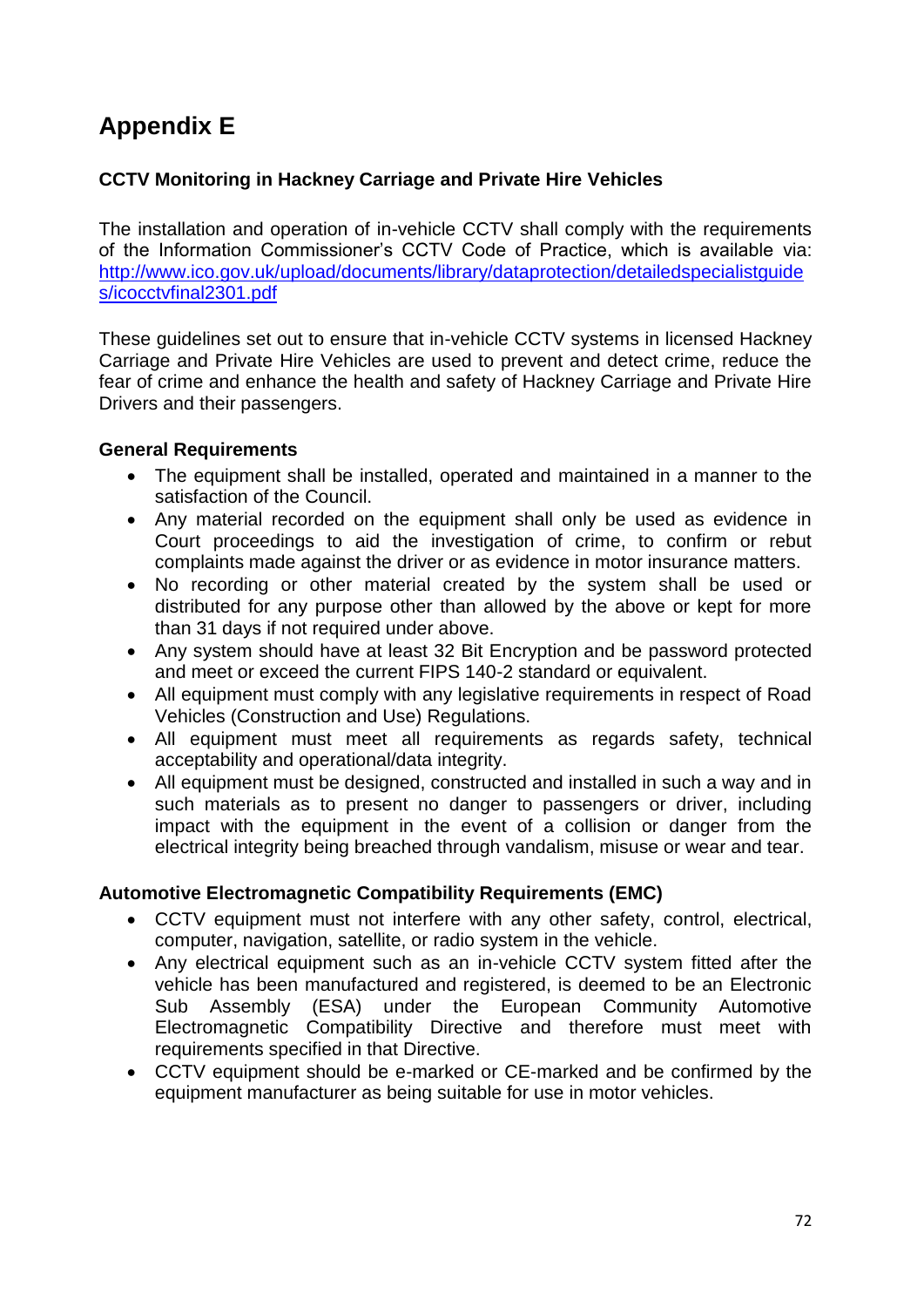# Appendix E

**CCTV Monitoring in Hackney Carriage and Private Hire Vehicles**

The installation and operation of in-vehicle CCTV shall comply with the requirements of the Information Commissioner's CCTV Code of Practice, which is available via: [http://www.ico.gov.uk/upload/documents/library/dataprotection/detailedspecialistguides/icocctvfinal2301.pdf](http://www.ico.gov.uk/upload/documents/library/dataprotection/detailedspecialistguides/icocctvfinal2301.pdf)

These guidelines set out to ensure that in-vehicle CCTV systems in licensed Hackney Carriage and Private Hire Vehicles are used to prevent and detect crime, reduce the fear of crime and enhance the health and safety of Hackney Carriage and Private Hire Drivers and their passengers.

**General Requirements**

- The equipment shall be installed, operated and maintained in a manner to the satisfaction of the Council.
- Any material recorded on the equipment shall only be used as evidence in Court proceedings to aid the investigation of crime, to confirm or rebut complaints made against the driver or as evidence in motor insurance matters.
- No recording or other material created by the system shall be used or distributed for any purpose other than allowed by the above or kept for more than 31 days if not required under above.
- Any system should have at least 32 Bit Encryption and be password protected and meet or exceed the current FIPS 140-2 standard or equivalent.
- All equipment must comply with any legislative requirements in respect of Road Vehicles (Construction and Use) Regulations.
- All equipment must meet all requirements as regards safety, technical acceptability and operational/data integrity.
- All equipment must be designed, constructed and installed in such a way and in such materials as to present no danger to passengers or driver, including impact with the equipment in the event of a collision or danger from the electrical integrity being breached through vandalism, misuse or wear and tear.

**Automotive Electromagnetic Compatibility Requirements (EMC)**

- CCTV equipment must not interfere with any other safety, control, electrical, computer, navigation, satellite, or radio system in the vehicle.
- Any electrical equipment such as an in-vehicle CCTV system fitted after the vehicle has been manufactured and registered, is deemed to be an Electronic Sub Assembly (ESA) under the European Community Automotive Electromagnetic Compatibility Directive and therefore must meet with requirements specified in that Directive.
- CCTV equipment should be e-marked or CE-marked and be confirmed by the equipment manufacturer as being suitable for use in motor vehicles.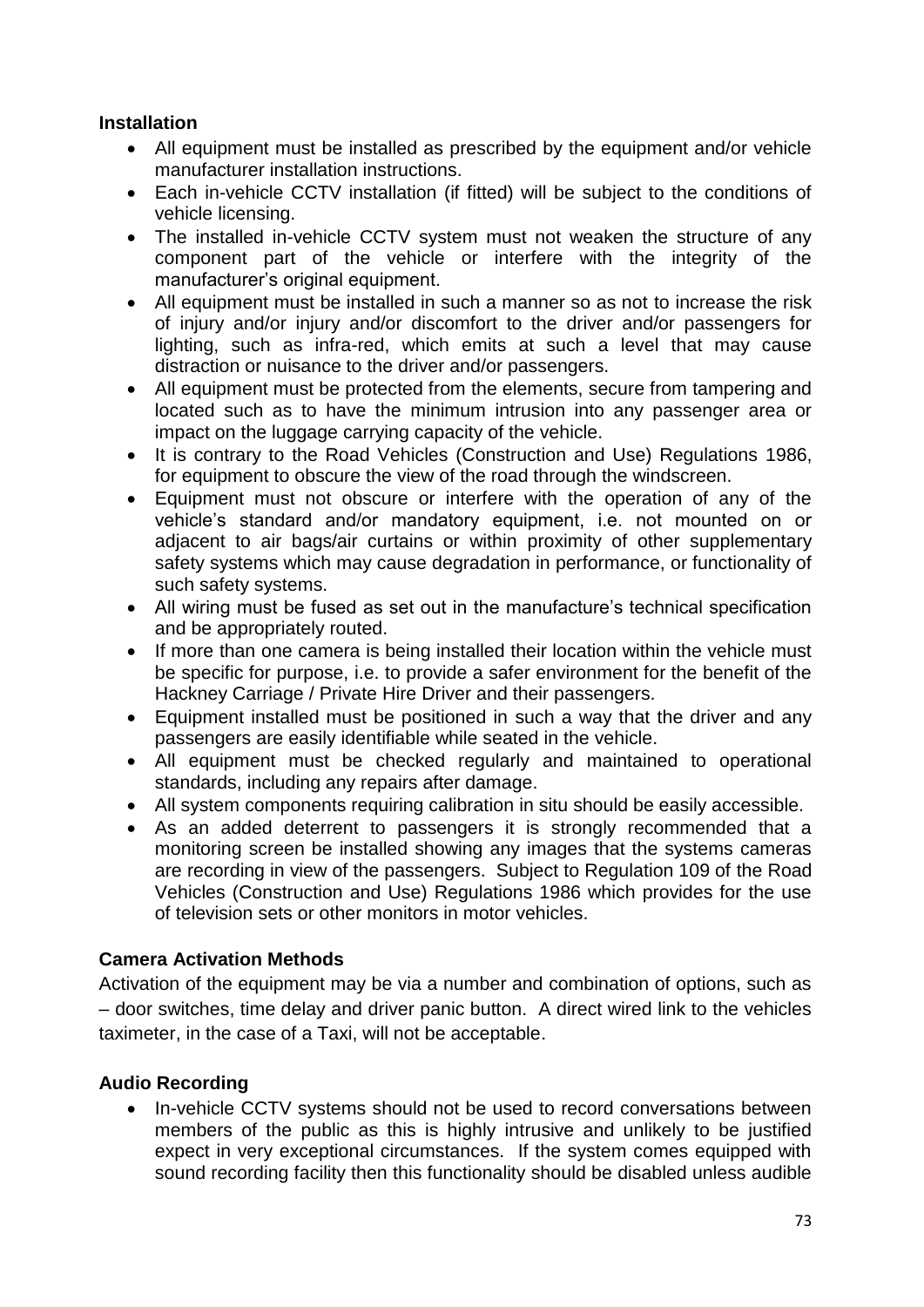**Installation**

- All equipment must be installed as prescribed by the equipment and/or vehicle manufacturer installation instructions.
- Each in-vehicle CCTV installation (if fitted) will be subject to the conditions of vehicle licensing.
- The installed in-vehicle CCTV system must not weaken the structure of any component part of the vehicle or interfere with the integrity of the manufacturer's original equipment.
- All equipment must be installed in such a manner so as not to increase the risk of injury and/or injury and/or discomfort to the driver and/or passengers for lighting, such as infra-red, which emits at such a level that may cause distraction or nuisance to the driver and/or passengers.
- All equipment must be protected from the elements, secure from tampering and located such as to have the minimum intrusion into any passenger area or impact on the luggage carrying capacity of the vehicle.
- It is contrary to the Road Vehicles (Construction and Use) Regulations 1986, for equipment to obscure the view of the road through the windscreen.
- Equipment must not obscure or interfere with the operation of any of the vehicle's standard and/or mandatory equipment, i.e. not mounted on or adjacent to air bags/air curtains or within proximity of other supplementary safety systems which may cause degradation in performance, or functionality of such safety systems.
- All wiring must be fused as set out in the manufacture's technical specification and be appropriately routed.
- If more than one camera is being installed their location within the vehicle must be specific for purpose, i.e. to provide a safer environment for the benefit of the Hackney Carriage / Private Hire Driver and their passengers.
- Equipment installed must be positioned in such a way that the driver and any passengers are easily identifiable while seated in the vehicle.
- All equipment must be checked regularly and maintained to operational standards, including any repairs after damage.
- All system components requiring calibration in situ should be easily accessible.
- As an added deterrent to passengers it is strongly recommended that a monitoring screen be installed showing any images that the systems cameras are recording in view of the passengers. Subject to Regulation 109 of the Road Vehicles (Construction and Use) Regulations 1986 which provides for the use of television sets or other monitors in motor vehicles.

**Camera Activation Methods**

Activation of the equipment may be via a number and combination of options, such as – door switches, time delay and driver panic button. A direct wired link to the vehicles taximeter, in the case of a Taxi, will not be acceptable.

**Audio Recording**

- In-vehicle CCTV systems should not be used to record conversations between members of the public as this is highly intrusive and unlikely to be justified expect in very exceptional circumstances. If the system comes equipped with sound recording facility then this functionality should be disabled unless audible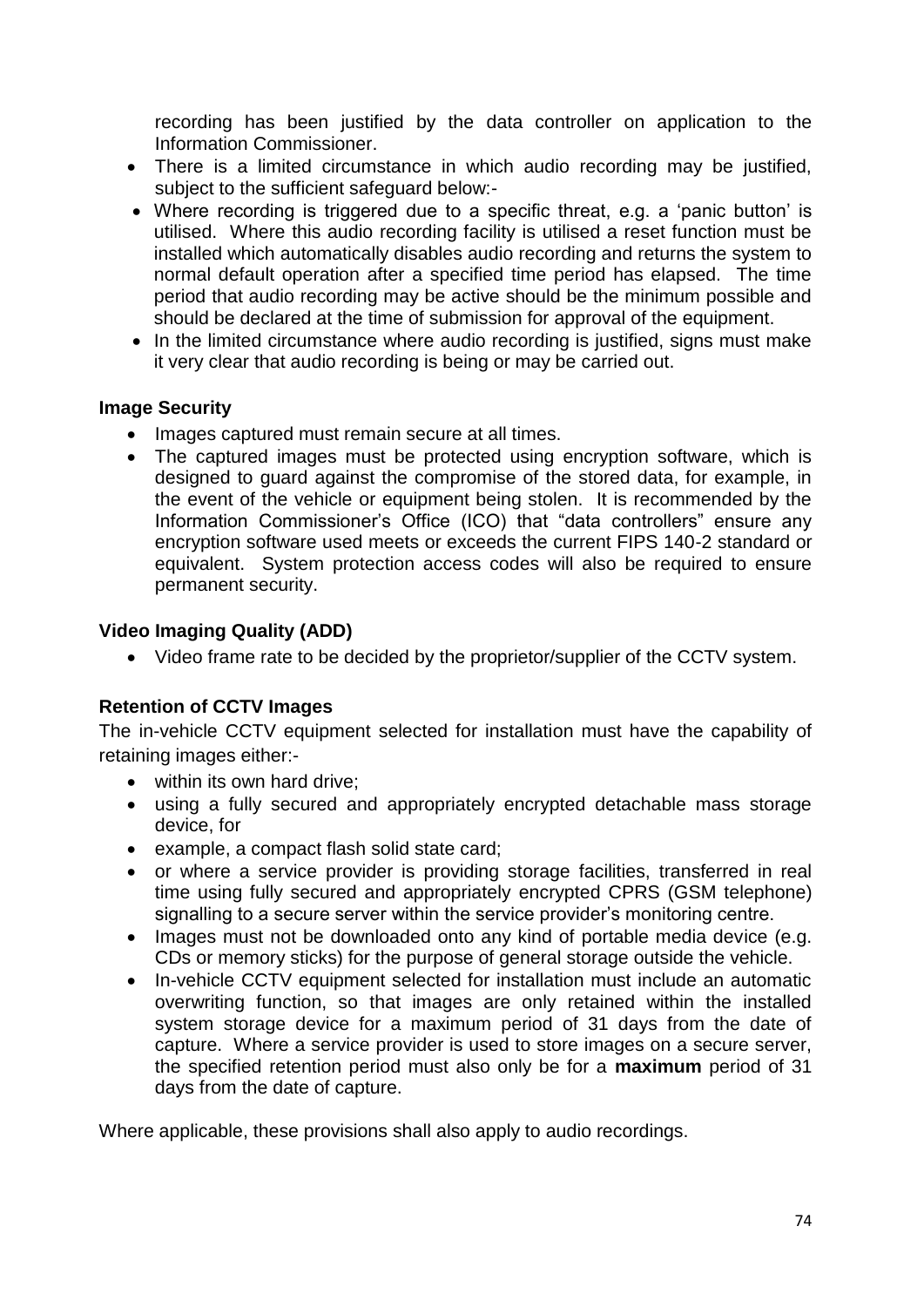recording has been justified by the data controller on application to the Information Commissioner.

- There is a limited circumstance in which audio recording may be justified, subject to the sufficient safeguard below:-
- Where recording is triggered due to a specific threat, e.g. a 'panic button' is utilised. Where this audio recording facility is utilised a reset function must be installed which automatically disables audio recording and returns the system to normal default operation after a specified time period has elapsed. The time period that audio recording may be active should be the minimum possible and should be declared at the time of submission for approval of the equipment.
- In the limited circumstance where audio recording is justified, signs must make it very clear that audio recording is being or may be carried out.

**Image Security**

- Images captured must remain secure at all times.
- The captured images must be protected using encryption software, which is designed to guard against the compromise of the stored data, for example, in the event of the vehicle or equipment being stolen. It is recommended by the Information Commissioner's Office (ICO) that "data controllers" ensure any encryption software used meets or exceeds the current FIPS 140-2 standard or equivalent. System protection access codes will also be required to ensure permanent security.

**Video Imaging Quality (ADD)**

- Video frame rate to be decided by the proprietor/supplier of the CCTV system.

**Retention of CCTV Images**

The in-vehicle CCTV equipment selected for installation must have the capability of retaining images either:-

- within its own hard drive;
- using a fully secured and appropriately encrypted detachable mass storage device, for
- example, a compact flash solid state card;
- or where a service provider is providing storage facilities, transferred in real time using fully secured and appropriately encrypted CPRS (GSM telephone) signalling to a secure server within the service provider's monitoring centre.
- Images must not be downloaded onto any kind of portable media device (e.g. CDs or memory sticks) for the purpose of general storage outside the vehicle.
- In-vehicle CCTV equipment selected for installation must include an automatic overwriting function, so that images are only retained within the installed system storage device for a maximum period of 31 days from the date of capture. Where a service provider is used to store images on a secure server, the specified retention period must also only be for a **maximum** period of 31 days from the date of capture.

Where applicable, these provisions shall also apply to audio recordings.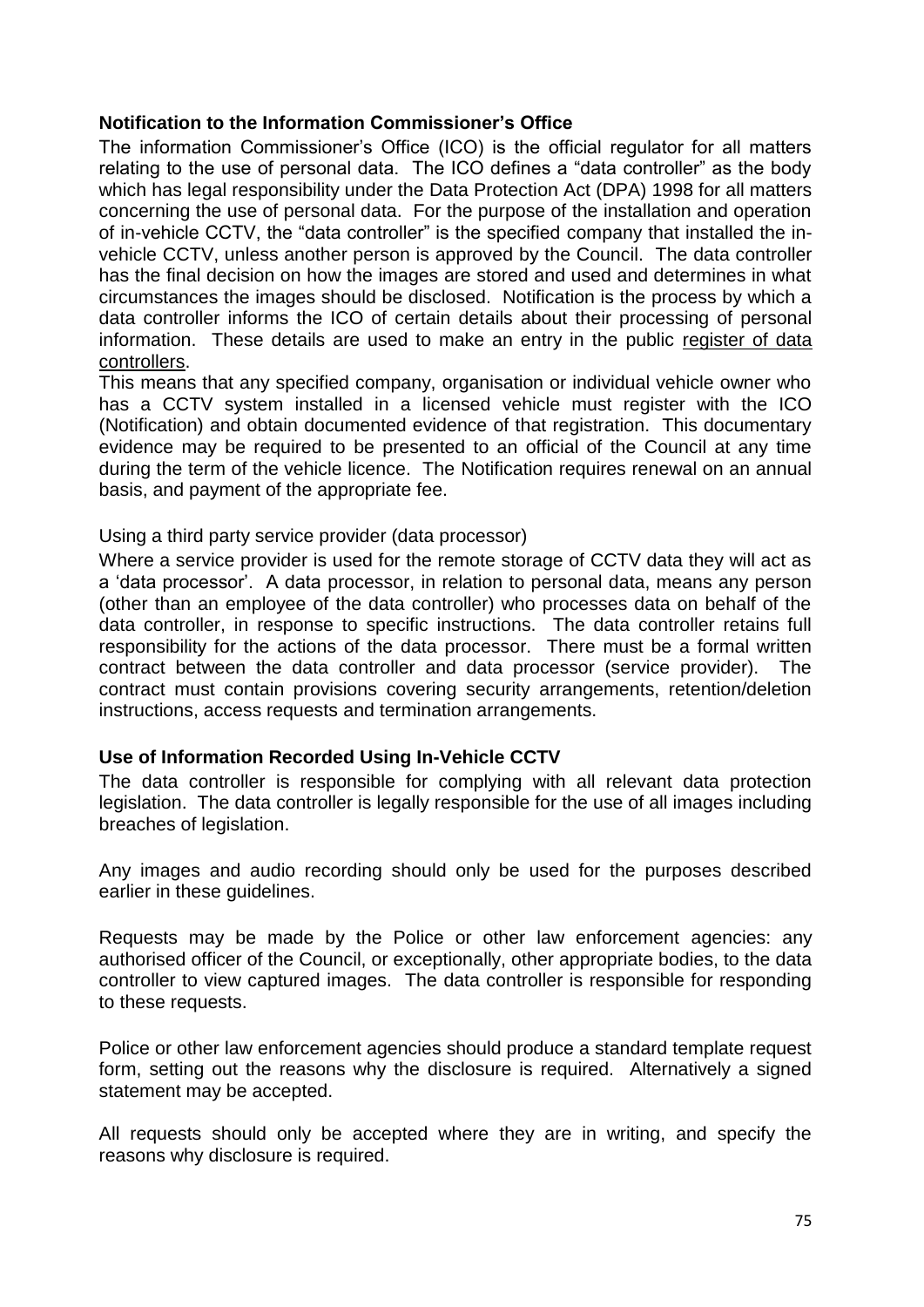**Notification to the Information Commissioner's Office**

The information Commissioner's Office (ICO) is the official regulator for all matters relating to the use of personal data. The ICO defines a "data controller" as the body which has legal responsibility under the Data Protection Act (DPA) 1998 for all matters concerning the use of personal data. For the purpose of the installation and operation of in-vehicle CCTV, the "data controller" is the specified company that installed the in-vehicle CCTV, unless another person is approved by the Council. The data controller has the final decision on how the images are stored and used and determines in what circumstances the images should be disclosed. Notification is the process by which a data controller informs the ICO of certain details about their processing of personal information. These details are used to make an entry in the public register of data controllers.

This means that any specified company, organisation or individual vehicle owner who has a CCTV system installed in a licensed vehicle must register with the ICO (Notification) and obtain documented evidence of that registration. This documentary evidence may be required to be presented to an official of the Council at any time during the term of the vehicle licence. The Notification requires renewal on an annual basis, and payment of the appropriate fee.

Using a third party service provider (data processor)

Where a service provider is used for the remote storage of CCTV data they will act as a 'data processor'. A data processor, in relation to personal data, means any person (other than an employee of the data controller) who processes data on behalf of the data controller, in response to specific instructions. The data controller retains full responsibility for the actions of the data processor. There must be a formal written contract between the data controller and data processor (service provider). The contract must contain provisions covering security arrangements, retention/deletion instructions, access requests and termination arrangements.

**Use of Information Recorded Using In-Vehicle CCTV**

The data controller is responsible for complying with all relevant data protection legislation. The data controller is legally responsible for the use of all images including breaches of legislation.

Any images and audio recording should only be used for the purposes described earlier in these guidelines.

Requests may be made by the Police or other law enforcement agencies: any authorised officer of the Council, or exceptionally, other appropriate bodies, to the data controller to view captured images. The data controller is responsible for responding to these requests.

Police or other law enforcement agencies should produce a standard template request form, setting out the reasons why the disclosure is required. Alternatively a signed statement may be accepted.

All requests should only be accepted where they are in writing, and specify the reasons why disclosure is required.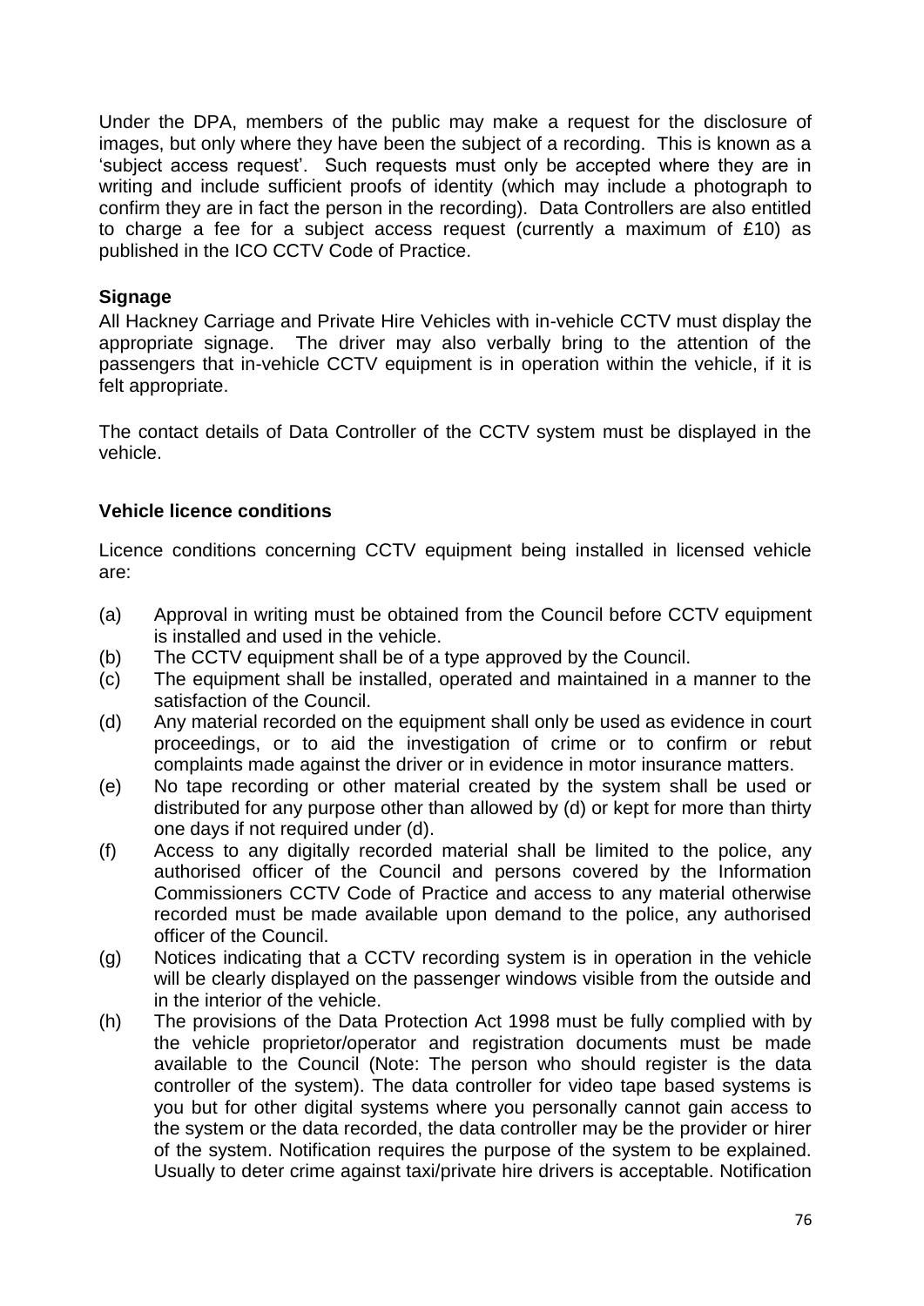Under the DPA, members of the public may make a request for the disclosure of images, but only where they have been the subject of a recording. This is known as a 'subject access request'. Such requests must only be accepted where they are in writing and include sufficient proofs of identity (which may include a photograph to confirm they are in fact the person in the recording). Data Controllers are also entitled to charge a fee for a subject access request (currently a maximum of £10) as published in the ICO CCTV Code of Practice.

**Signage**

All Hackney Carriage and Private Hire Vehicles with in-vehicle CCTV must display the appropriate signage. The driver may also verbally bring to the attention of the passengers that in-vehicle CCTV equipment is in operation within the vehicle, if it is felt appropriate.

The contact details of Data Controller of the CCTV system must be displayed in the vehicle.

**Vehicle licence conditions**

Licence conditions concerning CCTV equipment being installed in licensed vehicle are:

(a) Approval in writing must be obtained from the Council before CCTV equipment is installed and used in the vehicle.

(b) The CCTV equipment shall be of a type approved by the Council.

(c) The equipment shall be installed, operated and maintained in a manner to the satisfaction of the Council.

(d) Any material recorded on the equipment shall only be used as evidence in court proceedings, or to aid the investigation of crime or to confirm or rebut complaints made against the driver or in evidence in motor insurance matters.

(e) No tape recording or other material created by the system shall be used or distributed for any purpose other than allowed by (d) or kept for more than thirty one days if not required under (d).

(f) Access to any digitally recorded material shall be limited to the police, any authorised officer of the Council and persons covered by the Information Commissioners CCTV Code of Practice and access to any material otherwise recorded must be made available upon demand to the police, any authorised officer of the Council.

(g) Notices indicating that a CCTV recording system is in operation in the vehicle will be clearly displayed on the passenger windows visible from the outside and in the interior of the vehicle.

(h) The provisions of the Data Protection Act 1998 must be fully complied with by the vehicle proprietor/operator and registration documents must be made available to the Council (Note: The person who should register is the data controller of the system). The data controller for video tape based systems is you but for other digital systems where you personally cannot gain access to the system or the data recorded, the data controller may be the provider or hirer of the system. Notification requires the purpose of the system to be explained. Usually to deter crime against taxi/private hire drivers is acceptable. Notification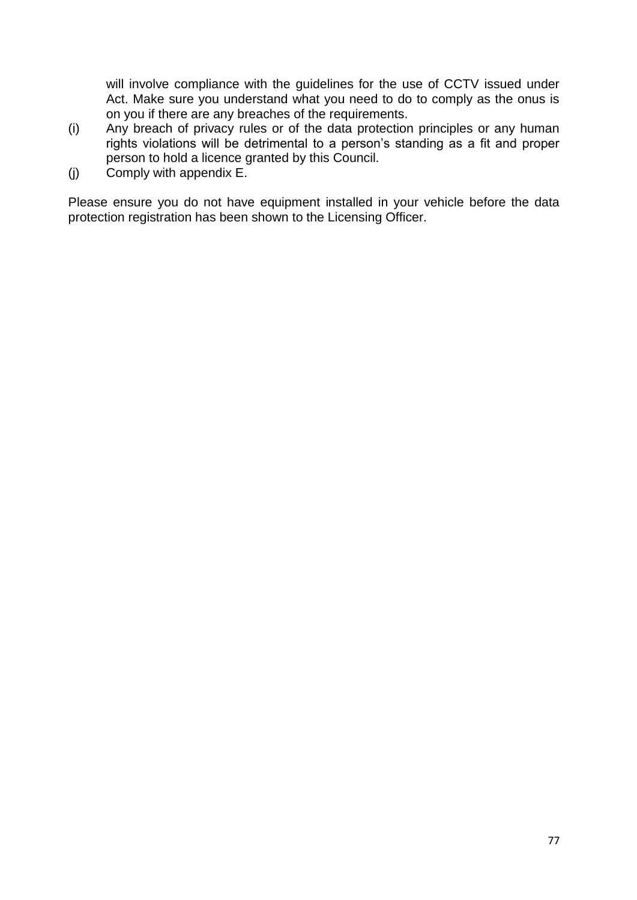will involve compliance with the guidelines for the use of CCTV issued under Act. Make sure you understand what you need to do to comply as the onus is on you if there are any breaches of the requirements.

(i) Any breach of privacy rules or of the data protection principles or any human rights violations will be detrimental to a person's standing as a fit and proper person to hold a licence granted by this Council.

(j) Comply with appendix E.

Please ensure you do not have equipment installed in your vehicle before the data protection registration has been shown to the Licensing Officer.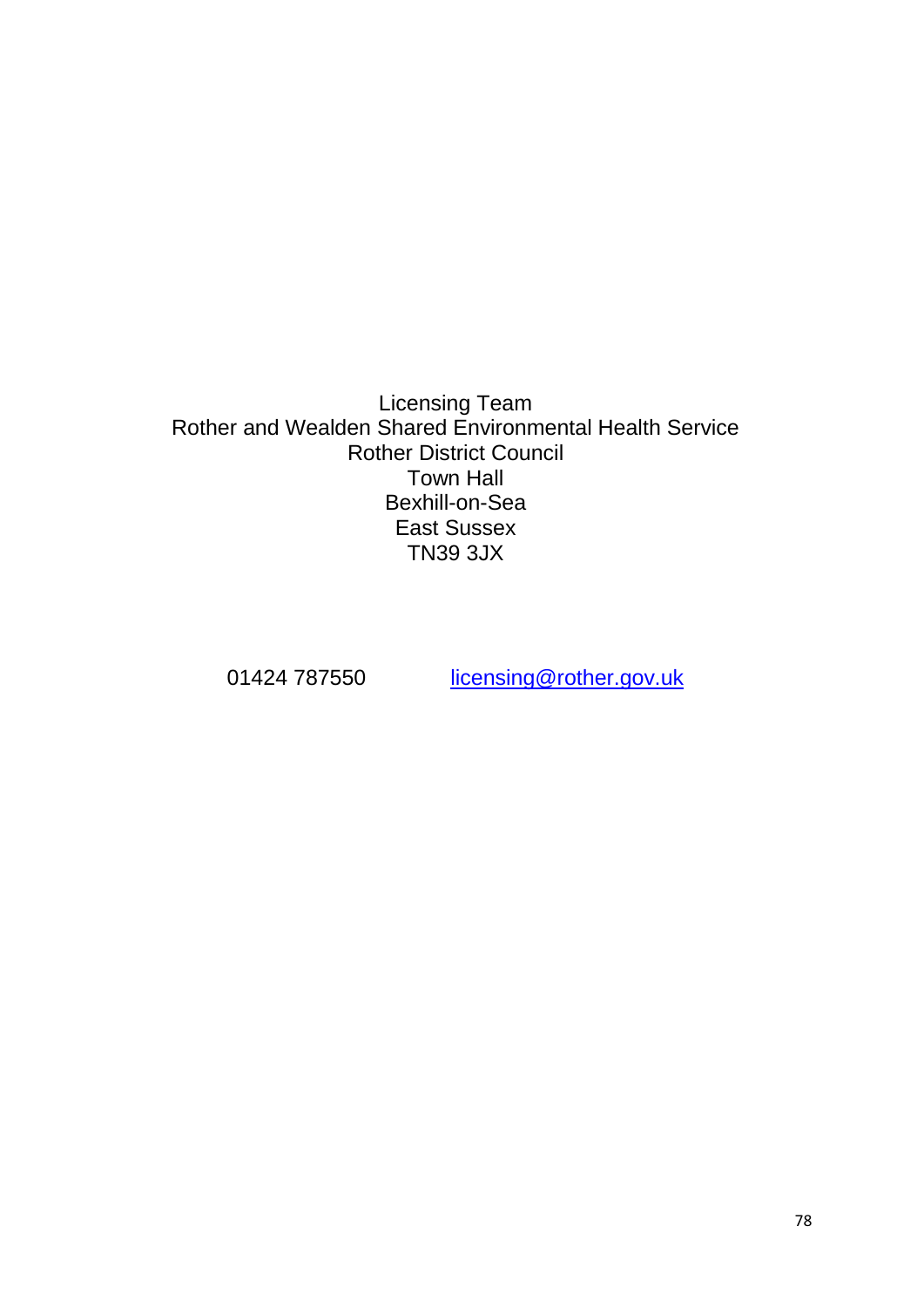Licensing Team
Rother and Wealden Shared Environmental Health Service
Rother District Council
Town Hall
Bexhill-on-Sea
East Sussex
TN39 3JX

01424 787550 licensing@rother.gov.uk